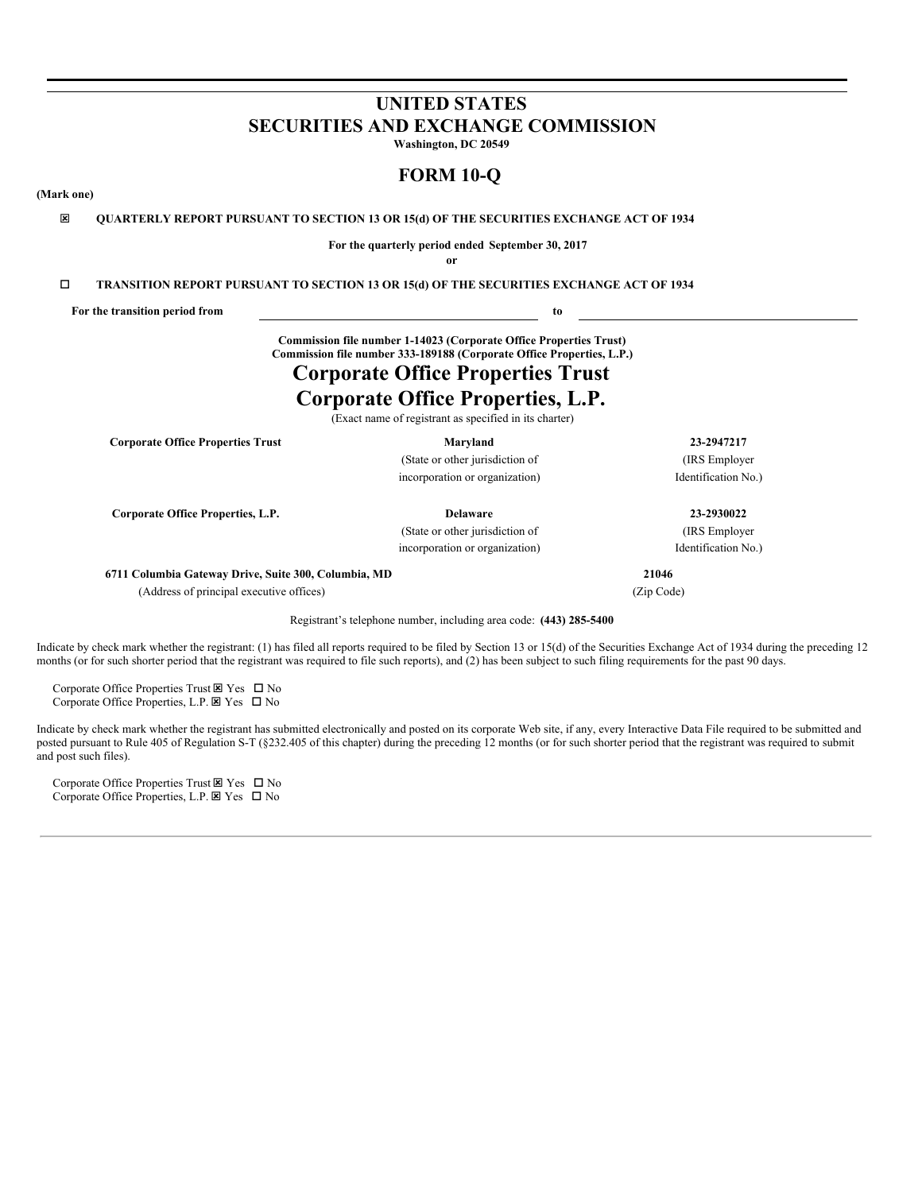# UNITED STATES
# SECURITIES AND EXCHANGE COMMISSION

**Washington, DC 20549**

## FORM 10-Q

**(Mark one)**

☒ **QUARTERLY REPORT PURSUANT TO SECTION 13 OR 15(d) OF THE SECURITIES EXCHANGE ACT OF 1934**

**For the quarterly period ended September 30, 2017**

**or**

☐ **TRANSITION REPORT PURSUANT TO SECTION 13 OR 15(d) OF THE SECURITIES EXCHANGE ACT OF 1934**

**For the transition period from** \_\_\_\_\_\_\_\_\_\_\_\_\_\_\_\_\_\_\_\_ **to** \_\_\_\_\_\_\_\_\_\_\_\_\_\_\_\_\_\_\_\_

**Commission file number 1-14023 (Corporate Office Properties Trust)**
**Commission file number 333-189188 (Corporate Office Properties, L.P.)**

# Corporate Office Properties Trust
# Corporate Office Properties, L.P.

(Exact name of registrant as specified in its charter)

| | | |
|---|---|---|
| **Corporate Office Properties Trust** | **Maryland** | **23-2947217** |
| | (State or other jurisdiction of incorporation or organization) | (IRS Employer Identification No.) |
| **Corporate Office Properties, L.P.** | **Delaware** | **23-2930022** |
| | (State or other jurisdiction of incorporation or organization) | (IRS Employer Identification No.) |
| **6711 Columbia Gateway Drive, Suite 300, Columbia, MD** | | **21046** |
| (Address of principal executive offices) | | (Zip Code) |

Registrant's telephone number, including area code: **(443) 285-5400**

Indicate by check mark whether the registrant: (1) has filed all reports required to be filed by Section 13 or 15(d) of the Securities Exchange Act of 1934 during the preceding 12 months (or for such shorter period that the registrant was required to file such reports), and (2) has been subject to such filing requirements for the past 90 days.

Corporate Office Properties Trust ☒ Yes ☐ No
Corporate Office Properties, L.P. ☒ Yes ☐ No

Indicate by check mark whether the registrant has submitted electronically and posted on its corporate Web site, if any, every Interactive Data File required to be submitted and posted pursuant to Rule 405 of Regulation S-T (§232.405 of this chapter) during the preceding 12 months (or for such shorter period that the registrant was required to submit and post such files).

Corporate Office Properties Trust ☒ Yes ☐ No
Corporate Office Properties, L.P. ☒ Yes ☐ No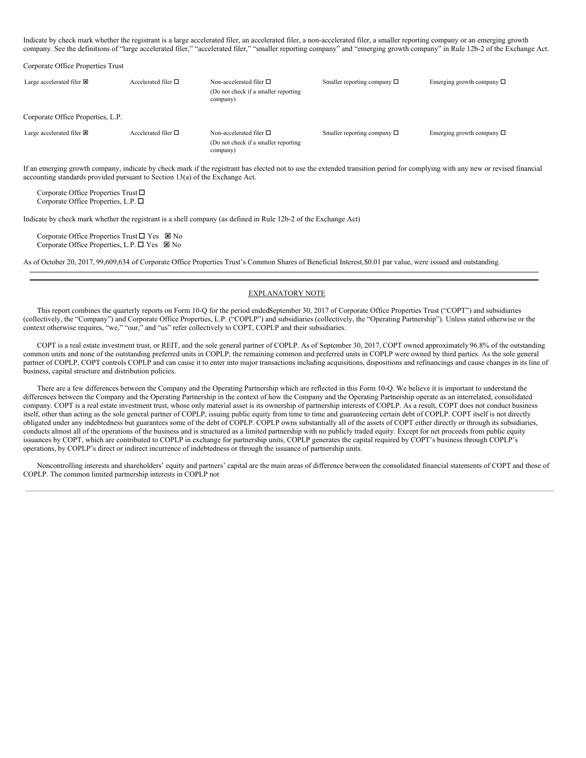Indicate by check mark whether the registrant is a large accelerated filer, an accelerated filer, a non-accelerated filer, a smaller reporting company or an emerging growth company. See the definitions of "large accelerated filer," "accelerated filer," "smaller reporting company" and "emerging growth company" in Rule 12b-2 of the Exchange Act.

Corporate Office Properties Trust

| Large accelerated filer ☒ | Accelerated filer ☐ | Non-accelerated filer ☐ (Do not check if a smaller reporting company) | Smaller reporting company ☐ | Emerging growth company ☐ |
|---|---|---|---|---|

Corporate Office Properties, L.P.

| Large accelerated filer ☒ | Accelerated filer ☐ | Non-accelerated filer ☐ (Do not check if a smaller reporting company) | Smaller reporting company ☐ | Emerging growth company ☐ |
|---|---|---|---|---|

If an emerging growth company, indicate by check mark if the registrant has elected not to use the extended transition period for complying with any new or revised financial accounting standards provided pursuant to Section 13(a) of the Exchange Act.

Corporate Office Properties Trust ☐
Corporate Office Properties, L.P. ☐

Indicate by check mark whether the registrant is a shell company (as defined in Rule 12b-2 of the Exchange Act)

Corporate Office Properties Trust ☐ Yes ☒ No
Corporate Office Properties, L.P. ☐ Yes ☒ No

As of October 20, 2017, 99,609,634 of Corporate Office Properties Trust's Common Shares of Beneficial Interest, $0.01 par value, were issued and outstanding.

---

EXPLANATORY NOTE

This report combines the quarterly reports on Form 10-Q for the period ended September 30, 2017 of Corporate Office Properties Trust ("COPT") and subsidiaries (collectively, the "Company") and Corporate Office Properties, L.P. ("COPLP") and subsidiaries (collectively, the "Operating Partnership"). Unless stated otherwise or the context otherwise requires, "we," "our," and "us" refer collectively to COPT, COPLP and their subsidiaries.

COPT is a real estate investment trust, or REIT, and the sole general partner of COPLP. As of September 30, 2017, COPT owned approximately 96.8% of the outstanding common units and none of the outstanding preferred units in COPLP; the remaining common and preferred units in COPLP were owned by third parties. As the sole general partner of COPLP, COPT controls COPLP and can cause it to enter into major transactions including acquisitions, dispositions and refinancings and cause changes in its line of business, capital structure and distribution policies.

There are a few differences between the Company and the Operating Partnership which are reflected in this Form 10-Q. We believe it is important to understand the differences between the Company and the Operating Partnership in the context of how the Company and the Operating Partnership operate as an interrelated, consolidated company. COPT is a real estate investment trust, whose only material asset is its ownership of partnership interests of COPLP. As a result, COPT does not conduct business itself, other than acting as the sole general partner of COPLP, issuing public equity from time to time and guaranteeing certain debt of COPLP. COPT itself is not directly obligated under any indebtedness but guarantees some of the debt of COPLP. COPLP owns substantially all of the assets of COPT either directly or through its subsidiaries, conducts almost all of the operations of the business and is structured as a limited partnership with no publicly traded equity. Except for net proceeds from public equity issuances by COPT, which are contributed to COPLP in exchange for partnership units, COPLP generates the capital required by COPT's business through COPLP's operations, by COPLP's direct or indirect incurrence of indebtedness or through the issuance of partnership units.

Noncontrolling interests and shareholders' equity and partners' capital are the main areas of difference between the consolidated financial statements of COPT and those of COPLP. The common limited partnership interests in COPLP not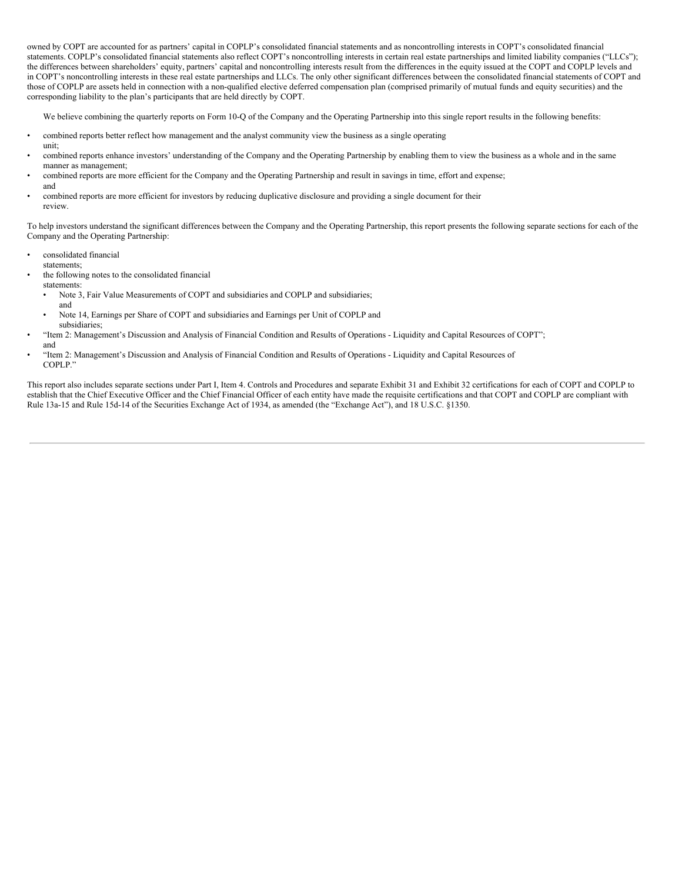owned by COPT are accounted for as partners' capital in COPLP's consolidated financial statements and as noncontrolling interests in COPT's consolidated financial statements. COPLP's consolidated financial statements also reflect COPT's noncontrolling interests in certain real estate partnerships and limited liability companies ("LLCs"); the differences between shareholders' equity, partners' capital and noncontrolling interests result from the differences in the equity issued at the COPT and COPLP levels and in COPT's noncontrolling interests in these real estate partnerships and LLCs. The only other significant differences between the consolidated financial statements of COPT and those of COPLP are assets held in connection with a non-qualified elective deferred compensation plan (comprised primarily of mutual funds and equity securities) and the corresponding liability to the plan's participants that are held directly by COPT.

We believe combining the quarterly reports on Form 10-Q of the Company and the Operating Partnership into this single report results in the following benefits:

- combined reports better reflect how management and the analyst community view the business as a single operating unit;
- combined reports enhance investors' understanding of the Company and the Operating Partnership by enabling them to view the business as a whole and in the same manner as management;
- combined reports are more efficient for the Company and the Operating Partnership and result in savings in time, effort and expense; and
- combined reports are more efficient for investors by reducing duplicative disclosure and providing a single document for their review.

To help investors understand the significant differences between the Company and the Operating Partnership, this report presents the following separate sections for each of the Company and the Operating Partnership:

- consolidated financial statements;
- the following notes to the consolidated financial statements:
  - Note 3, Fair Value Measurements of COPT and subsidiaries and COPLP and subsidiaries; and
  - Note 14, Earnings per Share of COPT and subsidiaries and Earnings per Unit of COPLP and subsidiaries;
- "Item 2: Management's Discussion and Analysis of Financial Condition and Results of Operations - Liquidity and Capital Resources of COPT"; and
- "Item 2: Management's Discussion and Analysis of Financial Condition and Results of Operations - Liquidity and Capital Resources of COPLP."

This report also includes separate sections under Part I, Item 4. Controls and Procedures and separate Exhibit 31 and Exhibit 32 certifications for each of COPT and COPLP to establish that the Chief Executive Officer and the Chief Financial Officer of each entity have made the requisite certifications and that COPT and COPLP are compliant with Rule 13a-15 and Rule 15d-14 of the Securities Exchange Act of 1934, as amended (the "Exchange Act"), and 18 U.S.C. §1350.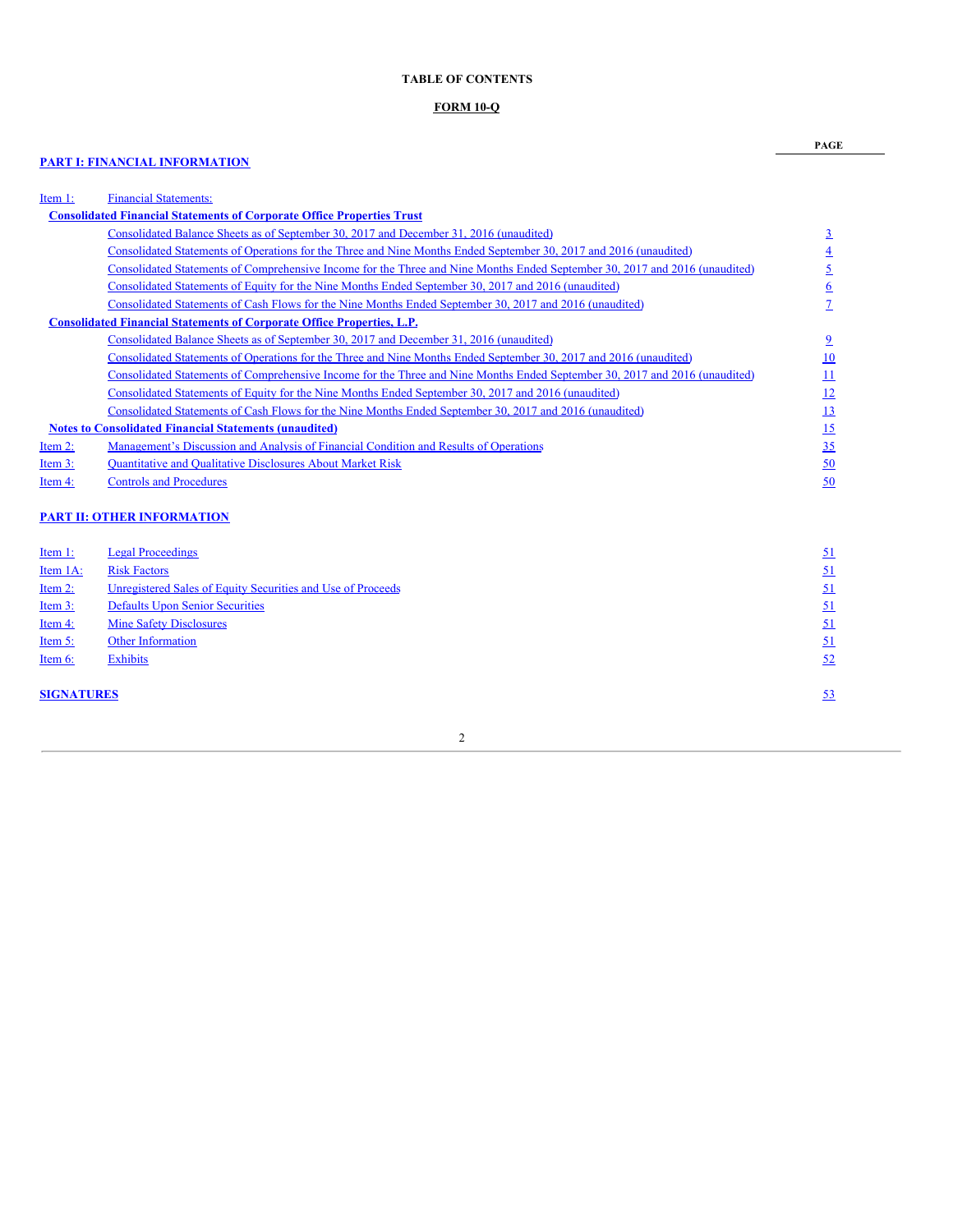# TABLE OF CONTENTS

## FORM 10-Q

| | | PAGE |
|---|---|---|
| **PART I: FINANCIAL INFORMATION** | | |
| Item 1: | Financial Statements: | |
| **Consolidated Financial Statements of Corporate Office Properties Trust** | | |
| | Consolidated Balance Sheets as of September 30, 2017 and December 31, 2016 (unaudited) | 3 |
| | Consolidated Statements of Operations for the Three and Nine Months Ended September 30, 2017 and 2016 (unaudited) | 4 |
| | Consolidated Statements of Comprehensive Income for the Three and Nine Months Ended September 30, 2017 and 2016 (unaudited) | 5 |
| | Consolidated Statements of Equity for the Nine Months Ended September 30, 2017 and 2016 (unaudited) | 6 |
| | Consolidated Statements of Cash Flows for the Nine Months Ended September 30, 2017 and 2016 (unaudited) | 7 |
| **Consolidated Financial Statements of Corporate Office Properties, L.P.** | | |
| | Consolidated Balance Sheets as of September 30, 2017 and December 31, 2016 (unaudited) | 9 |
| | Consolidated Statements of Operations for the Three and Nine Months Ended September 30, 2017 and 2016 (unaudited) | 10 |
| | Consolidated Statements of Comprehensive Income for the Three and Nine Months Ended September 30, 2017 and 2016 (unaudited) | 11 |
| | Consolidated Statements of Equity for the Nine Months Ended September 30, 2017 and 2016 (unaudited) | 12 |
| | Consolidated Statements of Cash Flows for the Nine Months Ended September 30, 2017 and 2016 (unaudited) | 13 |
| **Notes to Consolidated Financial Statements (unaudited)** | | 15 |
| Item 2: | Management's Discussion and Analysis of Financial Condition and Results of Operations | 35 |
| Item 3: | Quantitative and Qualitative Disclosures About Market Risk | 50 |
| Item 4: | Controls and Procedures | 50 |
| **PART II: OTHER INFORMATION** | | |
| Item 1: | Legal Proceedings | 51 |
| Item 1A: | Risk Factors | 51 |
| Item 2: | Unregistered Sales of Equity Securities and Use of Proceeds | 51 |
| Item 3: | Defaults Upon Senior Securities | 51 |
| Item 4: | Mine Safety Disclosures | 51 |
| Item 5: | Other Information | 51 |
| Item 6: | Exhibits | 52 |
| **SIGNATURES** | | 53 |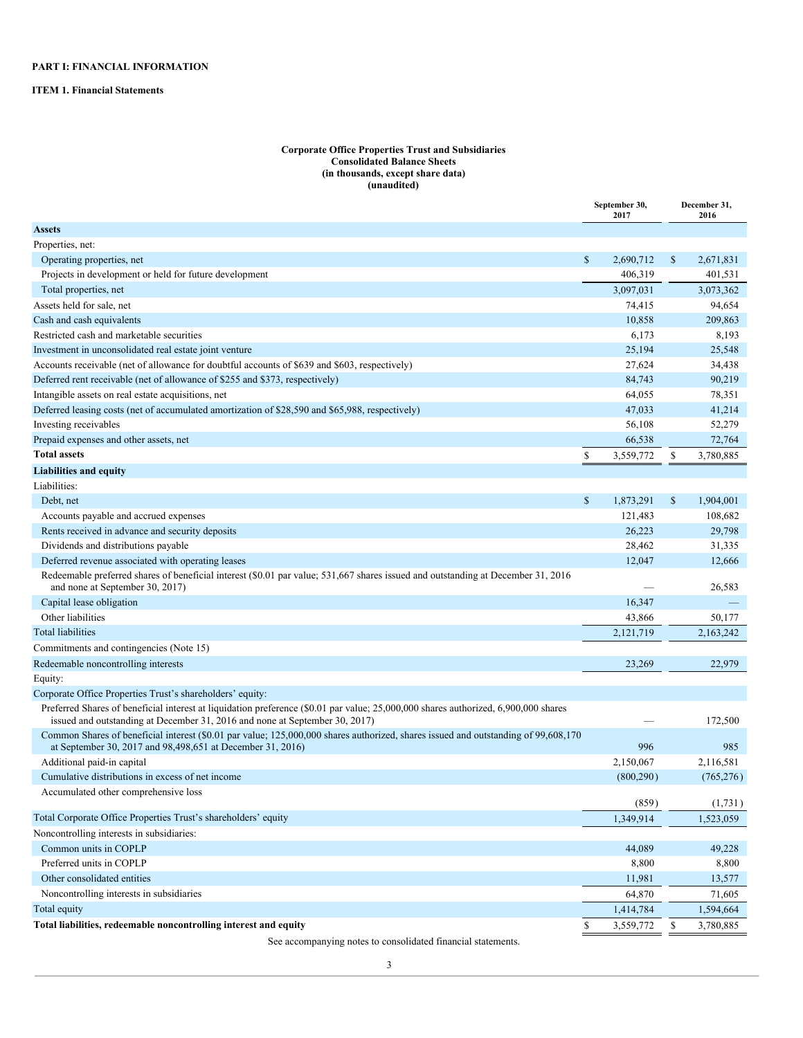**PART I: FINANCIAL INFORMATION**

**ITEM 1. Financial Statements**

**Corporate Office Properties Trust and Subsidiaries**
**Consolidated Balance Sheets**
**(in thousands, except share data)**
**(unaudited)**

| | September 30, 2017 | December 31, 2016 |
|---|---|---|
| **Assets** | | |
| Properties, net: | | |
| Operating properties, net | $ 2,690,712 | $ 2,671,831 |
| Projects in development or held for future development | 406,319 | 401,531 |
| Total properties, net | 3,097,031 | 3,073,362 |
| Assets held for sale, net | 74,415 | 94,654 |
| Cash and cash equivalents | 10,858 | 209,863 |
| Restricted cash and marketable securities | 6,173 | 8,193 |
| Investment in unconsolidated real estate joint venture | 25,194 | 25,548 |
| Accounts receivable (net of allowance for doubtful accounts of $639 and $603, respectively) | 27,624 | 34,438 |
| Deferred rent receivable (net of allowance of $255 and $373, respectively) | 84,743 | 90,219 |
| Intangible assets on real estate acquisitions, net | 64,055 | 78,351 |
| Deferred leasing costs (net of accumulated amortization of $28,590 and $65,988, respectively) | 47,033 | 41,214 |
| Investing receivables | 56,108 | 52,279 |
| Prepaid expenses and other assets, net | 66,538 | 72,764 |
| **Total assets** | $ 3,559,772 | $ 3,780,885 |
| **Liabilities and equity** | | |
| Liabilities: | | |
| Debt, net | $ 1,873,291 | $ 1,904,001 |
| Accounts payable and accrued expenses | 121,483 | 108,682 |
| Rents received in advance and security deposits | 26,223 | 29,798 |
| Dividends and distributions payable | 28,462 | 31,335 |
| Deferred revenue associated with operating leases | 12,047 | 12,666 |
| Redeemable preferred shares of beneficial interest ($0.01 par value; 531,667 shares issued and outstanding at December 31, 2016 and none at September 30, 2017) | — | 26,583 |
| Capital lease obligation | 16,347 | — |
| Other liabilities | 43,866 | 50,177 |
| Total liabilities | 2,121,719 | 2,163,242 |
| Commitments and contingencies (Note 15) | | |
| Redeemable noncontrolling interests | 23,269 | 22,979 |
| Equity: | | |
| Corporate Office Properties Trust's shareholders' equity: | | |
| Preferred Shares of beneficial interest at liquidation preference ($0.01 par value; 25,000,000 shares authorized, 6,900,000 shares issued and outstanding at December 31, 2016 and none at September 30, 2017) | — | 172,500 |
| Common Shares of beneficial interest ($0.01 par value; 125,000,000 shares authorized, shares issued and outstanding of 99,608,170 at September 30, 2017 and 98,498,651 at December 31, 2016) | 996 | 985 |
| Additional paid-in capital | 2,150,067 | 2,116,581 |
| Cumulative distributions in excess of net income | (800,290) | (765,276) |
| Accumulated other comprehensive loss | (859) | (1,731) |
| Total Corporate Office Properties Trust's shareholders' equity | 1,349,914 | 1,523,059 |
| Noncontrolling interests in subsidiaries: | | |
| Common units in COPLP | 44,089 | 49,228 |
| Preferred units in COPLP | 8,800 | 8,800 |
| Other consolidated entities | 11,981 | 13,577 |
| Noncontrolling interests in subsidiaries | 64,870 | 71,605 |
| Total equity | 1,414,784 | 1,594,664 |
| **Total liabilities, redeemable noncontrolling interest and equity** | $ 3,559,772 | $ 3,780,885 |

See accompanying notes to consolidated financial statements.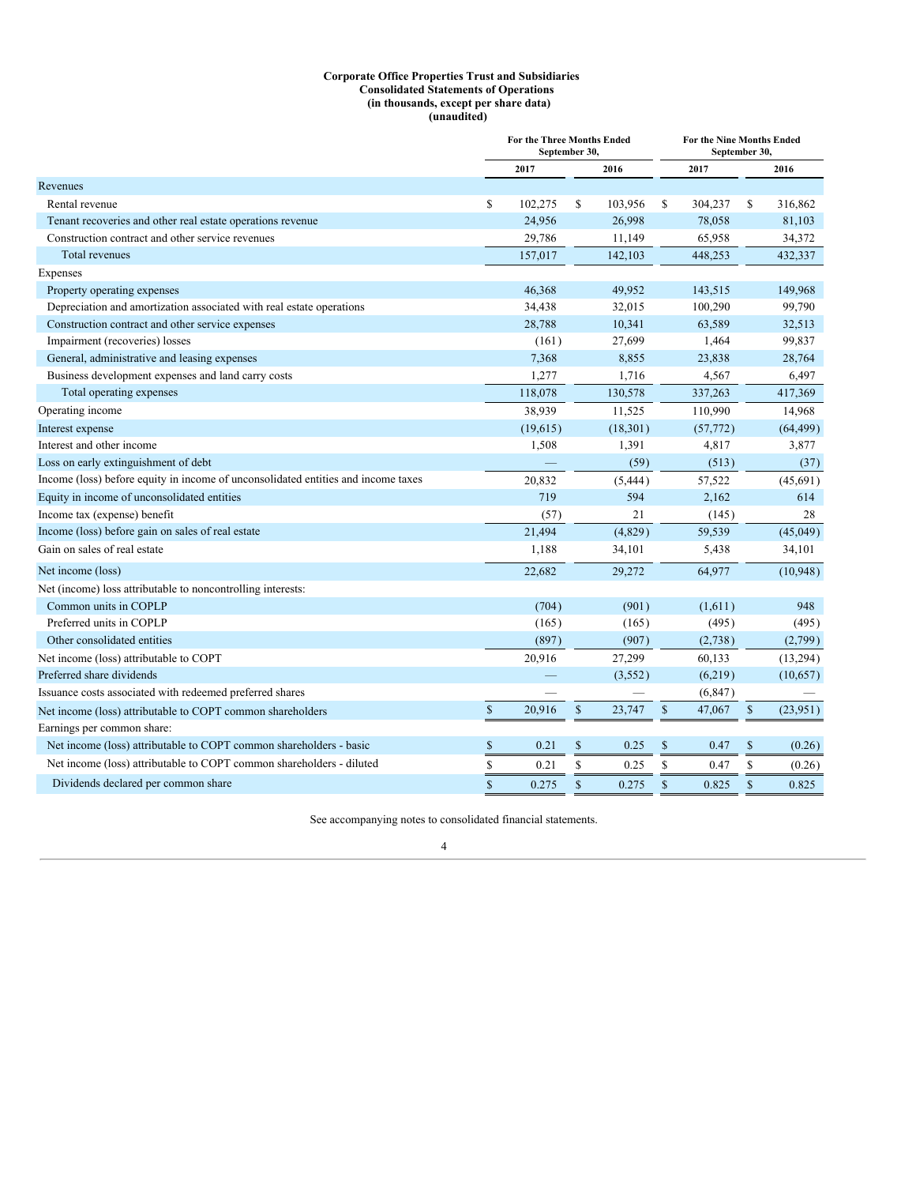**Corporate Office Properties Trust and Subsidiaries**
**Consolidated Statements of Operations**
**(in thousands, except per share data)**
**(unaudited)**

| | For the Three Months Ended September 30, | | For the Nine Months Ended September 30, | |
|---|---|---|---|---|
| | 2017 | 2016 | 2017 | 2016 |
| Revenues | | | | |
| Rental revenue | $ 102,275 | $ 103,956 | $ 304,237 | $ 316,862 |
| Tenant recoveries and other real estate operations revenue | 24,956 | 26,998 | 78,058 | 81,103 |
| Construction contract and other service revenues | 29,786 | 11,149 | 65,958 | 34,372 |
| Total revenues | 157,017 | 142,103 | 448,253 | 432,337 |
| Expenses | | | | |
| Property operating expenses | 46,368 | 49,952 | 143,515 | 149,968 |
| Depreciation and amortization associated with real estate operations | 34,438 | 32,015 | 100,290 | 99,790 |
| Construction contract and other service expenses | 28,788 | 10,341 | 63,589 | 32,513 |
| Impairment (recoveries) losses | (161) | 27,699 | 1,464 | 99,837 |
| General, administrative and leasing expenses | 7,368 | 8,855 | 23,838 | 28,764 |
| Business development expenses and land carry costs | 1,277 | 1,716 | 4,567 | 6,497 |
| Total operating expenses | 118,078 | 130,578 | 337,263 | 417,369 |
| Operating income | 38,939 | 11,525 | 110,990 | 14,968 |
| Interest expense | (19,615) | (18,301) | (57,772) | (64,499) |
| Interest and other income | 1,508 | 1,391 | 4,817 | 3,877 |
| Loss on early extinguishment of debt | — | (59) | (513) | (37) |
| Income (loss) before equity in income of unconsolidated entities and income taxes | 20,832 | (5,444) | 57,522 | (45,691) |
| Equity in income of unconsolidated entities | 719 | 594 | 2,162 | 614 |
| Income tax (expense) benefit | (57) | 21 | (145) | 28 |
| Income (loss) before gain on sales of real estate | 21,494 | (4,829) | 59,539 | (45,049) |
| Gain on sales of real estate | 1,188 | 34,101 | 5,438 | 34,101 |
| Net income (loss) | 22,682 | 29,272 | 64,977 | (10,948) |
| Net (income) loss attributable to noncontrolling interests: | | | | |
| Common units in COPLP | (704) | (901) | (1,611) | 948 |
| Preferred units in COPLP | (165) | (165) | (495) | (495) |
| Other consolidated entities | (897) | (907) | (2,738) | (2,799) |
| Net income (loss) attributable to COPT | 20,916 | 27,299 | 60,133 | (13,294) |
| Preferred share dividends | — | (3,552) | (6,219) | (10,657) |
| Issuance costs associated with redeemed preferred shares | — | — | (6,847) | — |
| Net income (loss) attributable to COPT common shareholders | $ 20,916 | $ 23,747 | $ 47,067 | $ (23,951) |
| Earnings per common share: | | | | |
| Net income (loss) attributable to COPT common shareholders - basic | $ 0.21 | $ 0.25 | $ 0.47 | $ (0.26) |
| Net income (loss) attributable to COPT common shareholders - diluted | $ 0.21 | $ 0.25 | $ 0.47 | $ (0.26) |
| Dividends declared per common share | $ 0.275 | $ 0.275 | $ 0.825 | $ 0.825 |

See accompanying notes to consolidated financial statements.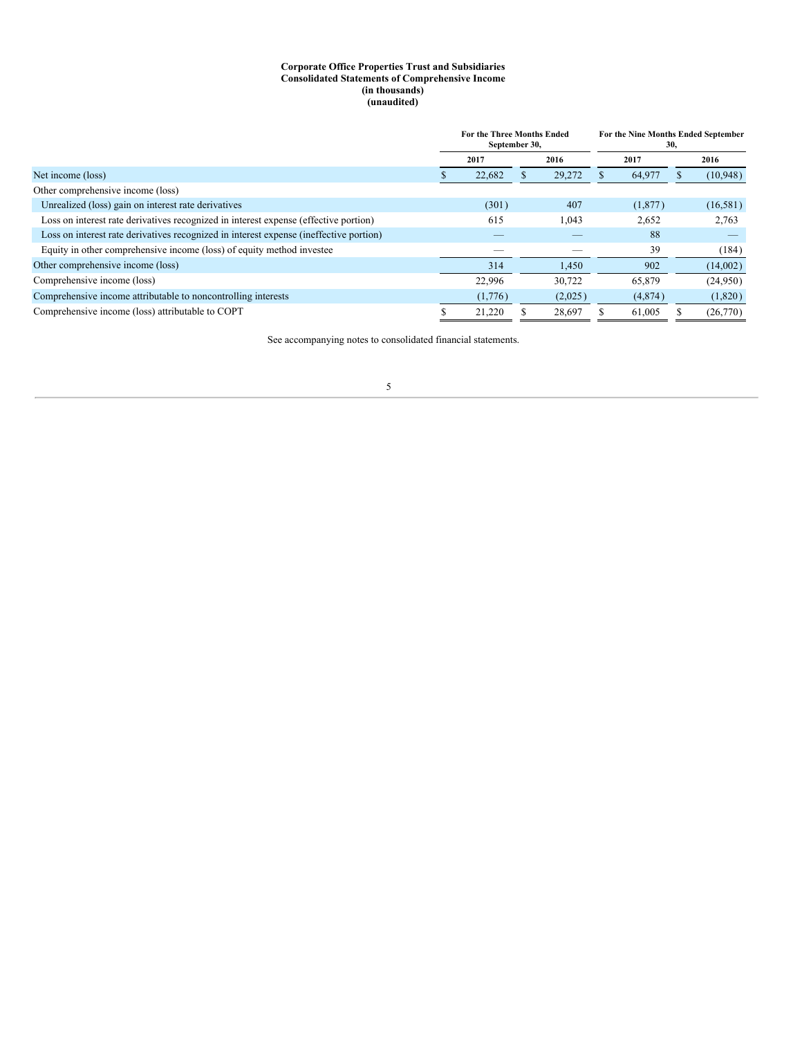**Corporate Office Properties Trust and Subsidiaries**
**Consolidated Statements of Comprehensive Income**
**(in thousands)**
**(unaudited)**

| | For the Three Months Ended September 30, | | For the Nine Months Ended September 30, | |
|---|---|---|---|---|
| | 2017 | 2016 | 2017 | 2016 |
| Net income (loss) | $ 22,682 | $ 29,272 | $ 64,977 | $ (10,948) |
| Other comprehensive income (loss) | | | | |
| Unrealized (loss) gain on interest rate derivatives | (301) | 407 | (1,877) | (16,581) |
| Loss on interest rate derivatives recognized in interest expense (effective portion) | 615 | 1,043 | 2,652 | 2,763 |
| Loss on interest rate derivatives recognized in interest expense (ineffective portion) | — | — | 88 | — |
| Equity in other comprehensive income (loss) of equity method investee | — | — | 39 | (184) |
| Other comprehensive income (loss) | 314 | 1,450 | 902 | (14,002) |
| Comprehensive income (loss) | 22,996 | 30,722 | 65,879 | (24,950) |
| Comprehensive income attributable to noncontrolling interests | (1,776) | (2,025) | (4,874) | (1,820) |
| Comprehensive income (loss) attributable to COPT | $ 21,220 | $ 28,697 | $ 61,005 | $ (26,770) |

See accompanying notes to consolidated financial statements.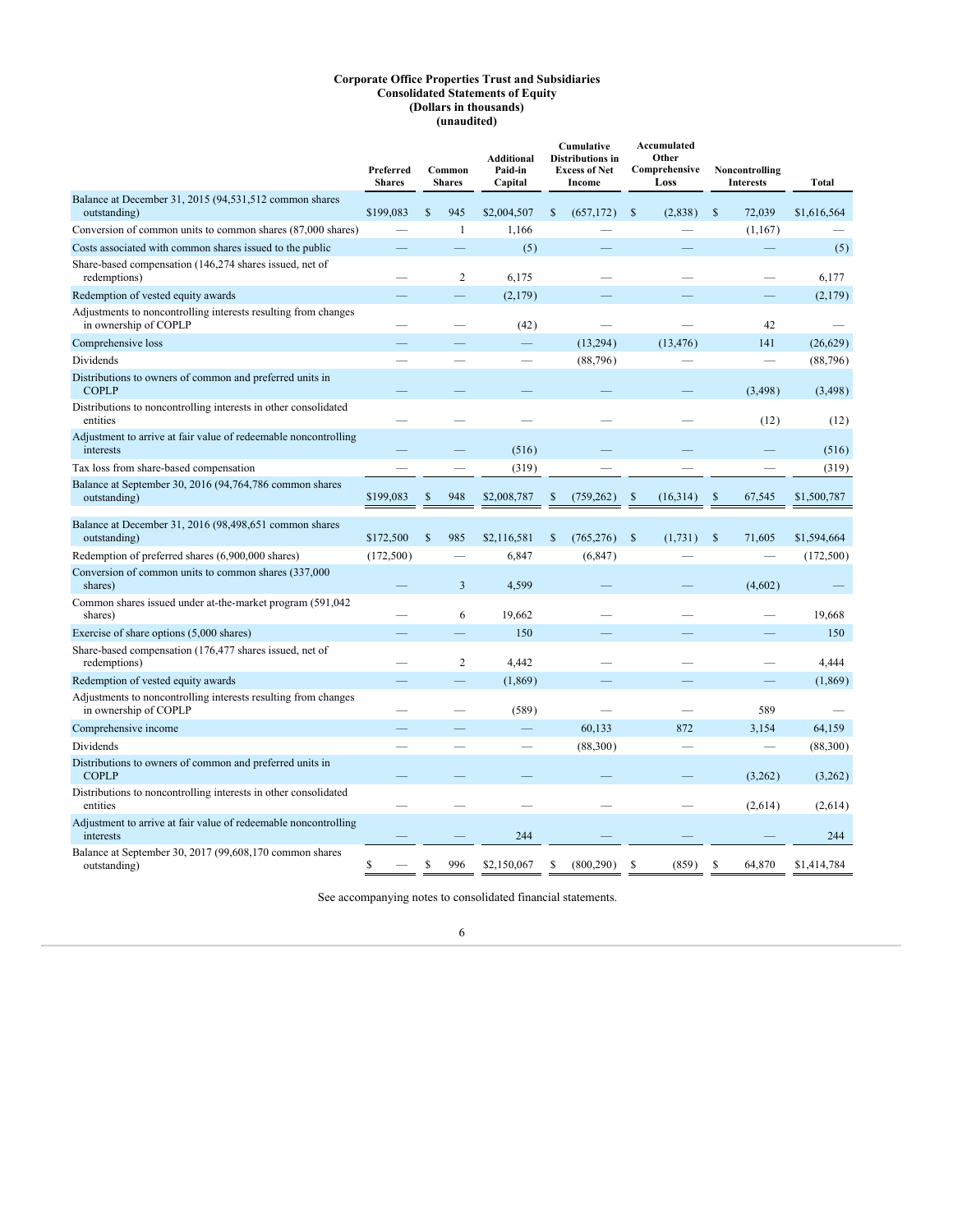**Corporate Office Properties Trust and Subsidiaries**
**Consolidated Statements of Equity**
**(Dollars in thousands)**
**(unaudited)**

| | Preferred Shares | Common Shares | Additional Paid-in Capital | Cumulative Distributions in Excess of Net Income | Accumulated Other Comprehensive Loss | Noncontrolling Interests | Total |
|---|---|---|---|---|---|---|---|
| Balance at December 31, 2015 (94,531,512 common shares outstanding) | $199,083 | $ 945 | $2,004,507 | $ (657,172) | $ (2,838) | $ 72,039 | $1,616,564 |
| Conversion of common units to common shares (87,000 shares) | — | 1 | 1,166 | — | — | (1,167) | — |
| Costs associated with common shares issued to the public | — | — | (5) | — | — | — | (5) |
| Share-based compensation (146,274 shares issued, net of redemptions) | — | 2 | 6,175 | — | — | — | 6,177 |
| Redemption of vested equity awards | — | — | (2,179) | — | — | — | (2,179) |
| Adjustments to noncontrolling interests resulting from changes in ownership of COPLP | — | — | (42) | — | — | 42 | — |
| Comprehensive loss | — | — | — | (13,294) | (13,476) | 141 | (26,629) |
| Dividends | — | — | — | (88,796) | — | — | (88,796) |
| Distributions to owners of common and preferred units in COPLP | — | — | — | — | — | (3,498) | (3,498) |
| Distributions to noncontrolling interests in other consolidated entities | — | — | — | — | — | (12) | (12) |
| Adjustment to arrive at fair value of redeemable noncontrolling interests | — | — | (516) | — | — | — | (516) |
| Tax loss from share-based compensation | — | — | (319) | — | — | — | (319) |
| Balance at September 30, 2016 (94,764,786 common shares outstanding) | $199,083 | $ 948 | $2,008,787 | $ (759,262) | $ (16,314) | $ 67,545 | $1,500,787 |
| | | | | | | | |
| Balance at December 31, 2016 (98,498,651 common shares outstanding) | $172,500 | $ 985 | $2,116,581 | $ (765,276) | $ (1,731) | $ 71,605 | $1,594,664 |
| Redemption of preferred shares (6,900,000 shares) | (172,500) | — | 6,847 | (6,847) | — | — | (172,500) |
| Conversion of common units to common shares (337,000 shares) | — | 3 | 4,599 | — | — | (4,602) | — |
| Common shares issued under at-the-market program (591,042 shares) | — | 6 | 19,662 | — | — | — | 19,668 |
| Exercise of share options (5,000 shares) | — | — | 150 | — | — | — | 150 |
| Share-based compensation (176,477 shares issued, net of redemptions) | — | 2 | 4,442 | — | — | — | 4,444 |
| Redemption of vested equity awards | — | — | (1,869) | — | — | — | (1,869) |
| Adjustments to noncontrolling interests resulting from changes in ownership of COPLP | — | — | (589) | — | — | 589 | — |
| Comprehensive income | — | — | — | 60,133 | 872 | 3,154 | 64,159 |
| Dividends | — | — | — | (88,300) | — | — | (88,300) |
| Distributions to owners of common and preferred units in COPLP | — | — | — | — | — | (3,262) | (3,262) |
| Distributions to noncontrolling interests in other consolidated entities | — | — | — | — | — | (2,614) | (2,614) |
| Adjustment to arrive at fair value of redeemable noncontrolling interests | — | — | 244 | — | — | — | 244 |
| Balance at September 30, 2017 (99,608,170 common shares outstanding) | $ — | $ 996 | $2,150,067 | $ (800,290) | $ (859) | $ 64,870 | $1,414,784 |

See accompanying notes to consolidated financial statements.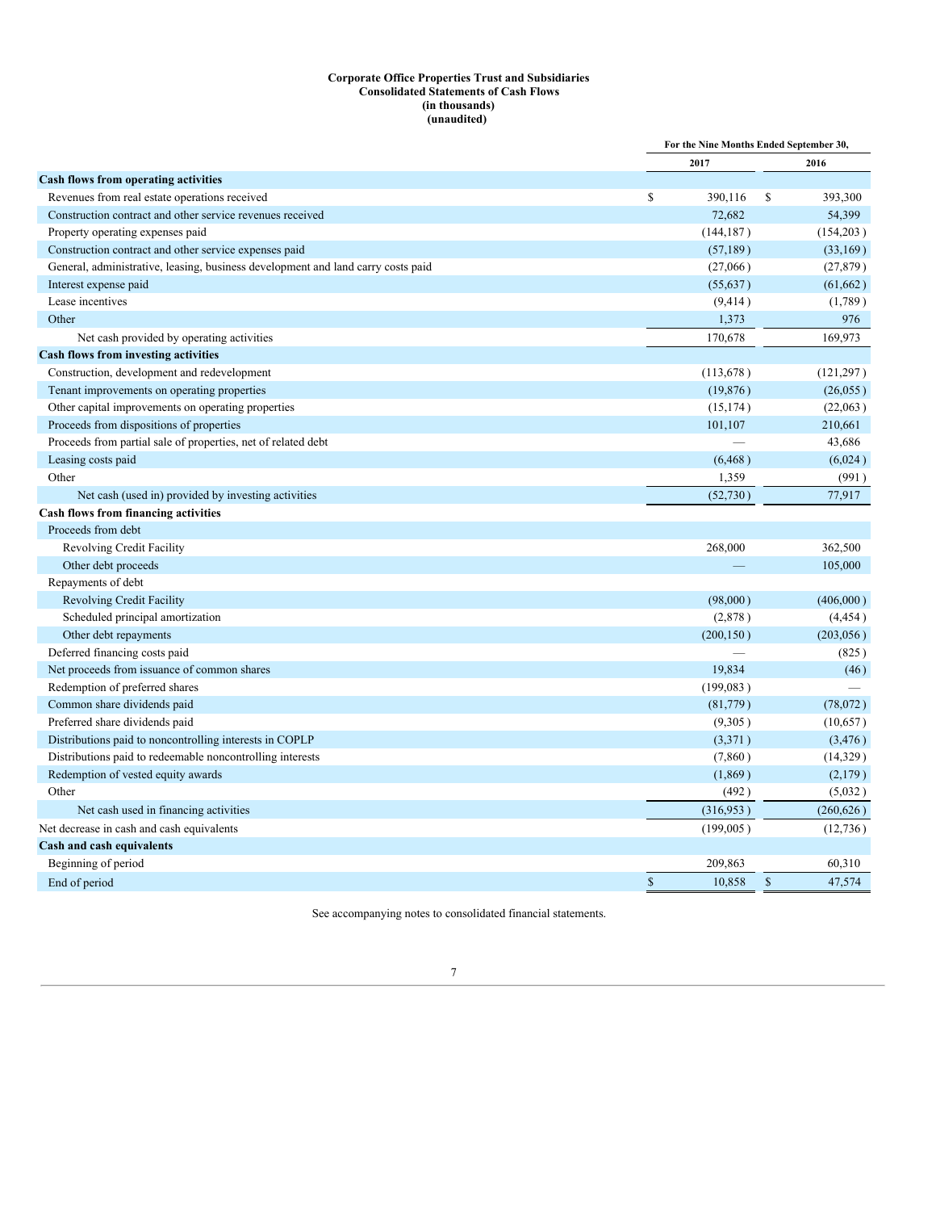**Corporate Office Properties Trust and Subsidiaries**
**Consolidated Statements of Cash Flows**
**(in thousands)**
**(unaudited)**

| | For the Nine Months Ended September 30, | |
|---|---|---|
| | 2017 | 2016 |
| **Cash flows from operating activities** | | |
| Revenues from real estate operations received | $ 390,116 | $ 393,300 |
| Construction contract and other service revenues received | 72,682 | 54,399 |
| Property operating expenses paid | (144,187) | (154,203) |
| Construction contract and other service expenses paid | (57,189) | (33,169) |
| General, administrative, leasing, business development and land carry costs paid | (27,066) | (27,879) |
| Interest expense paid | (55,637) | (61,662) |
| Lease incentives | (9,414) | (1,789) |
| Other | 1,373 | 976 |
| Net cash provided by operating activities | 170,678 | 169,973 |
| **Cash flows from investing activities** | | |
| Construction, development and redevelopment | (113,678) | (121,297) |
| Tenant improvements on operating properties | (19,876) | (26,055) |
| Other capital improvements on operating properties | (15,174) | (22,063) |
| Proceeds from dispositions of properties | 101,107 | 210,661 |
| Proceeds from partial sale of properties, net of related debt | — | 43,686 |
| Leasing costs paid | (6,468) | (6,024) |
| Other | 1,359 | (991) |
| Net cash (used in) provided by investing activities | (52,730) | 77,917 |
| **Cash flows from financing activities** | | |
| Proceeds from debt | | |
| Revolving Credit Facility | 268,000 | 362,500 |
| Other debt proceeds | — | 105,000 |
| Repayments of debt | | |
| Revolving Credit Facility | (98,000) | (406,000) |
| Scheduled principal amortization | (2,878) | (4,454) |
| Other debt repayments | (200,150) | (203,056) |
| Deferred financing costs paid | — | (825) |
| Net proceeds from issuance of common shares | 19,834 | (46) |
| Redemption of preferred shares | (199,083) | — |
| Common share dividends paid | (81,779) | (78,072) |
| Preferred share dividends paid | (9,305) | (10,657) |
| Distributions paid to noncontrolling interests in COPLP | (3,371) | (3,476) |
| Distributions paid to redeemable noncontrolling interests | (7,860) | (14,329) |
| Redemption of vested equity awards | (1,869) | (2,179) |
| Other | (492) | (5,032) |
| Net cash used in financing activities | (316,953) | (260,626) |
| Net decrease in cash and cash equivalents | (199,005) | (12,736) |
| **Cash and cash equivalents** | | |
| Beginning of period | 209,863 | 60,310 |
| End of period | $ 10,858 | $ 47,574 |

See accompanying notes to consolidated financial statements.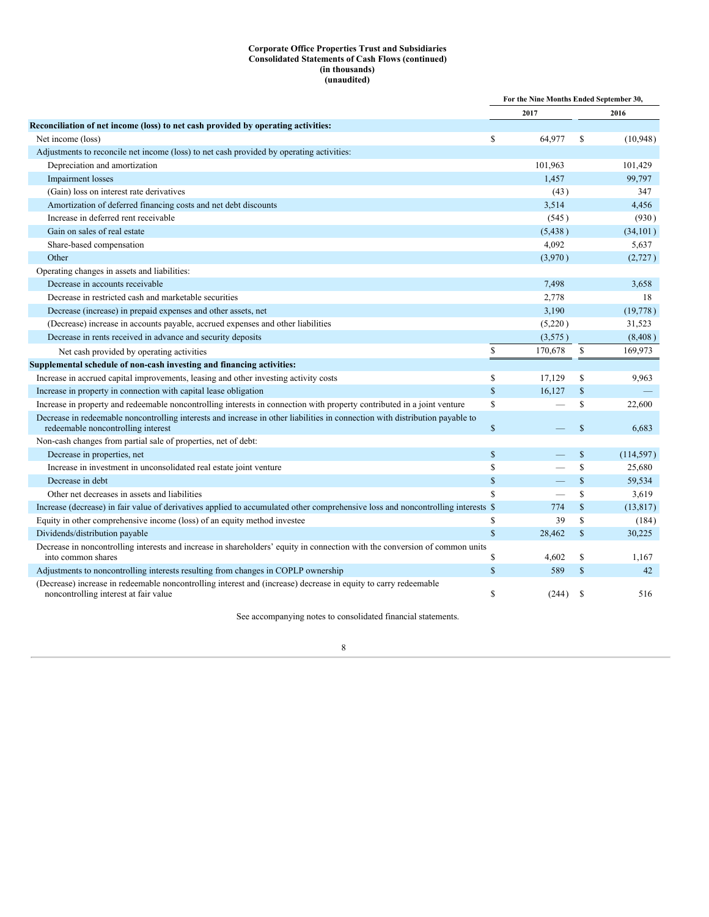**Corporate Office Properties Trust and Subsidiaries**
**Consolidated Statements of Cash Flows (continued)**
**(in thousands)**
**(unaudited)**

| | For the Nine Months Ended September 30, | |
|---|---|---|
| | 2017 | 2016 |
| **Reconciliation of net income (loss) to net cash provided by operating activities:** | | |
| Net income (loss) | $ 64,977 | $ (10,948) |
| Adjustments to reconcile net income (loss) to net cash provided by operating activities: | | |
| Depreciation and amortization | 101,963 | 101,429 |
| Impairment losses | 1,457 | 99,797 |
| (Gain) loss on interest rate derivatives | (43) | 347 |
| Amortization of deferred financing costs and net debt discounts | 3,514 | 4,456 |
| Increase in deferred rent receivable | (545) | (930) |
| Gain on sales of real estate | (5,438) | (34,101) |
| Share-based compensation | 4,092 | 5,637 |
| Other | (3,970) | (2,727) |
| Operating changes in assets and liabilities: | | |
| Decrease in accounts receivable | 7,498 | 3,658 |
| Decrease in restricted cash and marketable securities | 2,778 | 18 |
| Decrease (increase) in prepaid expenses and other assets, net | 3,190 | (19,778) |
| (Decrease) increase in accounts payable, accrued expenses and other liabilities | (5,220) | 31,523 |
| Decrease in rents received in advance and security deposits | (3,575) | (8,408) |
| Net cash provided by operating activities | $ 170,678 | $ 169,973 |
| **Supplemental schedule of non-cash investing and financing activities:** | | |
| Increase in accrued capital improvements, leasing and other investing activity costs | $ 17,129 | $ 9,963 |
| Increase in property in connection with capital lease obligation | $ 16,127 | $ — |
| Increase in property and redeemable noncontrolling interests in connection with property contributed in a joint venture | $ — | $ 22,600 |
| Decrease in redeemable noncontrolling interests and increase in other liabilities in connection with distribution payable to redeemable noncontrolling interest | $ — | $ 6,683 |
| Non-cash changes from partial sale of properties, net of debt: | | |
| Decrease in properties, net | $ — | $ (114,597) |
| Increase in investment in unconsolidated real estate joint venture | $ — | $ 25,680 |
| Decrease in debt | $ — | $ 59,534 |
| Other net decreases in assets and liabilities | $ — | $ 3,619 |
| Increase (decrease) in fair value of derivatives applied to accumulated other comprehensive loss and noncontrolling interests | $ 774 | $ (13,817) |
| Equity in other comprehensive income (loss) of an equity method investee | $ 39 | $ (184) |
| Dividends/distribution payable | $ 28,462 | $ 30,225 |
| Decrease in noncontrolling interests and increase in shareholders' equity in connection with the conversion of common units into common shares | $ 4,602 | $ 1,167 |
| Adjustments to noncontrolling interests resulting from changes in COPLP ownership | $ 589 | $ 42 |
| (Decrease) increase in redeemable noncontrolling interest and (increase) decrease in equity to carry redeemable noncontrolling interest at fair value | $ (244) | $ 516 |

See accompanying notes to consolidated financial statements.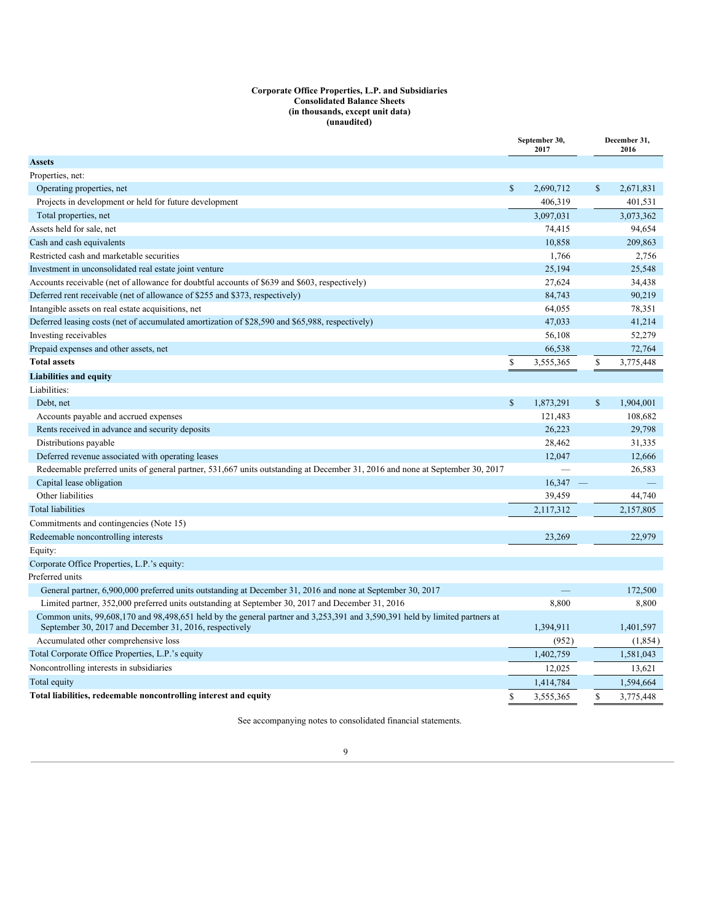**Corporate Office Properties, L.P. and Subsidiaries**
**Consolidated Balance Sheets**
**(in thousands, except unit data)**
**(unaudited)**

| | September 30, 2017 | December 31, 2016 |
|---|---|---|
| **Assets** | | |
| Properties, net: | | |
| Operating properties, net | $ 2,690,712 | $ 2,671,831 |
| Projects in development or held for future development | 406,319 | 401,531 |
| Total properties, net | 3,097,031 | 3,073,362 |
| Assets held for sale, net | 74,415 | 94,654 |
| Cash and cash equivalents | 10,858 | 209,863 |
| Restricted cash and marketable securities | 1,766 | 2,756 |
| Investment in unconsolidated real estate joint venture | 25,194 | 25,548 |
| Accounts receivable (net of allowance for doubtful accounts of $639 and $603, respectively) | 27,624 | 34,438 |
| Deferred rent receivable (net of allowance of $255 and $373, respectively) | 84,743 | 90,219 |
| Intangible assets on real estate acquisitions, net | 64,055 | 78,351 |
| Deferred leasing costs (net of accumulated amortization of $28,590 and $65,988, respectively) | 47,033 | 41,214 |
| Investing receivables | 56,108 | 52,279 |
| Prepaid expenses and other assets, net | 66,538 | 72,764 |
| **Total assets** | $ 3,555,365 | $ 3,775,448 |
| **Liabilities and equity** | | |
| Liabilities: | | |
| Debt, net | $ 1,873,291 | $ 1,904,001 |
| Accounts payable and accrued expenses | 121,483 | 108,682 |
| Rents received in advance and security deposits | 26,223 | 29,798 |
| Distributions payable | 28,462 | 31,335 |
| Deferred revenue associated with operating leases | 12,047 | 12,666 |
| Redeemable preferred units of general partner, 531,667 units outstanding at December 31, 2016 and none at September 30, 2017 | — | 26,583 |
| Capital lease obligation | 16,347 | — |
| Other liabilities | 39,459 | 44,740 |
| Total liabilities | 2,117,312 | 2,157,805 |
| Commitments and contingencies (Note 15) | | |
| Redeemable noncontrolling interests | 23,269 | 22,979 |
| Equity: | | |
| Corporate Office Properties, L.P.'s equity: | | |
| Preferred units | | |
| General partner, 6,900,000 preferred units outstanding at December 31, 2016 and none at September 30, 2017 | — | 172,500 |
| Limited partner, 352,000 preferred units outstanding at September 30, 2017 and December 31, 2016 | 8,800 | 8,800 |
| Common units, 99,608,170 and 98,498,651 held by the general partner and 3,253,391 and 3,590,391 held by limited partners at September 30, 2017 and December 31, 2016, respectively | 1,394,911 | 1,401,597 |
| Accumulated other comprehensive loss | (952) | (1,854) |
| Total Corporate Office Properties, L.P.'s equity | 1,402,759 | 1,581,043 |
| Noncontrolling interests in subsidiaries | 12,025 | 13,621 |
| Total equity | 1,414,784 | 1,594,664 |
| **Total liabilities, redeemable noncontrolling interest and equity** | $ 3,555,365 | $ 3,775,448 |

See accompanying notes to consolidated financial statements.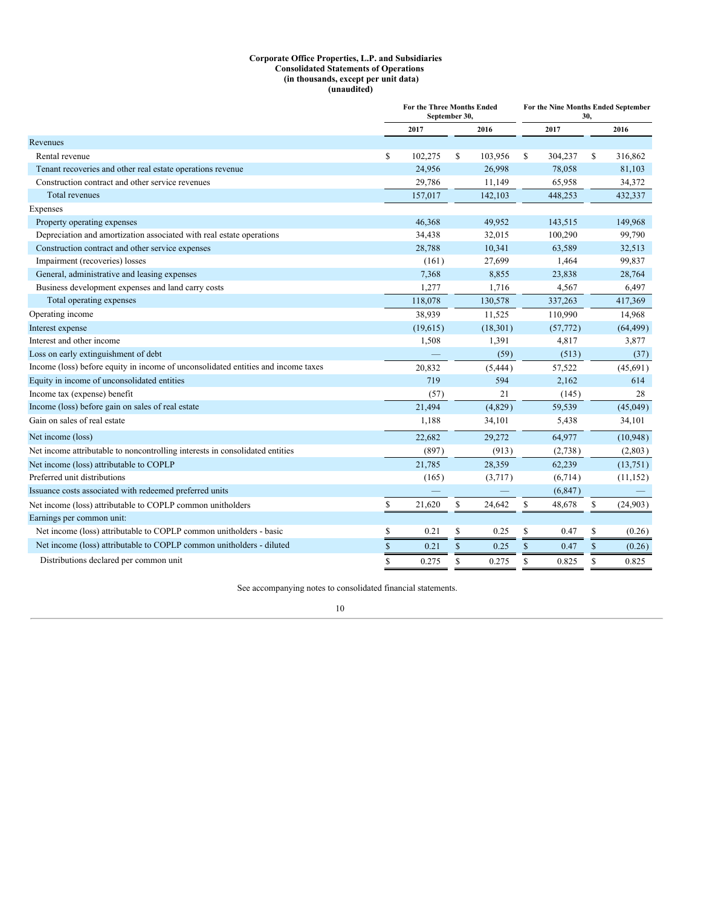**Corporate Office Properties, L.P. and Subsidiaries**
**Consolidated Statements of Operations**
**(in thousands, except per unit data)**
**(unaudited)**

| | For the Three Months Ended September 30, | | For the Nine Months Ended September 30, | |
|---|---|---|---|---|
| | 2017 | 2016 | 2017 | 2016 |
| Revenues | | | | |
| Rental revenue | $ 102,275 | $ 103,956 | $ 304,237 | $ 316,862 |
| Tenant recoveries and other real estate operations revenue | 24,956 | 26,998 | 78,058 | 81,103 |
| Construction contract and other service revenues | 29,786 | 11,149 | 65,958 | 34,372 |
| Total revenues | 157,017 | 142,103 | 448,253 | 432,337 |
| Expenses | | | | |
| Property operating expenses | 46,368 | 49,952 | 143,515 | 149,968 |
| Depreciation and amortization associated with real estate operations | 34,438 | 32,015 | 100,290 | 99,790 |
| Construction contract and other service expenses | 28,788 | 10,341 | 63,589 | 32,513 |
| Impairment (recoveries) losses | (161) | 27,699 | 1,464 | 99,837 |
| General, administrative and leasing expenses | 7,368 | 8,855 | 23,838 | 28,764 |
| Business development expenses and land carry costs | 1,277 | 1,716 | 4,567 | 6,497 |
| Total operating expenses | 118,078 | 130,578 | 337,263 | 417,369 |
| Operating income | 38,939 | 11,525 | 110,990 | 14,968 |
| Interest expense | (19,615) | (18,301) | (57,772) | (64,499) |
| Interest and other income | 1,508 | 1,391 | 4,817 | 3,877 |
| Loss on early extinguishment of debt | — | (59) | (513) | (37) |
| Income (loss) before equity in income of unconsolidated entities and income taxes | 20,832 | (5,444) | 57,522 | (45,691) |
| Equity in income of unconsolidated entities | 719 | 594 | 2,162 | 614 |
| Income tax (expense) benefit | (57) | 21 | (145) | 28 |
| Income (loss) before gain on sales of real estate | 21,494 | (4,829) | 59,539 | (45,049) |
| Gain on sales of real estate | 1,188 | 34,101 | 5,438 | 34,101 |
| Net income (loss) | 22,682 | 29,272 | 64,977 | (10,948) |
| Net income attributable to noncontrolling interests in consolidated entities | (897) | (913) | (2,738) | (2,803) |
| Net income (loss) attributable to COPLP | 21,785 | 28,359 | 62,239 | (13,751) |
| Preferred unit distributions | (165) | (3,717) | (6,714) | (11,152) |
| Issuance costs associated with redeemed preferred units | — | — | (6,847) | — |
| Net income (loss) attributable to COPLP common unitholders | $ 21,620 | $ 24,642 | $ 48,678 | $ (24,903) |
| Earnings per common unit: | | | | |
| Net income (loss) attributable to COPLP common unitholders - basic | $ 0.21 | $ 0.25 | $ 0.47 | $ (0.26) |
| Net income (loss) attributable to COPLP common unitholders - diluted | $ 0.21 | $ 0.25 | $ 0.47 | $ (0.26) |
| Distributions declared per common unit | $ 0.275 | $ 0.275 | $ 0.825 | $ 0.825 |

See accompanying notes to consolidated financial statements.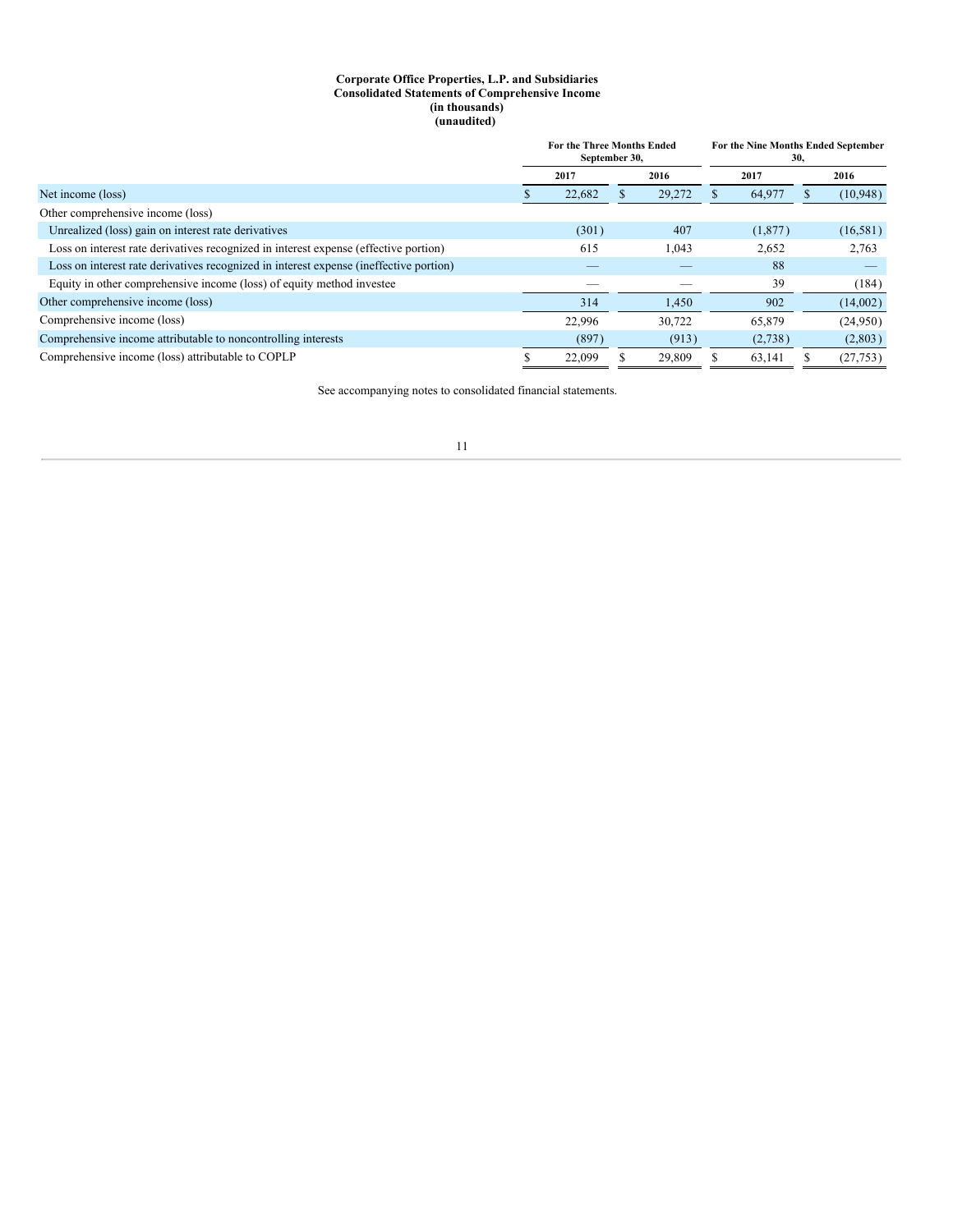**Corporate Office Properties, L.P. and Subsidiaries**
**Consolidated Statements of Comprehensive Income**
**(in thousands)**
**(unaudited)**

| | For the Three Months Ended September 30, | | For the Nine Months Ended September 30, | |
|---|---|---|---|---|
| | 2017 | 2016 | 2017 | 2016 |
| Net income (loss) | $ 22,682 | $ 29,272 | $ 64,977 | $ (10,948) |
| Other comprehensive income (loss) | | | | |
| Unrealized (loss) gain on interest rate derivatives | (301) | 407 | (1,877) | (16,581) |
| Loss on interest rate derivatives recognized in interest expense (effective portion) | 615 | 1,043 | 2,652 | 2,763 |
| Loss on interest rate derivatives recognized in interest expense (ineffective portion) | — | — | 88 | — |
| Equity in other comprehensive income (loss) of equity method investee | — | — | 39 | (184) |
| Other comprehensive income (loss) | 314 | 1,450 | 902 | (14,002) |
| Comprehensive income (loss) | 22,996 | 30,722 | 65,879 | (24,950) |
| Comprehensive income attributable to noncontrolling interests | (897) | (913) | (2,738) | (2,803) |
| Comprehensive income (loss) attributable to COPLP | $ 22,099 | $ 29,809 | $ 63,141 | $ (27,753) |

See accompanying notes to consolidated financial statements.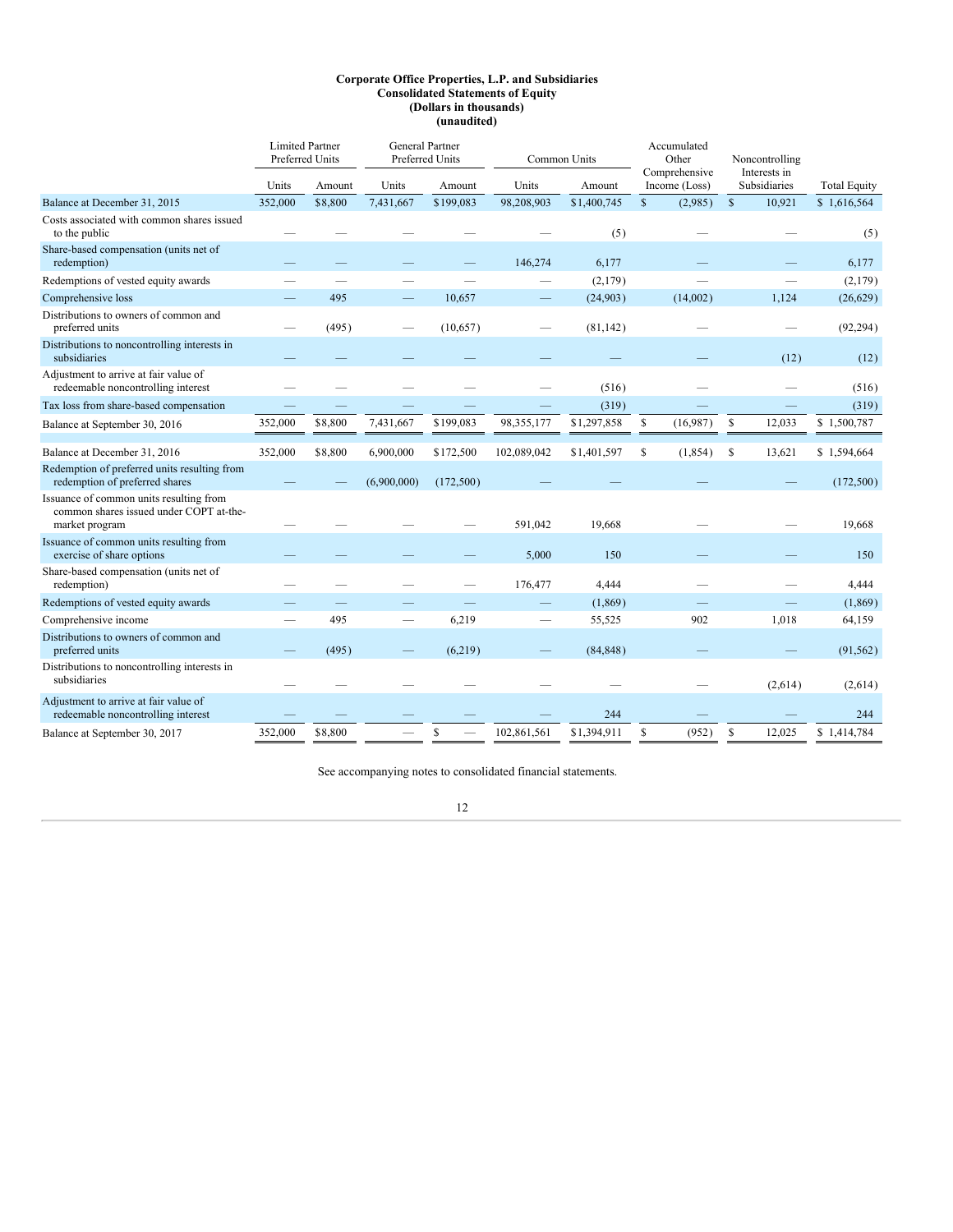**Corporate Office Properties, L.P. and Subsidiaries**
**Consolidated Statements of Equity**
**(Dollars in thousands)**
**(unaudited)**

| | Limited Partner Preferred Units | | General Partner Preferred Units | | Common Units | | Accumulated Other Comprehensive Income (Loss) | Noncontrolling Interests in Subsidiaries | Total Equity |
|---|---|---|---|---|---|---|---|---|---|
| | Units | Amount | Units | Amount | Units | Amount | | | |
| Balance at December 31, 2015 | 352,000 | $8,800 | 7,431,667 | $199,083 | 98,208,903 | $1,400,745 | $ (2,985) | $ 10,921 | $ 1,616,564 |
| Costs associated with common shares issued to the public | — | — | — | — | — | (5) | — | — | (5) |
| Share-based compensation (units net of redemption) | — | — | — | — | 146,274 | 6,177 | — | — | 6,177 |
| Redemptions of vested equity awards | — | — | — | — | — | (2,179) | — | — | (2,179) |
| Comprehensive loss | — | 495 | — | 10,657 | — | (24,903) | (14,002) | 1,124 | (26,629) |
| Distributions to owners of common and preferred units | — | (495) | — | (10,657) | — | (81,142) | — | — | (92,294) |
| Distributions to noncontrolling interests in subsidiaries | — | — | — | — | — | — | — | (12) | (12) |
| Adjustment to arrive at fair value of redeemable noncontrolling interest | — | — | — | — | — | (516) | — | — | (516) |
| Tax loss from share-based compensation | — | — | — | — | — | (319) | — | — | (319) |
| Balance at September 30, 2016 | 352,000 | $8,800 | 7,431,667 | $199,083 | 98,355,177 | $1,297,858 | $ (16,987) | $ 12,033 | $ 1,500,787 |
| Balance at December 31, 2016 | 352,000 | $8,800 | 6,900,000 | $172,500 | 102,089,042 | $1,401,597 | $ (1,854) | $ 13,621 | $ 1,594,664 |
| Redemption of preferred units resulting from redemption of preferred shares | — | — | (6,900,000) | (172,500) | — | — | — | — | (172,500) |
| Issuance of common units resulting from common shares issued under COPT at-the-market program | — | — | — | — | 591,042 | 19,668 | — | — | 19,668 |
| Issuance of common units resulting from exercise of share options | — | — | — | — | 5,000 | 150 | — | — | 150 |
| Share-based compensation (units net of redemption) | — | — | — | — | 176,477 | 4,444 | — | — | 4,444 |
| Redemptions of vested equity awards | — | — | — | — | — | (1,869) | — | — | (1,869) |
| Comprehensive income | — | 495 | — | 6,219 | — | 55,525 | 902 | 1,018 | 64,159 |
| Distributions to owners of common and preferred units | — | (495) | — | (6,219) | — | (84,848) | — | — | (91,562) |
| Distributions to noncontrolling interests in subsidiaries | — | — | — | — | — | — | — | (2,614) | (2,614) |
| Adjustment to arrive at fair value of redeemable noncontrolling interest | — | — | — | — | — | 244 | — | — | 244 |
| Balance at September 30, 2017 | 352,000 | $8,800 | — | $ — | 102,861,561 | $1,394,911 | $ (952) | $ 12,025 | $ 1,414,784 |

See accompanying notes to consolidated financial statements.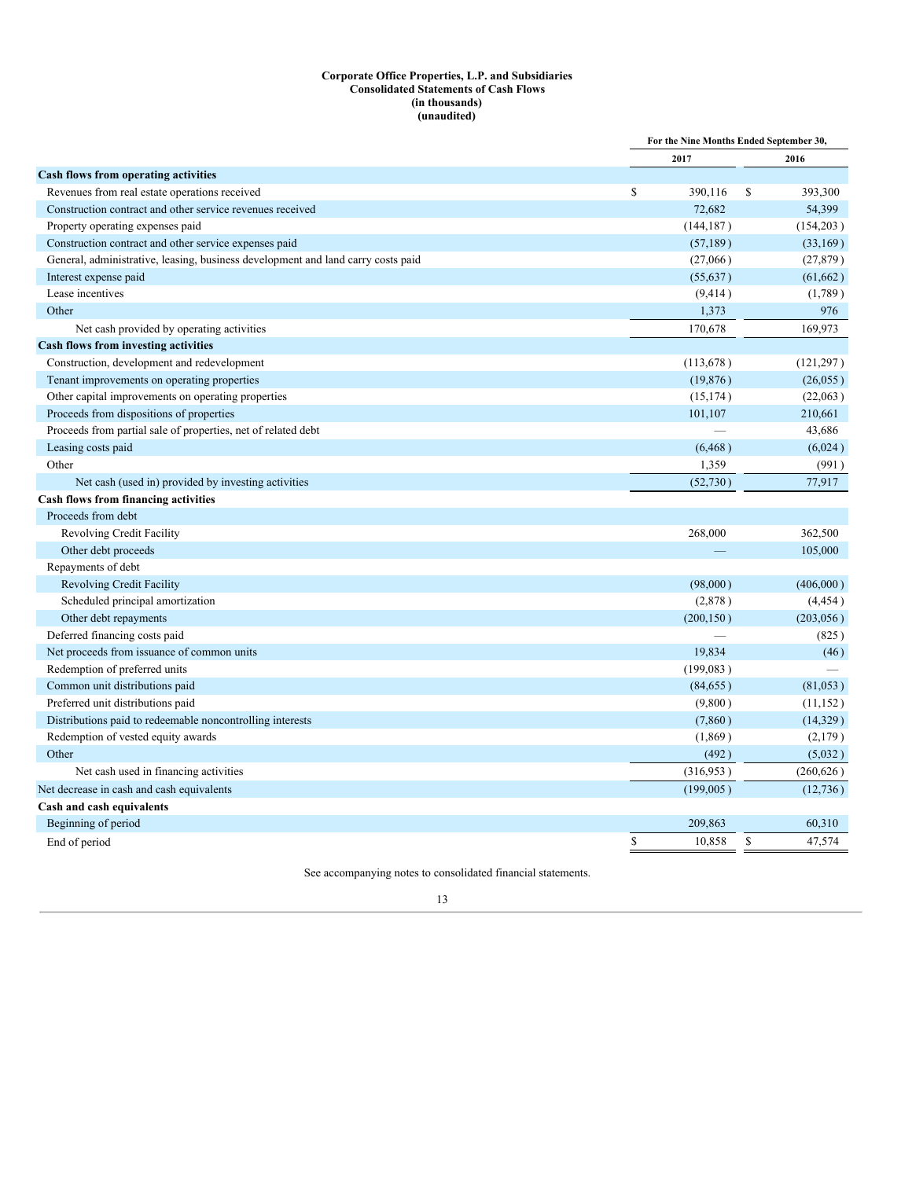**Corporate Office Properties, L.P. and Subsidiaries**
**Consolidated Statements of Cash Flows**
**(in thousands)**
**(unaudited)**

| | For the Nine Months Ended September 30, | |
|---|---|---|
| | 2017 | 2016 |
| **Cash flows from operating activities** | | |
| Revenues from real estate operations received | $ 390,116 | $ 393,300 |
| Construction contract and other service revenues received | 72,682 | 54,399 |
| Property operating expenses paid | (144,187) | (154,203) |
| Construction contract and other service expenses paid | (57,189) | (33,169) |
| General, administrative, leasing, business development and land carry costs paid | (27,066) | (27,879) |
| Interest expense paid | (55,637) | (61,662) |
| Lease incentives | (9,414) | (1,789) |
| Other | 1,373 | 976 |
| Net cash provided by operating activities | 170,678 | 169,973 |
| **Cash flows from investing activities** | | |
| Construction, development and redevelopment | (113,678) | (121,297) |
| Tenant improvements on operating properties | (19,876) | (26,055) |
| Other capital improvements on operating properties | (15,174) | (22,063) |
| Proceeds from dispositions of properties | 101,107 | 210,661 |
| Proceeds from partial sale of properties, net of related debt | — | 43,686 |
| Leasing costs paid | (6,468) | (6,024) |
| Other | 1,359 | (991) |
| Net cash (used in) provided by investing activities | (52,730) | 77,917 |
| **Cash flows from financing activities** | | |
| Proceeds from debt | | |
| Revolving Credit Facility | 268,000 | 362,500 |
| Other debt proceeds | — | 105,000 |
| Repayments of debt | | |
| Revolving Credit Facility | (98,000) | (406,000) |
| Scheduled principal amortization | (2,878) | (4,454) |
| Other debt repayments | (200,150) | (203,056) |
| Deferred financing costs paid | — | (825) |
| Net proceeds from issuance of common units | 19,834 | (46) |
| Redemption of preferred units | (199,083) | — |
| Common unit distributions paid | (84,655) | (81,053) |
| Preferred unit distributions paid | (9,800) | (11,152) |
| Distributions paid to redeemable noncontrolling interests | (7,860) | (14,329) |
| Redemption of vested equity awards | (1,869) | (2,179) |
| Other | (492) | (5,032) |
| Net cash used in financing activities | (316,953) | (260,626) |
| Net decrease in cash and cash equivalents | (199,005) | (12,736) |
| **Cash and cash equivalents** | | |
| Beginning of period | 209,863 | 60,310 |
| End of period | $ 10,858 | $ 47,574 |

See accompanying notes to consolidated financial statements.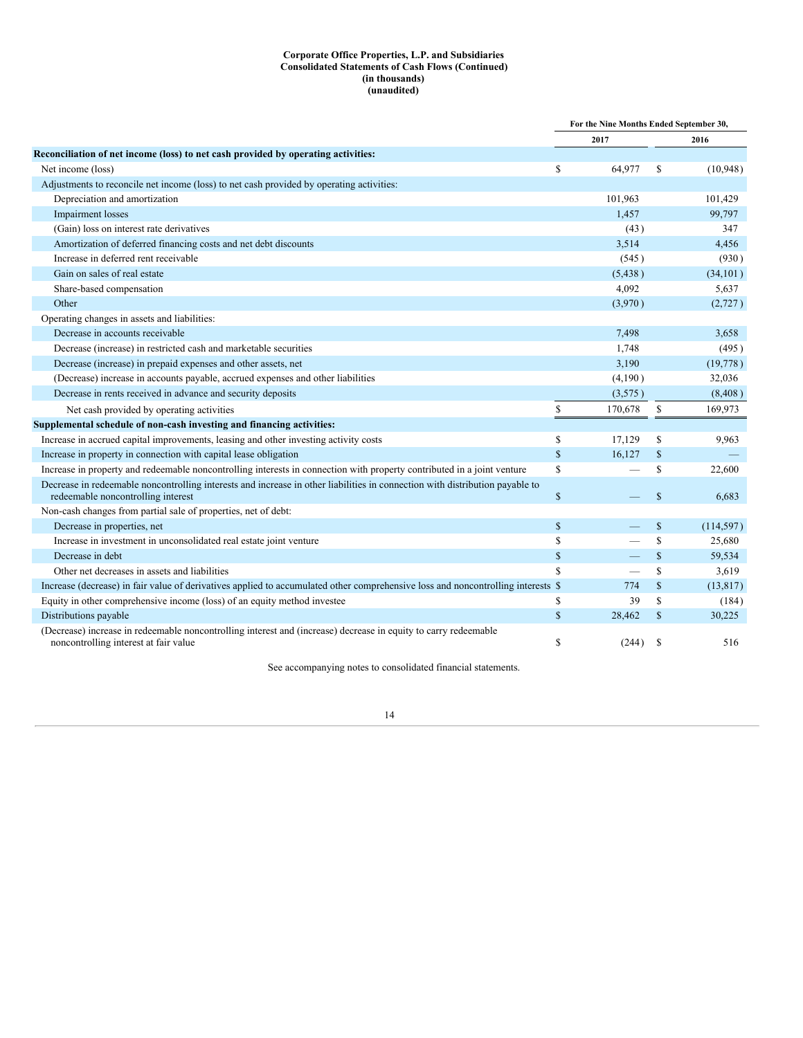**Corporate Office Properties, L.P. and Subsidiaries**
**Consolidated Statements of Cash Flows (Continued)**
**(in thousands)**
**(unaudited)**

| | For the Nine Months Ended September 30, | |
|---|---|---|
| | 2017 | 2016 |
| **Reconciliation of net income (loss) to net cash provided by operating activities:** | | |
| Net income (loss) | $ 64,977 | $ (10,948) |
| Adjustments to reconcile net income (loss) to net cash provided by operating activities: | | |
| Depreciation and amortization | 101,963 | 101,429 |
| Impairment losses | 1,457 | 99,797 |
| (Gain) loss on interest rate derivatives | (43) | 347 |
| Amortization of deferred financing costs and net debt discounts | 3,514 | 4,456 |
| Increase in deferred rent receivable | (545) | (930) |
| Gain on sales of real estate | (5,438) | (34,101) |
| Share-based compensation | 4,092 | 5,637 |
| Other | (3,970) | (2,727) |
| Operating changes in assets and liabilities: | | |
| Decrease in accounts receivable | 7,498 | 3,658 |
| Decrease (increase) in restricted cash and marketable securities | 1,748 | (495) |
| Decrease (increase) in prepaid expenses and other assets, net | 3,190 | (19,778) |
| (Decrease) increase in accounts payable, accrued expenses and other liabilities | (4,190) | 32,036 |
| Decrease in rents received in advance and security deposits | (3,575) | (8,408) |
| Net cash provided by operating activities | $ 170,678 | $ 169,973 |
| **Supplemental schedule of non-cash investing and financing activities:** | | |
| Increase in accrued capital improvements, leasing and other investing activity costs | $ 17,129 | $ 9,963 |
| Increase in property in connection with capital lease obligation | $ 16,127 | $ — |
| Increase in property and redeemable noncontrolling interests in connection with property contributed in a joint venture | $ — | $ 22,600 |
| Decrease in redeemable noncontrolling interests and increase in other liabilities in connection with distribution payable to redeemable noncontrolling interest | $ — | $ 6,683 |
| Non-cash changes from partial sale of properties, net of debt: | | |
| Decrease in properties, net | $ — | $ (114,597) |
| Increase in investment in unconsolidated real estate joint venture | $ — | $ 25,680 |
| Decrease in debt | $ — | $ 59,534 |
| Other net decreases in assets and liabilities | $ — | $ 3,619 |
| Increase (decrease) in fair value of derivatives applied to accumulated other comprehensive loss and noncontrolling interests | $ 774 | $ (13,817) |
| Equity in other comprehensive income (loss) of an equity method investee | $ 39 | $ (184) |
| Distributions payable | $ 28,462 | $ 30,225 |
| (Decrease) increase in redeemable noncontrolling interest and (increase) decrease in equity to carry redeemable noncontrolling interest at fair value | $ (244) | $ 516 |

See accompanying notes to consolidated financial statements.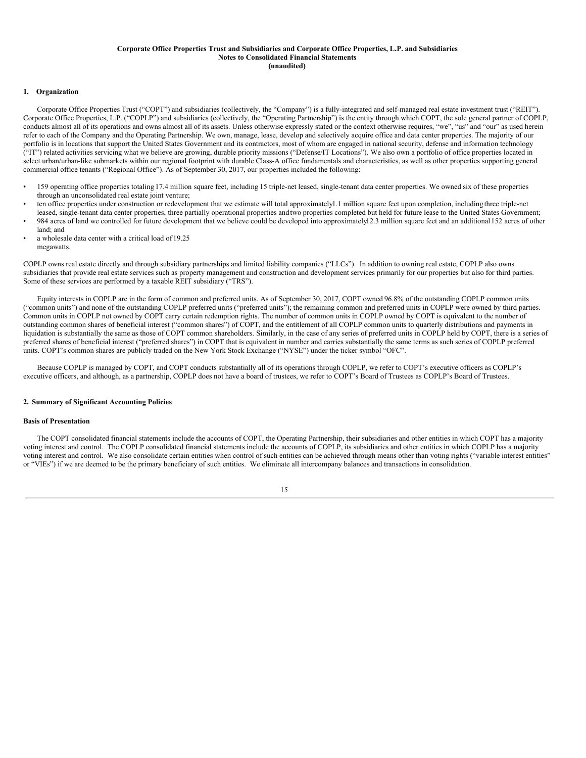**Corporate Office Properties Trust and Subsidiaries and Corporate Office Properties, L.P. and Subsidiaries**
**Notes to Consolidated Financial Statements**
**(unaudited)**

## 1. Organization

Corporate Office Properties Trust ("COPT") and subsidiaries (collectively, the "Company") is a fully-integrated and self-managed real estate investment trust ("REIT"). Corporate Office Properties, L.P. ("COPLP") and subsidiaries (collectively, the "Operating Partnership") is the entity through which COPT, the sole general partner of COPLP, conducts almost all of its operations and owns almost all of its assets. Unless otherwise expressly stated or the context otherwise requires, "we", "us" and "our" as used herein refer to each of the Company and the Operating Partnership. We own, manage, lease, develop and selectively acquire office and data center properties. The majority of our portfolio is in locations that support the United States Government and its contractors, most of whom are engaged in national security, defense and information technology ("IT") related activities servicing what we believe are growing, durable priority missions ("Defense/IT Locations"). We also own a portfolio of office properties located in select urban/urban-like submarkets within our regional footprint with durable Class-A office fundamentals and characteristics, as well as other properties supporting general commercial office tenants ("Regional Office"). As of September 30, 2017, our properties included the following:

- 159 operating office properties totaling 17.4 million square feet, including 15 triple-net leased, single-tenant data center properties. We owned six of these properties through an unconsolidated real estate joint venture;
- ten office properties under construction or redevelopment that we estimate will total approximately 1.1 million square feet upon completion, including three triple-net leased, single-tenant data center properties, three partially operational properties and two properties completed but held for future lease to the United States Government;
- 984 acres of land we controlled for future development that we believe could be developed into approximately 12.3 million square feet and an additional 152 acres of other land; and
- a wholesale data center with a critical load of 19.25 megawatts.

COPLP owns real estate directly and through subsidiary partnerships and limited liability companies ("LLCs"). In addition to owning real estate, COPLP also owns subsidiaries that provide real estate services such as property management and construction and development services primarily for our properties but also for third parties. Some of these services are performed by a taxable REIT subsidiary ("TRS").

Equity interests in COPLP are in the form of common and preferred units. As of September 30, 2017, COPT owned 96.8% of the outstanding COPLP common units ("common units") and none of the outstanding COPLP preferred units ("preferred units"); the remaining common and preferred units in COPLP were owned by third parties. Common units in COPLP not owned by COPT carry certain redemption rights. The number of common units in COPLP owned by COPT is equivalent to the number of outstanding common shares of beneficial interest ("common shares") of COPT, and the entitlement of all COPLP common units to quarterly distributions and payments in liquidation is substantially the same as those of COPT common shareholders. Similarly, in the case of any series of preferred units in COPLP held by COPT, there is a series of preferred shares of beneficial interest ("preferred shares") in COPT that is equivalent in number and carries substantially the same terms as such series of COPLP preferred units. COPT's common shares are publicly traded on the New York Stock Exchange ("NYSE") under the ticker symbol "OFC".

Because COPLP is managed by COPT, and COPT conducts substantially all of its operations through COPLP, we refer to COPT's executive officers as COPLP's executive officers, and although, as a partnership, COPLP does not have a board of trustees, we refer to COPT's Board of Trustees as COPLP's Board of Trustees.

## 2. Summary of Significant Accounting Policies

### Basis of Presentation

The COPT consolidated financial statements include the accounts of COPT, the Operating Partnership, their subsidiaries and other entities in which COPT has a majority voting interest and control. The COPLP consolidated financial statements include the accounts of COPLP, its subsidiaries and other entities in which COPLP has a majority voting interest and control. We also consolidate certain entities when control of such entities can be achieved through means other than voting rights ("variable interest entities" or "VIEs") if we are deemed to be the primary beneficiary of such entities. We eliminate all intercompany balances and transactions in consolidation.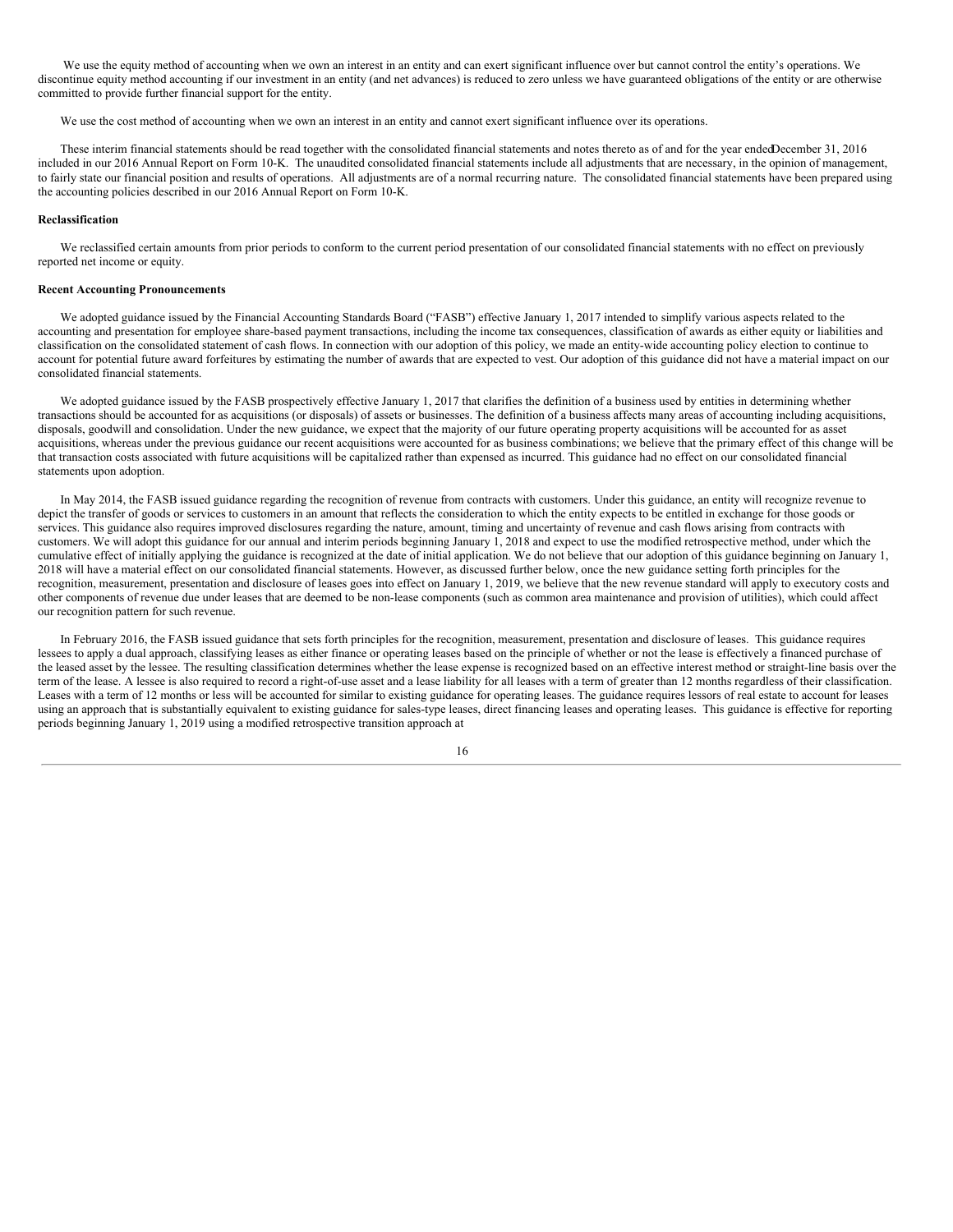We use the equity method of accounting when we own an interest in an entity and can exert significant influence over but cannot control the entity's operations. We discontinue equity method accounting if our investment in an entity (and net advances) is reduced to zero unless we have guaranteed obligations of the entity or are otherwise committed to provide further financial support for the entity.

We use the cost method of accounting when we own an interest in an entity and cannot exert significant influence over its operations.

These interim financial statements should be read together with the consolidated financial statements and notes thereto as of and for the year ended December 31, 2016 included in our 2016 Annual Report on Form 10-K. The unaudited consolidated financial statements include all adjustments that are necessary, in the opinion of management, to fairly state our financial position and results of operations. All adjustments are of a normal recurring nature. The consolidated financial statements have been prepared using the accounting policies described in our 2016 Annual Report on Form 10-K.

**Reclassification**

We reclassified certain amounts from prior periods to conform to the current period presentation of our consolidated financial statements with no effect on previously reported net income or equity.

**Recent Accounting Pronouncements**

We adopted guidance issued by the Financial Accounting Standards Board ("FASB") effective January 1, 2017 intended to simplify various aspects related to the accounting and presentation for employee share-based payment transactions, including the income tax consequences, classification of awards as either equity or liabilities and classification on the consolidated statement of cash flows. In connection with our adoption of this policy, we made an entity-wide accounting policy election to continue to account for potential future award forfeitures by estimating the number of awards that are expected to vest. Our adoption of this guidance did not have a material impact on our consolidated financial statements.

We adopted guidance issued by the FASB prospectively effective January 1, 2017 that clarifies the definition of a business used by entities in determining whether transactions should be accounted for as acquisitions (or disposals) of assets or businesses. The definition of a business affects many areas of accounting including acquisitions, disposals, goodwill and consolidation. Under the new guidance, we expect that the majority of our future operating property acquisitions will be accounted for as asset acquisitions, whereas under the previous guidance our recent acquisitions were accounted for as business combinations; we believe that the primary effect of this change will be that transaction costs associated with future acquisitions will be capitalized rather than expensed as incurred. This guidance had no effect on our consolidated financial statements upon adoption.

In May 2014, the FASB issued guidance regarding the recognition of revenue from contracts with customers. Under this guidance, an entity will recognize revenue to depict the transfer of goods or services to customers in an amount that reflects the consideration to which the entity expects to be entitled in exchange for those goods or services. This guidance also requires improved disclosures regarding the nature, amount, timing and uncertainty of revenue and cash flows arising from contracts with customers. We will adopt this guidance for our annual and interim periods beginning January 1, 2018 and expect to use the modified retrospective method, under which the cumulative effect of initially applying the guidance is recognized at the date of initial application. We do not believe that our adoption of this guidance beginning on January 1, 2018 will have a material effect on our consolidated financial statements. However, as discussed further below, once the new guidance setting forth principles for the recognition, measurement, presentation and disclosure of leases goes into effect on January 1, 2019, we believe that the new revenue standard will apply to executory costs and other components of revenue due under leases that are deemed to be non-lease components (such as common area maintenance and provision of utilities), which could affect our recognition pattern for such revenue.

In February 2016, the FASB issued guidance that sets forth principles for the recognition, measurement, presentation and disclosure of leases. This guidance requires lessees to apply a dual approach, classifying leases as either finance or operating leases based on the principle of whether or not the lease is effectively a financed purchase of the leased asset by the lessee. The resulting classification determines whether the lease expense is recognized based on an effective interest method or straight-line basis over the term of the lease. A lessee is also required to record a right-of-use asset and a lease liability for all leases with a term of greater than 12 months regardless of their classification. Leases with a term of 12 months or less will be accounted for similar to existing guidance for operating leases. The guidance requires lessors of real estate to account for leases using an approach that is substantially equivalent to existing guidance for sales-type leases, direct financing leases and operating leases. This guidance is effective for reporting periods beginning January 1, 2019 using a modified retrospective transition approach at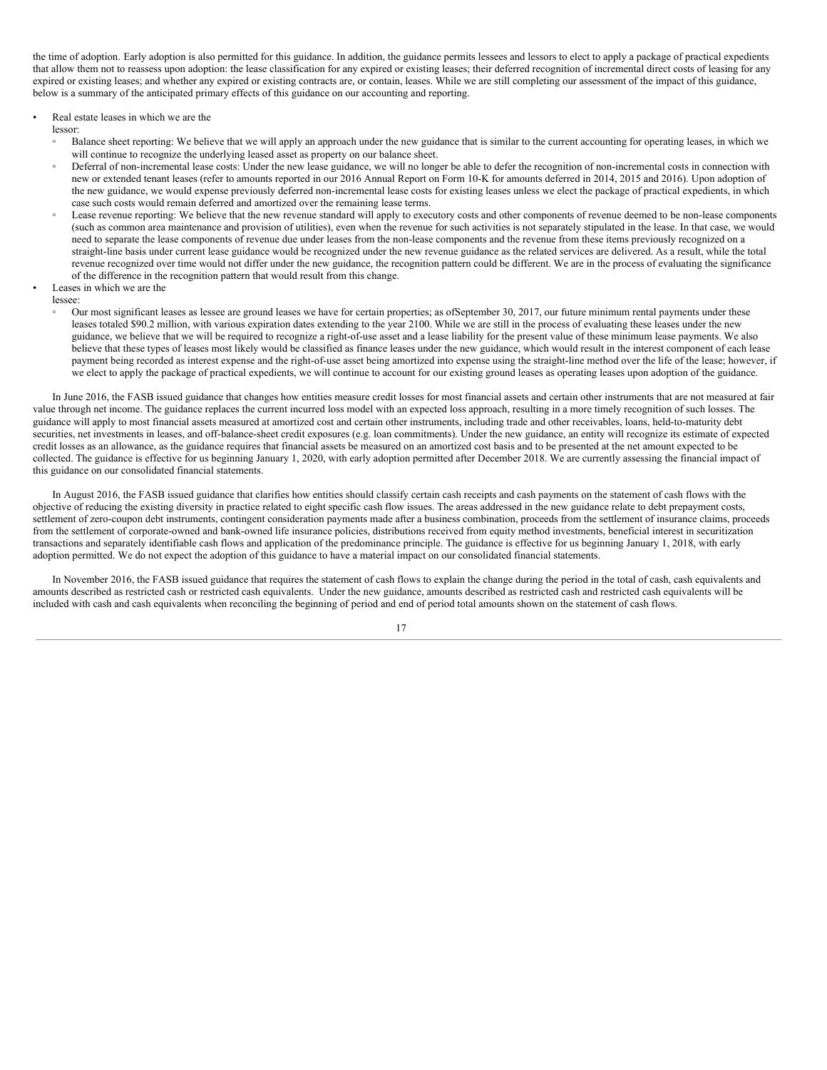the time of adoption. Early adoption is also permitted for this guidance. In addition, the guidance permits lessees and lessors to elect to apply a package of practical expedients that allow them not to reassess upon adoption: the lease classification for any expired or existing leases; their deferred recognition of incremental direct costs of leasing for any expired or existing leases; and whether any expired or existing contracts are, or contain, leases. While we are still completing our assessment of the impact of this guidance, below is a summary of the anticipated primary effects of this guidance on our accounting and reporting.

- Real estate leases in which we are the lessor:
  - Balance sheet reporting: We believe that we will apply an approach under the new guidance that is similar to the current accounting for operating leases, in which we will continue to recognize the underlying leased asset as property on our balance sheet.
  - Deferral of non-incremental lease costs: Under the new lease guidance, we will no longer be able to defer the recognition of non-incremental costs in connection with new or extended tenant leases (refer to amounts reported in our 2016 Annual Report on Form 10-K for amounts deferred in 2014, 2015 and 2016). Upon adoption of the new guidance, we would expense previously deferred non-incremental lease costs for existing leases unless we elect the package of practical expedients, in which case such costs would remain deferred and amortized over the remaining lease terms.
  - Lease revenue reporting: We believe that the new revenue standard will apply to executory costs and other components of revenue deemed to be non-lease components (such as common area maintenance and provision of utilities), even when the revenue for such activities is not separately stipulated in the lease. In that case, we would need to separate the lease components of revenue due under leases from the non-lease components and the revenue from these items previously recognized on a straight-line basis under current lease guidance would be recognized under the new revenue guidance as the related services are delivered. As a result, while the total revenue recognized over time would not differ under the new guidance, the recognition pattern could be different. We are in the process of evaluating the significance of the difference in the recognition pattern that would result from this change.
- Leases in which we are the lessee:
  - Our most significant leases as lessee are ground leases we have for certain properties; as ofSeptember 30, 2017, our future minimum rental payments under these leases totaled $90.2 million, with various expiration dates extending to the year 2100. While we are still in the process of evaluating these leases under the new guidance, we believe that we will be required to recognize a right-of-use asset and a lease liability for the present value of these minimum lease payments. We also believe that these types of leases most likely would be classified as finance leases under the new guidance, which would result in the interest component of each lease payment being recorded as interest expense and the right-of-use asset being amortized into expense using the straight-line method over the life of the lease; however, if we elect to apply the package of practical expedients, we will continue to account for our existing ground leases as operating leases upon adoption of the guidance.

In June 2016, the FASB issued guidance that changes how entities measure credit losses for most financial assets and certain other instruments that are not measured at fair value through net income. The guidance replaces the current incurred loss model with an expected loss approach, resulting in a more timely recognition of such losses. The guidance will apply to most financial assets measured at amortized cost and certain other instruments, including trade and other receivables, loans, held-to-maturity debt securities, net investments in leases, and off-balance-sheet credit exposures (e.g. loan commitments). Under the new guidance, an entity will recognize its estimate of expected credit losses as an allowance, as the guidance requires that financial assets be measured on an amortized cost basis and to be presented at the net amount expected to be collected. The guidance is effective for us beginning January 1, 2020, with early adoption permitted after December 2018. We are currently assessing the financial impact of this guidance on our consolidated financial statements.

In August 2016, the FASB issued guidance that clarifies how entities should classify certain cash receipts and cash payments on the statement of cash flows with the objective of reducing the existing diversity in practice related to eight specific cash flow issues. The areas addressed in the new guidance relate to debt prepayment costs, settlement of zero-coupon debt instruments, contingent consideration payments made after a business combination, proceeds from the settlement of insurance claims, proceeds from the settlement of corporate-owned and bank-owned life insurance policies, distributions received from equity method investments, beneficial interest in securitization transactions and separately identifiable cash flows and application of the predominance principle. The guidance is effective for us beginning January 1, 2018, with early adoption permitted. We do not expect the adoption of this guidance to have a material impact on our consolidated financial statements.

In November 2016, the FASB issued guidance that requires the statement of cash flows to explain the change during the period in the total of cash, cash equivalents and amounts described as restricted cash or restricted cash equivalents. Under the new guidance, amounts described as restricted cash and restricted cash equivalents will be included with cash and cash equivalents when reconciling the beginning of period and end of period total amounts shown on the statement of cash flows.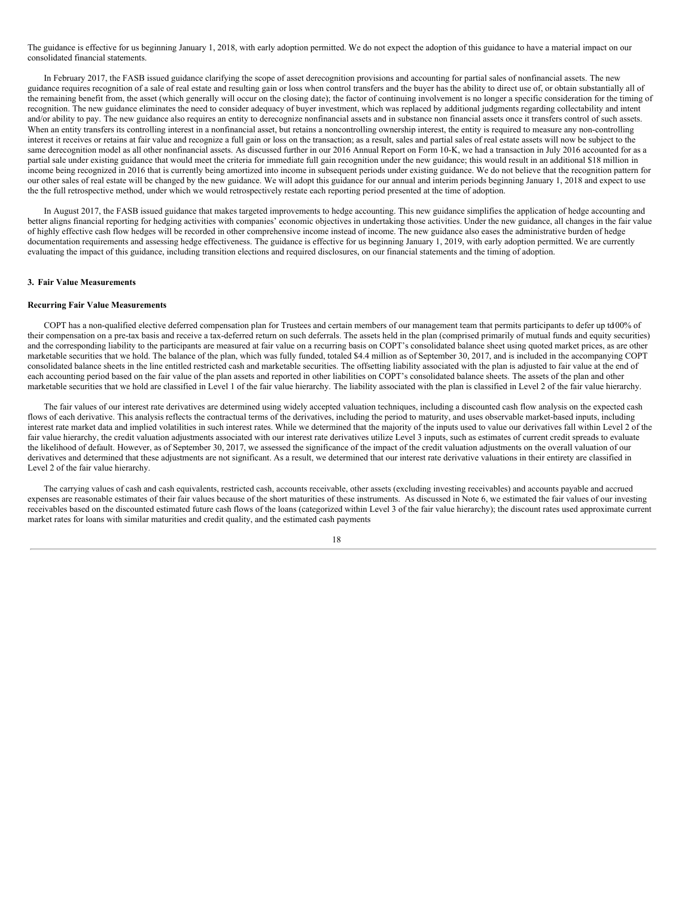The guidance is effective for us beginning January 1, 2018, with early adoption permitted. We do not expect the adoption of this guidance to have a material impact on our consolidated financial statements.

In February 2017, the FASB issued guidance clarifying the scope of asset derecognition provisions and accounting for partial sales of nonfinancial assets. The new guidance requires recognition of a sale of real estate and resulting gain or loss when control transfers and the buyer has the ability to direct use of, or obtain substantially all of the remaining benefit from, the asset (which generally will occur on the closing date); the factor of continuing involvement is no longer a specific consideration for the timing of recognition. The new guidance eliminates the need to consider adequacy of buyer investment, which was replaced by additional judgments regarding collectability and intent and/or ability to pay. The new guidance also requires an entity to derecognize nonfinancial assets and in substance non financial assets once it transfers control of such assets. When an entity transfers its controlling interest in a nonfinancial asset, but retains a noncontrolling ownership interest, the entity is required to measure any non-controlling interest it receives or retains at fair value and recognize a full gain or loss on the transaction; as a result, sales and partial sales of real estate assets will now be subject to the same derecognition model as all other nonfinancial assets. As discussed further in our 2016 Annual Report on Form 10-K, we had a transaction in July 2016 accounted for as a partial sale under existing guidance that would meet the criteria for immediate full gain recognition under the new guidance; this would result in an additional $18 million in income being recognized in 2016 that is currently being amortized into income in subsequent periods under existing guidance. We do not believe that the recognition pattern for our other sales of real estate will be changed by the new guidance. We will adopt this guidance for our annual and interim periods beginning January 1, 2018 and expect to use the the full retrospective method, under which we would retrospectively restate each reporting period presented at the time of adoption.

In August 2017, the FASB issued guidance that makes targeted improvements to hedge accounting. This new guidance simplifies the application of hedge accounting and better aligns financial reporting for hedging activities with companies' economic objectives in undertaking those activities. Under the new guidance, all changes in the fair value of highly effective cash flow hedges will be recorded in other comprehensive income instead of income. The new guidance also eases the administrative burden of hedge documentation requirements and assessing hedge effectiveness. The guidance is effective for us beginning January 1, 2019, with early adoption permitted. We are currently evaluating the impact of this guidance, including transition elections and required disclosures, on our financial statements and the timing of adoption.

## 3. Fair Value Measurements

### Recurring Fair Value Measurements

COPT has a non-qualified elective deferred compensation plan for Trustees and certain members of our management team that permits participants to defer up to 100% of their compensation on a pre-tax basis and receive a tax-deferred return on such deferrals. The assets held in the plan (comprised primarily of mutual funds and equity securities) and the corresponding liability to the participants are measured at fair value on a recurring basis on COPT's consolidated balance sheet using quoted market prices, as are other marketable securities that we hold. The balance of the plan, which was fully funded, totaled $4.4 million as of September 30, 2017, and is included in the accompanying COPT consolidated balance sheets in the line entitled restricted cash and marketable securities. The offsetting liability associated with the plan is adjusted to fair value at the end of each accounting period based on the fair value of the plan assets and reported in other liabilities on COPT's consolidated balance sheets. The assets of the plan and other marketable securities that we hold are classified in Level 1 of the fair value hierarchy. The liability associated with the plan is classified in Level 2 of the fair value hierarchy.

The fair values of our interest rate derivatives are determined using widely accepted valuation techniques, including a discounted cash flow analysis on the expected cash flows of each derivative. This analysis reflects the contractual terms of the derivatives, including the period to maturity, and uses observable market-based inputs, including interest rate market data and implied volatilities in such interest rates. While we determined that the majority of the inputs used to value our derivatives fall within Level 2 of the fair value hierarchy, the credit valuation adjustments associated with our interest rate derivatives utilize Level 3 inputs, such as estimates of current credit spreads to evaluate the likelihood of default. However, as of September 30, 2017, we assessed the significance of the impact of the credit valuation adjustments on the overall valuation of our derivatives and determined that these adjustments are not significant. As a result, we determined that our interest rate derivative valuations in their entirety are classified in Level 2 of the fair value hierarchy.

The carrying values of cash and cash equivalents, restricted cash, accounts receivable, other assets (excluding investing receivables) and accounts payable and accrued expenses are reasonable estimates of their fair values because of the short maturities of these instruments. As discussed in Note 6, we estimated the fair values of our investing receivables based on the discounted estimated future cash flows of the loans (categorized within Level 3 of the fair value hierarchy); the discount rates used approximate current market rates for loans with similar maturities and credit quality, and the estimated cash payments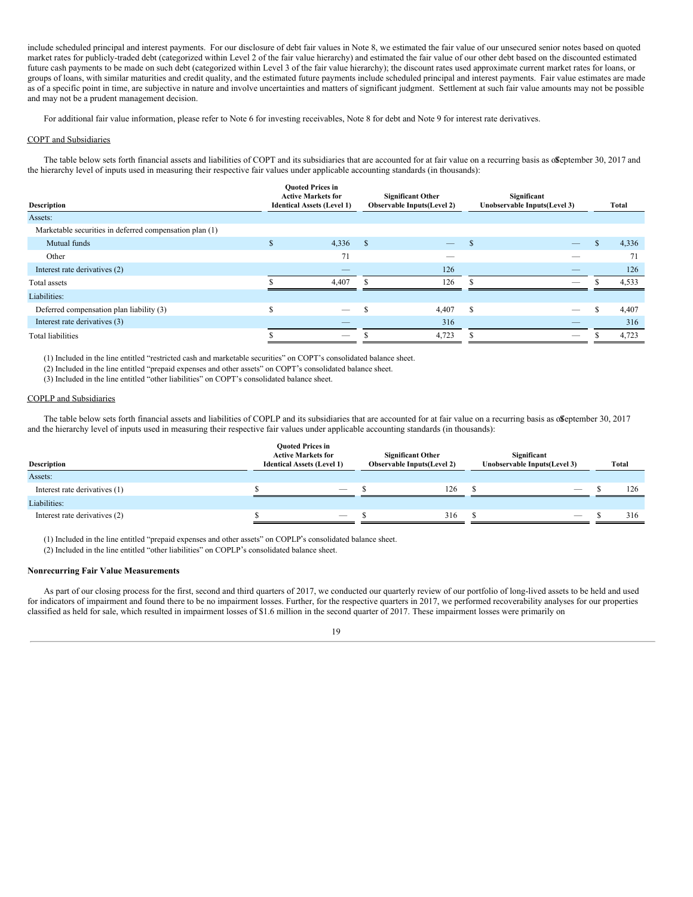include scheduled principal and interest payments. For our disclosure of debt fair values in Note 8, we estimated the fair value of our unsecured senior notes based on quoted market rates for publicly-traded debt (categorized within Level 2 of the fair value hierarchy) and estimated the fair value of our other debt based on the discounted estimated future cash payments to be made on such debt (categorized within Level 3 of the fair value hierarchy); the discount rates used approximate current market rates for loans, or groups of loans, with similar maturities and credit quality, and the estimated future payments include scheduled principal and interest payments. Fair value estimates are made as of a specific point in time, are subjective in nature and involve uncertainties and matters of significant judgment. Settlement at such fair value amounts may not be possible and may not be a prudent management decision.

For additional fair value information, please refer to Note 6 for investing receivables, Note 8 for debt and Note 9 for interest rate derivatives.

COPT and Subsidiaries

The table below sets forth financial assets and liabilities of COPT and its subsidiaries that are accounted for at fair value on a recurring basis as of September 30, 2017 and the hierarchy level of inputs used in measuring their respective fair values under applicable accounting standards (in thousands):

| Description | Quoted Prices in Active Markets for Identical Assets (Level 1) | Significant Other Observable Inputs(Level 2) | Significant Unobservable Inputs(Level 3) | Total |
|---|---|---|---|---|
| Assets: | | | | |
| Marketable securities in deferred compensation plan (1) | | | | |
| Mutual funds | $ 4,336 | $ — | $ — | $ 4,336 |
| Other | 71 | — | — | 71 |
| Interest rate derivatives (2) | — | 126 | — | 126 |
| Total assets | $ 4,407 | $ 126 | $ — | $ 4,533 |
| Liabilities: | | | | |
| Deferred compensation plan liability (3) | $ — | $ 4,407 | $ — | $ 4,407 |
| Interest rate derivatives (3) | — | 316 | — | 316 |
| Total liabilities | $ — | $ 4,723 | $ — | $ 4,723 |

(1) Included in the line entitled "restricted cash and marketable securities" on COPT's consolidated balance sheet.

(2) Included in the line entitled "prepaid expenses and other assets" on COPT's consolidated balance sheet.

(3) Included in the line entitled "other liabilities" on COPT's consolidated balance sheet.

COPLP and Subsidiaries

The table below sets forth financial assets and liabilities of COPLP and its subsidiaries that are accounted for at fair value on a recurring basis as of September 30, 2017 and the hierarchy level of inputs used in measuring their respective fair values under applicable accounting standards (in thousands):

| Description | Quoted Prices in Active Markets for Identical Assets (Level 1) | Significant Other Observable Inputs(Level 2) | Significant Unobservable Inputs(Level 3) | Total |
|---|---|---|---|---|
| Assets: | | | | |
| Interest rate derivatives (1) | $ — | $ 126 | $ — | $ 126 |
| Liabilities: | | | | |
| Interest rate derivatives (2) | $ — | $ 316 | $ — | $ 316 |

(1) Included in the line entitled "prepaid expenses and other assets" on COPLP's consolidated balance sheet.

(2) Included in the line entitled "other liabilities" on COPLP's consolidated balance sheet.

**Nonrecurring Fair Value Measurements**

As part of our closing process for the first, second and third quarters of 2017, we conducted our quarterly review of our portfolio of long-lived assets to be held and used for indicators of impairment and found there to be no impairment losses. Further, for the respective quarters in 2017, we performed recoverability analyses for our properties classified as held for sale, which resulted in impairment losses of $1.6 million in the second quarter of 2017. These impairment losses were primarily on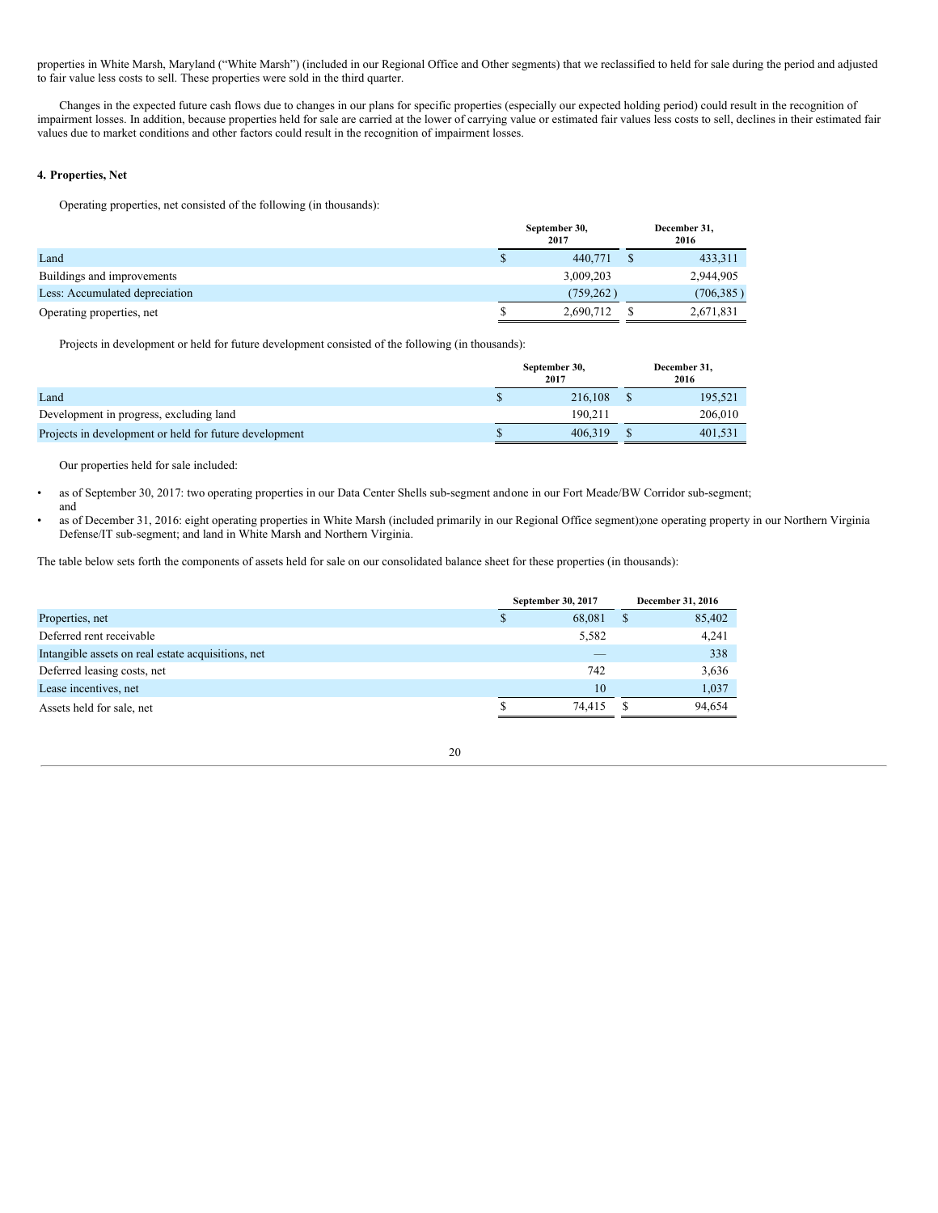properties in White Marsh, Maryland ("White Marsh") (included in our Regional Office and Other segments) that we reclassified to held for sale during the period and adjusted to fair value less costs to sell. These properties were sold in the third quarter.

Changes in the expected future cash flows due to changes in our plans for specific properties (especially our expected holding period) could result in the recognition of impairment losses. In addition, because properties held for sale are carried at the lower of carrying value or estimated fair values less costs to sell, declines in their estimated fair values due to market conditions and other factors could result in the recognition of impairment losses.

**4. Properties, Net**

Operating properties, net consisted of the following (in thousands):

| | September 30, 2017 | December 31, 2016 |
|---|---|---|
| Land | $ 440,771 | $ 433,311 |
| Buildings and improvements | 3,009,203 | 2,944,905 |
| Less: Accumulated depreciation | (759,262 ) | (706,385 ) |
| Operating properties, net | $ 2,690,712 | $ 2,671,831 |

Projects in development or held for future development consisted of the following (in thousands):

| | September 30, 2017 | December 31, 2016 |
|---|---|---|
| Land | $ 216,108 | $ 195,521 |
| Development in progress, excluding land | 190,211 | 206,010 |
| Projects in development or held for future development | $ 406,319 | $ 401,531 |

Our properties held for sale included:

- as of September 30, 2017: two operating properties in our Data Center Shells sub-segment and one in our Fort Meade/BW Corridor sub-segment; and
- as of December 31, 2016: eight operating properties in White Marsh (included primarily in our Regional Office segment); one operating property in our Northern Virginia Defense/IT sub-segment; and land in White Marsh and Northern Virginia.

The table below sets forth the components of assets held for sale on our consolidated balance sheet for these properties (in thousands):

| | September 30, 2017 | December 31, 2016 |
|---|---|---|
| Properties, net | $ 68,081 | $ 85,402 |
| Deferred rent receivable | 5,582 | 4,241 |
| Intangible assets on real estate acquisitions, net | — | 338 |
| Deferred leasing costs, net | 742 | 3,636 |
| Lease incentives, net | 10 | 1,037 |
| Assets held for sale, net | $ 74,415 | $ 94,654 |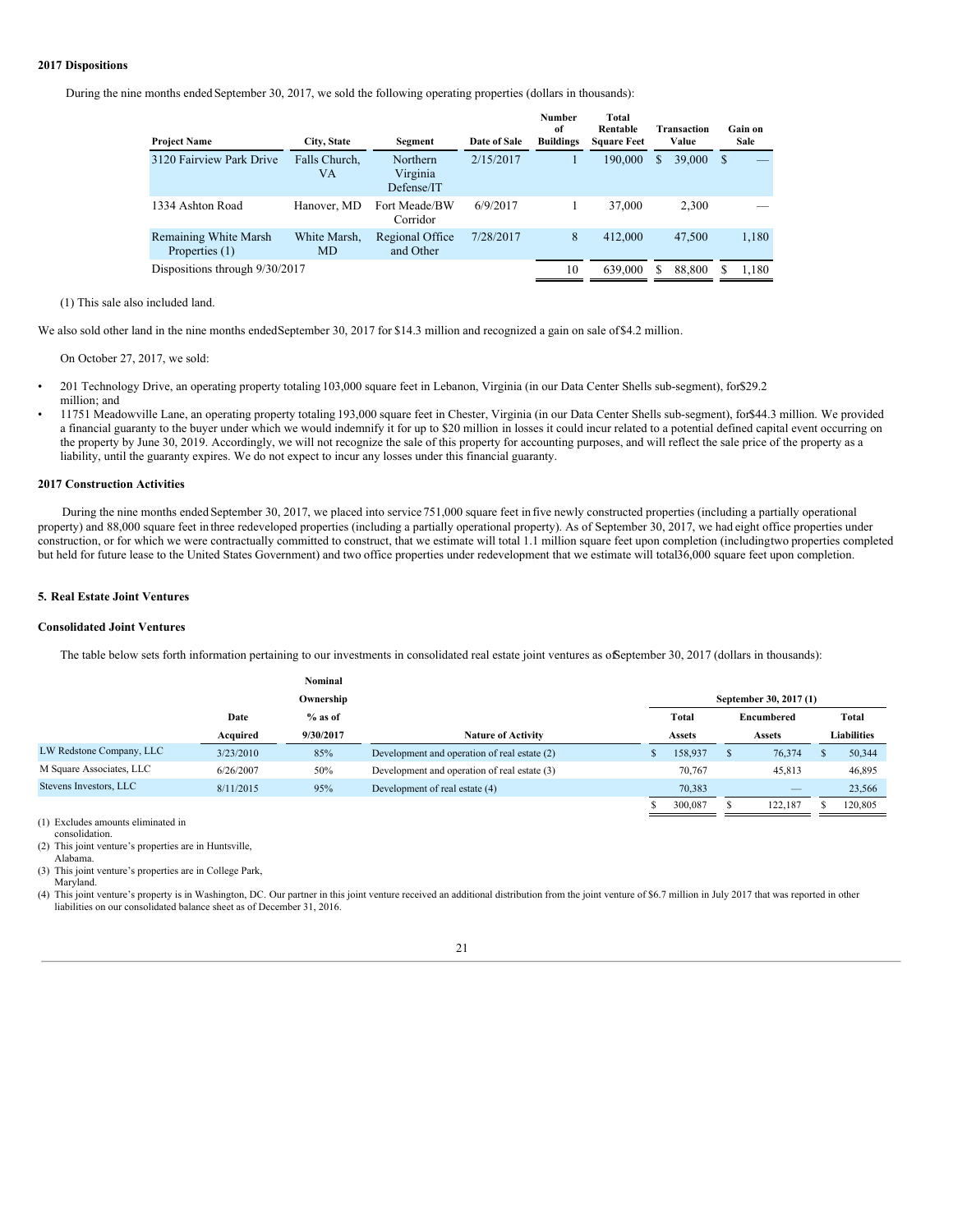**2017 Dispositions**

During the nine months ended September 30, 2017, we sold the following operating properties (dollars in thousands):

| Project Name | City, State | Segment | Date of Sale | Number of Buildings | Total Rentable Square Feet | Transaction Value | Gain on Sale |
|---|---|---|---|---|---|---|---|
| 3120 Fairview Park Drive | Falls Church, VA | Northern Virginia Defense/IT | 2/15/2017 | 1 | 190,000 | $ 39,000 | $ — |
| 1334 Ashton Road | Hanover, MD | Fort Meade/BW Corridor | 6/9/2017 | 1 | 37,000 | 2,300 | — |
| Remaining White Marsh Properties (1) | White Marsh, MD | Regional Office and Other | 7/28/2017 | 8 | 412,000 | 47,500 | 1,180 |
| Dispositions through 9/30/2017 | | | | 10 | 639,000 | $ 88,800 | $ 1,180 |

(1) This sale also included land.

We also sold other land in the nine months ended September 30, 2017 for $14.3 million and recognized a gain on sale of $4.2 million.

On October 27, 2017, we sold:

- 201 Technology Drive, an operating property totaling 103,000 square feet in Lebanon, Virginia (in our Data Center Shells sub-segment), for $29.2 million; and
- 11751 Meadowville Lane, an operating property totaling 193,000 square feet in Chester, Virginia (in our Data Center Shells sub-segment), for $44.3 million. We provided a financial guaranty to the buyer under which we would indemnify it for up to $20 million in losses it could incur related to a potential defined capital event occurring on the property by June 30, 2019. Accordingly, we will not recognize the sale of this property for accounting purposes, and will reflect the sale price of the property as a liability, until the guaranty expires. We do not expect to incur any losses under this financial guaranty.

**2017 Construction Activities**

During the nine months ended September 30, 2017, we placed into service 751,000 square feet in five newly constructed properties (including a partially operational property) and 88,000 square feet in three redeveloped properties (including a partially operational property). As of September 30, 2017, we had eight office properties under construction, or for which we were contractually committed to construct, that we estimate will total 1.1 million square feet upon completion (including two properties completed but held for future lease to the United States Government) and two office properties under redevelopment that we estimate will total 36,000 square feet upon completion.

**5. Real Estate Joint Ventures**

**Consolidated Joint Ventures**

The table below sets forth information pertaining to our investments in consolidated real estate joint ventures as of September 30, 2017 (dollars in thousands):

| | Date Acquired | Nominal Ownership % as of 9/30/2017 | Nature of Activity | September 30, 2017 (1) Total Assets | Encumbered Assets | Total Liabilities |
|---|---|---|---|---|---|---|
| LW Redstone Company, LLC | 3/23/2010 | 85% | Development and operation of real estate (2) | $ 158,937 | $ 76,374 | $ 50,344 |
| M Square Associates, LLC | 6/26/2007 | 50% | Development and operation of real estate (3) | 70,767 | 45,813 | 46,895 |
| Stevens Investors, LLC | 8/11/2015 | 95% | Development of real estate (4) | 70,383 | — | 23,566 |
| | | | | $ 300,087 | $ 122,187 | $ 120,805 |

(1) Excludes amounts eliminated in consolidation.
(2) This joint venture's properties are in Huntsville, Alabama.
(3) This joint venture's properties are in College Park, Maryland.
(4) This joint venture's property is in Washington, DC. Our partner in this joint venture received an additional distribution from the joint venture of $6.7 million in July 2017 that was reported in other liabilities on our consolidated balance sheet as of December 31, 2016.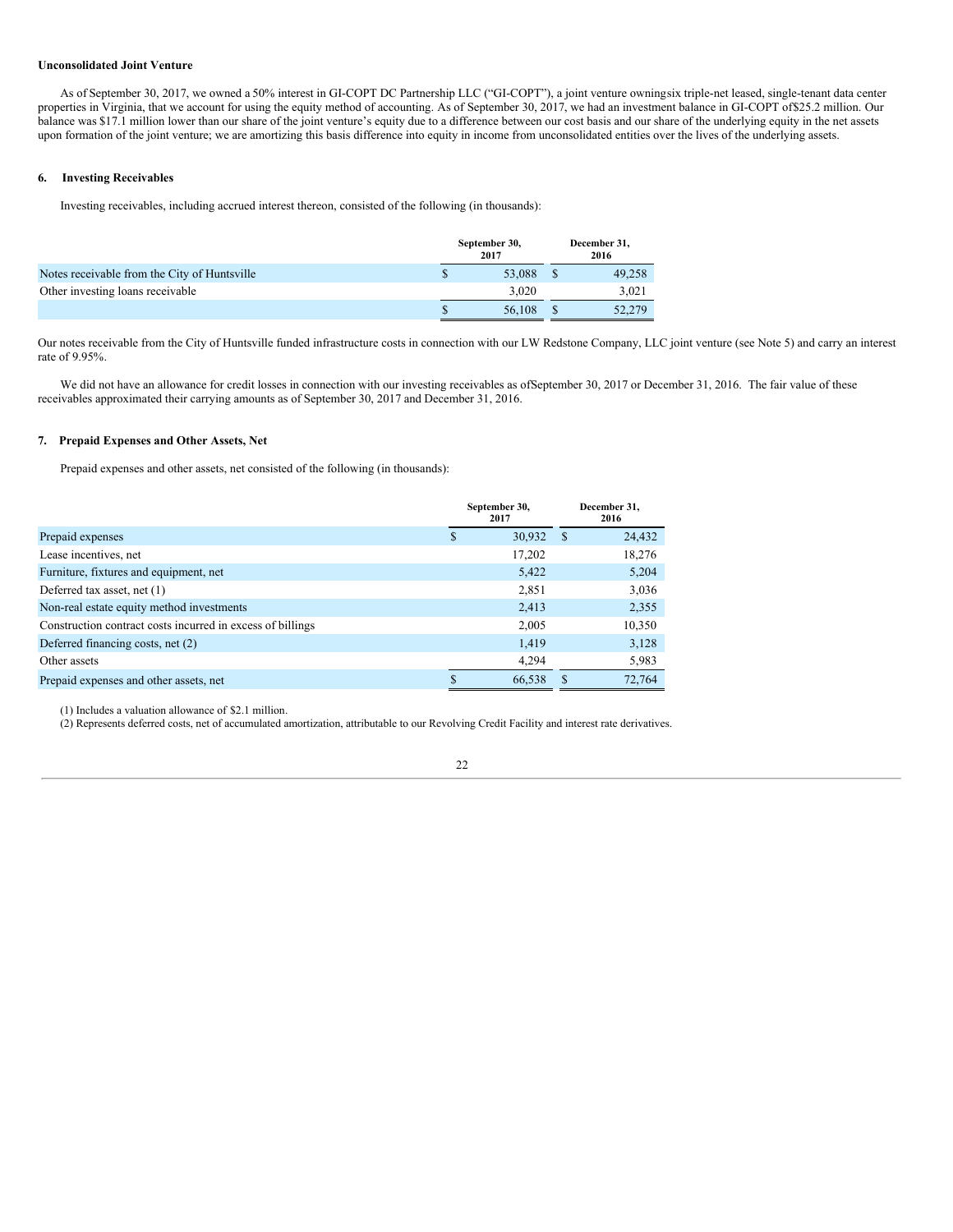**Unconsolidated Joint Venture**

As of September 30, 2017, we owned a 50% interest in GI-COPT DC Partnership LLC ("GI-COPT"), a joint venture owning six triple-net leased, single-tenant data center properties in Virginia, that we account for using the equity method of accounting. As of September 30, 2017, we had an investment balance in GI-COPT of $25.2 million. Our balance was $17.1 million lower than our share of the joint venture's equity due to a difference between our cost basis and our share of the underlying equity in the net assets upon formation of the joint venture; we are amortizing this basis difference into equity in income from unconsolidated entities over the lives of the underlying assets.

## 6. Investing Receivables

Investing receivables, including accrued interest thereon, consisted of the following (in thousands):

| | September 30, 2017 | December 31, 2016 |
|---|---|---|
| Notes receivable from the City of Huntsville | $ 53,088 | $ 49,258 |
| Other investing loans receivable | 3,020 | 3,021 |
| | $ 56,108 | $ 52,279 |

Our notes receivable from the City of Huntsville funded infrastructure costs in connection with our LW Redstone Company, LLC joint venture (see Note 5) and carry an interest rate of 9.95%.

We did not have an allowance for credit losses in connection with our investing receivables as of September 30, 2017 or December 31, 2016. The fair value of these receivables approximated their carrying amounts as of September 30, 2017 and December 31, 2016.

## 7. Prepaid Expenses and Other Assets, Net

Prepaid expenses and other assets, net consisted of the following (in thousands):

| | September 30, 2017 | December 31, 2016 |
|---|---|---|
| Prepaid expenses | $ 30,932 | $ 24,432 |
| Lease incentives, net | 17,202 | 18,276 |
| Furniture, fixtures and equipment, net | 5,422 | 5,204 |
| Deferred tax asset, net (1) | 2,851 | 3,036 |
| Non-real estate equity method investments | 2,413 | 2,355 |
| Construction contract costs incurred in excess of billings | 2,005 | 10,350 |
| Deferred financing costs, net (2) | 1,419 | 3,128 |
| Other assets | 4,294 | 5,983 |
| Prepaid expenses and other assets, net | $ 66,538 | $ 72,764 |

(1) Includes a valuation allowance of $2.1 million.
(2) Represents deferred costs, net of accumulated amortization, attributable to our Revolving Credit Facility and interest rate derivatives.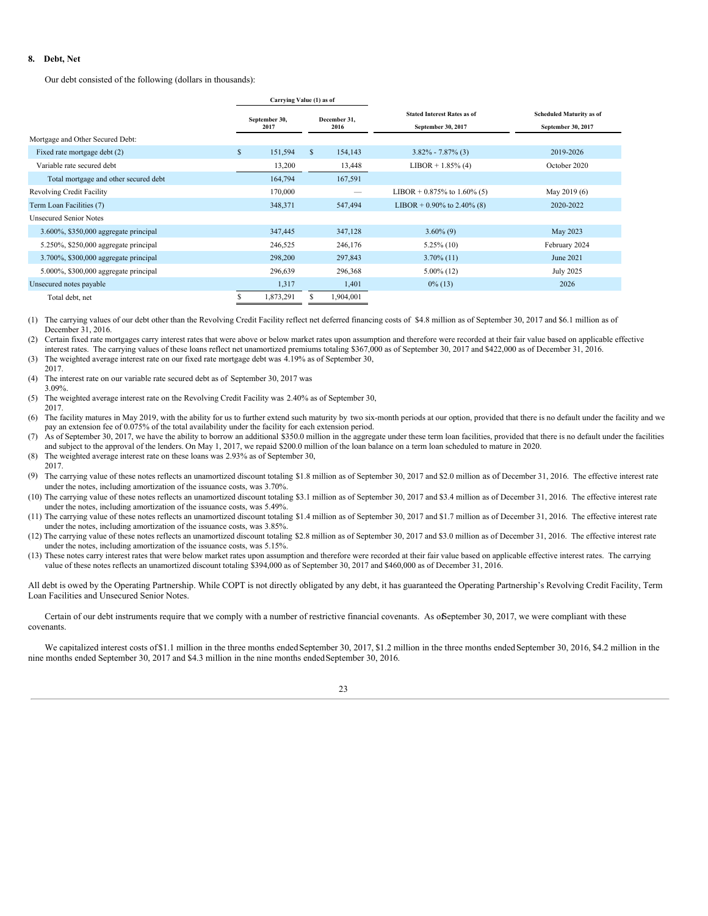## 8. Debt, Net

Our debt consisted of the following (dollars in thousands):

| | Carrying Value (1) as of | | Stated Interest Rates as of | Scheduled Maturity as of |
|---|---|---|---|---|
| | September 30, 2017 | December 31, 2016 | September 30, 2017 | September 30, 2017 |
| Mortgage and Other Secured Debt: | | | | |
| Fixed rate mortgage debt (2) | $ 151,594 | $ 154,143 | 3.82% - 7.87% (3) | 2019-2026 |
| Variable rate secured debt | 13,200 | 13,448 | LIBOR + 1.85% (4) | October 2020 |
| Total mortgage and other secured debt | 164,794 | 167,591 | | |
| Revolving Credit Facility | 170,000 | — | LIBOR + 0.875% to 1.60% (5) | May 2019 (6) |
| Term Loan Facilities (7) | 348,371 | 547,494 | LIBOR + 0.90% to 2.40% (8) | 2020-2022 |
| Unsecured Senior Notes | | | | |
| 3.600%, $350,000 aggregate principal | 347,445 | 347,128 | 3.60% (9) | May 2023 |
| 5.250%, $250,000 aggregate principal | 246,525 | 246,176 | 5.25% (10) | February 2024 |
| 3.700%, $300,000 aggregate principal | 298,200 | 297,843 | 3.70% (11) | June 2021 |
| 5.000%, $300,000 aggregate principal | 296,639 | 296,368 | 5.00% (12) | July 2025 |
| Unsecured notes payable | 1,317 | 1,401 | 0% (13) | 2026 |
| Total debt, net | $ 1,873,291 | $ 1,904,001 | | |

(1) The carrying values of our debt other than the Revolving Credit Facility reflect net deferred financing costs of $4.8 million as of September 30, 2017 and $6.1 million as of December 31, 2016.

(2) Certain fixed rate mortgages carry interest rates that were above or below market rates upon assumption and therefore were recorded at their fair value based on applicable effective interest rates. The carrying values of these loans reflect net unamortized premiums totaling $367,000 as of September 30, 2017 and $422,000 as of December 31, 2016.

(3) The weighted average interest rate on our fixed rate mortgage debt was 4.19% as of September 30, 2017.

(4) The interest rate on our variable rate secured debt as of September 30, 2017 was 3.09%.

(5) The weighted average interest rate on the Revolving Credit Facility was 2.40% as of September 30, 2017.

(6) The facility matures in May 2019, with the ability for us to further extend such maturity by two six-month periods at our option, provided that there is no default under the facility and we pay an extension fee of 0.075% of the total availability under the facility for each extension period.

(7) As of September 30, 2017, we have the ability to borrow an additional $350.0 million in the aggregate under these term loan facilities, provided that there is no default under the facilities and subject to the approval of the lenders. On May 1, 2017, we repaid $200.0 million of the loan balance on a term loan scheduled to mature in 2020.

(8) The weighted average interest rate on these loans was 2.93% as of September 30, 2017.

(9) The carrying value of these notes reflects an unamortized discount totaling $1.8 million as of September 30, 2017 and $2.0 million as of December 31, 2016. The effective interest rate under the notes, including amortization of the issuance costs, was 3.70%.

(10) The carrying value of these notes reflects an unamortized discount totaling $3.1 million as of September 30, 2017 and $3.4 million as of December 31, 2016. The effective interest rate under the notes, including amortization of the issuance costs, was 5.49%.

(11) The carrying value of these notes reflects an unamortized discount totaling $1.4 million as of September 30, 2017 and $1.7 million as of December 31, 2016. The effective interest rate under the notes, including amortization of the issuance costs, was 3.85%.

(12) The carrying value of these notes reflects an unamortized discount totaling $2.8 million as of September 30, 2017 and $3.0 million as of December 31, 2016. The effective interest rate under the notes, including amortization of the issuance costs, was 5.15%.

(13) These notes carry interest rates that were below market rates upon assumption and therefore were recorded at their fair value based on applicable effective interest rates. The carrying value of these notes reflects an unamortized discount totaling $394,000 as of September 30, 2017 and $460,000 as of December 31, 2016.

All debt is owed by the Operating Partnership. While COPT is not directly obligated by any debt, it has guaranteed the Operating Partnership's Revolving Credit Facility, Term Loan Facilities and Unsecured Senior Notes.

Certain of our debt instruments require that we comply with a number of restrictive financial covenants. As of September 30, 2017, we were compliant with these covenants.

We capitalized interest costs of $1.1 million in the three months ended September 30, 2017, $1.2 million in the three months ended September 30, 2016, $4.2 million in the nine months ended September 30, 2017 and $4.3 million in the nine months ended September 30, 2016.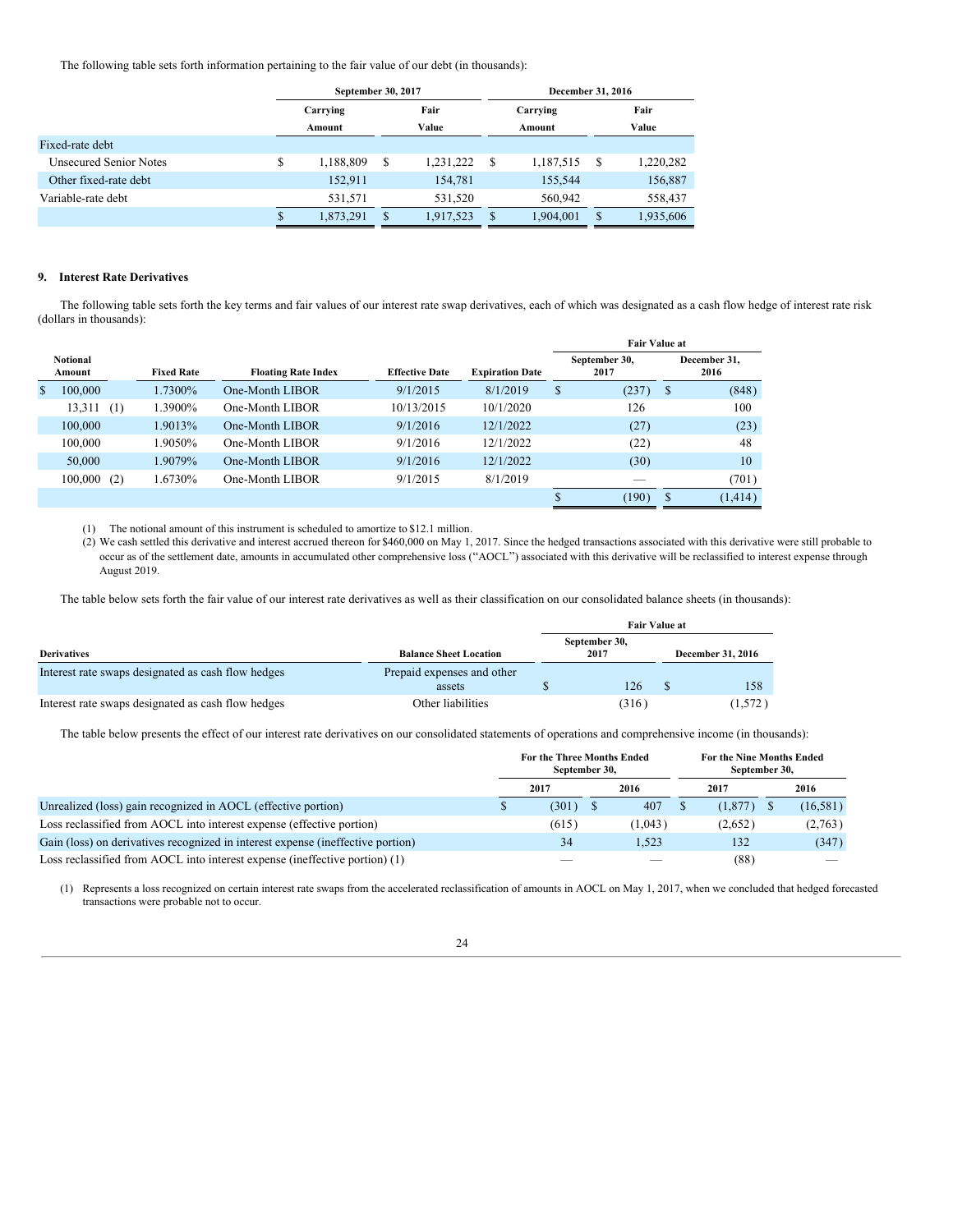The following table sets forth information pertaining to the fair value of our debt (in thousands):

| | September 30, 2017 | | December 31, 2016 | |
|---|---|---|---|---|
| | Carrying Amount | Fair Value | Carrying Amount | Fair Value |
| Fixed-rate debt | | | | |
| Unsecured Senior Notes | $ 1,188,809 | $ 1,231,222 | $ 1,187,515 | $ 1,220,282 |
| Other fixed-rate debt | 152,911 | 154,781 | 155,544 | 156,887 |
| Variable-rate debt | 531,571 | 531,520 | 560,942 | 558,437 |
| | $ 1,873,291 | $ 1,917,523 | $ 1,904,001 | $ 1,935,606 |

## 9. Interest Rate Derivatives

The following table sets forth the key terms and fair values of our interest rate swap derivatives, each of which was designated as a cash flow hedge of interest rate risk (dollars in thousands):

| | | | | | Fair Value at | |
|---|---|---|---|---|---|---|
| Notional Amount | Fixed Rate | Floating Rate Index | Effective Date | Expiration Date | September 30, 2017 | December 31, 2016 |
| $ 100,000 | 1.7300% | One-Month LIBOR | 9/1/2015 | 8/1/2019 | $ (237) | $ (848) |
| 13,311 (1) | 1.3900% | One-Month LIBOR | 10/13/2015 | 10/1/2020 | 126 | 100 |
| 100,000 | 1.9013% | One-Month LIBOR | 9/1/2016 | 12/1/2022 | (27) | (23) |
| 100,000 | 1.9050% | One-Month LIBOR | 9/1/2016 | 12/1/2022 | (22) | 48 |
| 50,000 | 1.9079% | One-Month LIBOR | 9/1/2016 | 12/1/2022 | (30) | 10 |
| 100,000 (2) | 1.6730% | One-Month LIBOR | 9/1/2015 | 8/1/2019 | — | (701) |
| | | | | | $ (190) | $ (1,414) |

(1) The notional amount of this instrument is scheduled to amortize to $12.1 million.

(2) We cash settled this derivative and interest accrued thereon for $460,000 on May 1, 2017. Since the hedged transactions associated with this derivative were still probable to occur as of the settlement date, amounts in accumulated other comprehensive loss ("AOCL") associated with this derivative will be reclassified to interest expense through August 2019.

The table below sets forth the fair value of our interest rate derivatives as well as their classification on our consolidated balance sheets (in thousands):

| | | Fair Value at | |
|---|---|---|---|
| Derivatives | Balance Sheet Location | September 30, 2017 | December 31, 2016 |
| Interest rate swaps designated as cash flow hedges | Prepaid expenses and other assets | $ 126 | $ 158 |
| Interest rate swaps designated as cash flow hedges | Other liabilities | (316) | (1,572) |

The table below presents the effect of our interest rate derivatives on our consolidated statements of operations and comprehensive income (in thousands):

| | For the Three Months Ended September 30, | | For the Nine Months Ended September 30, | |
|---|---|---|---|---|
| | 2017 | 2016 | 2017 | 2016 |
| Unrealized (loss) gain recognized in AOCL (effective portion) | $ (301) | $ 407 | $ (1,877) | $ (16,581) |
| Loss reclassified from AOCL into interest expense (effective portion) | (615) | (1,043) | (2,652) | (2,763) |
| Gain (loss) on derivatives recognized in interest expense (ineffective portion) | 34 | 1,523 | 132 | (347) |
| Loss reclassified from AOCL into interest expense (ineffective portion) (1) | — | — | (88) | — |

(1) Represents a loss recognized on certain interest rate swaps from the accelerated reclassification of amounts in AOCL on May 1, 2017, when we concluded that hedged forecasted transactions were probable not to occur.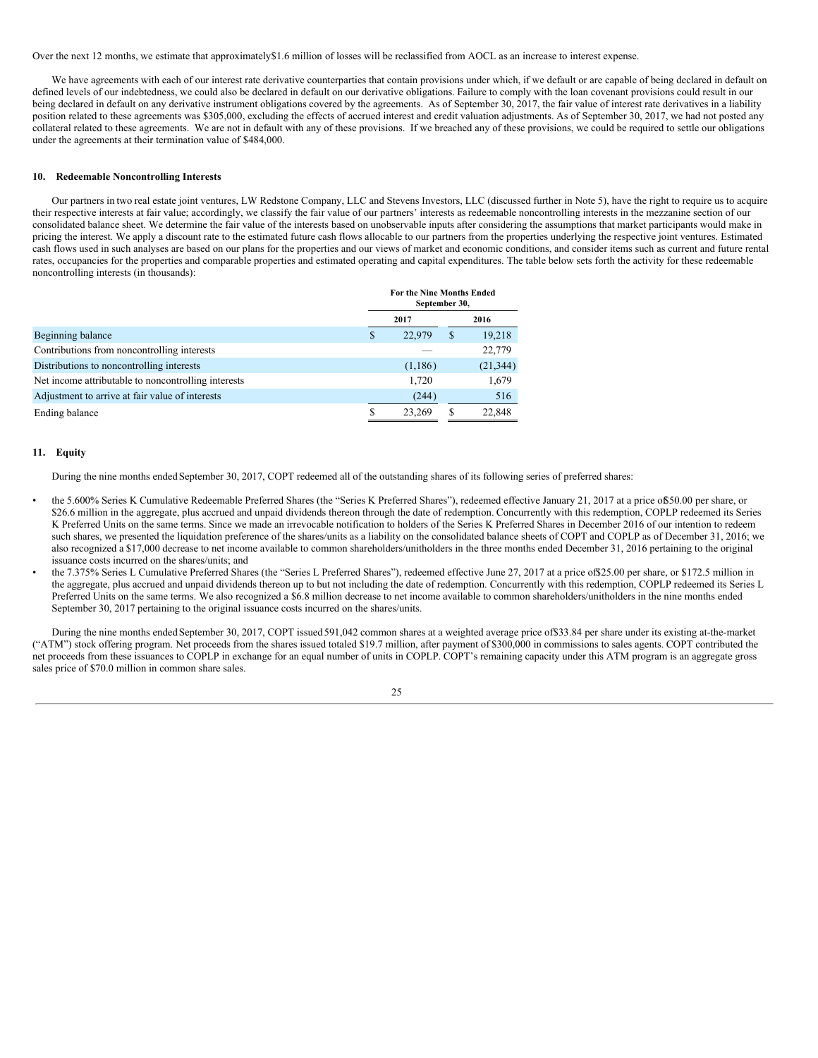Over the next 12 months, we estimate that approximately $1.6 million of losses will be reclassified from AOCL as an increase to interest expense.

We have agreements with each of our interest rate derivative counterparties that contain provisions under which, if we default or are capable of being declared in default on defined levels of our indebtedness, we could also be declared in default on our derivative obligations. Failure to comply with the loan covenant provisions could result in our being declared in default on any derivative instrument obligations covered by the agreements. As of September 30, 2017, the fair value of interest rate derivatives in a liability position related to these agreements was $305,000, excluding the effects of accrued interest and credit valuation adjustments. As of September 30, 2017, we had not posted any collateral related to these agreements. We are not in default with any of these provisions. If we breached any of these provisions, we could be required to settle our obligations under the agreements at their termination value of $484,000.

## 10. Redeemable Noncontrolling Interests

Our partners in two real estate joint ventures, LW Redstone Company, LLC and Stevens Investors, LLC (discussed further in Note 5), have the right to require us to acquire their respective interests at fair value; accordingly, we classify the fair value of our partners' interests as redeemable noncontrolling interests in the mezzanine section of our consolidated balance sheet. We determine the fair value of the interests based on unobservable inputs after considering the assumptions that market participants would make in pricing the interest. We apply a discount rate to the estimated future cash flows allocable to our partners from the properties underlying the respective joint ventures. Estimated cash flows used in such analyses are based on our plans for the properties and our views of market and economic conditions, and consider items such as current and future rental rates, occupancies for the properties and comparable properties and estimated operating and capital expenditures. The table below sets forth the activity for these redeemable noncontrolling interests (in thousands):

| | For the Nine Months Ended September 30, | |
|---|---|---|
| | 2017 | 2016 |
| Beginning balance | $ 22,979 | $ 19,218 |
| Contributions from noncontrolling interests | — | 22,779 |
| Distributions to noncontrolling interests | (1,186) | (21,344) |
| Net income attributable to noncontrolling interests | 1,720 | 1,679 |
| Adjustment to arrive at fair value of interests | (244) | 516 |
| Ending balance | $ 23,269 | $ 22,848 |

## 11. Equity

During the nine months ended September 30, 2017, COPT redeemed all of the outstanding shares of its following series of preferred shares:

- the 5.600% Series K Cumulative Redeemable Preferred Shares (the "Series K Preferred Shares"), redeemed effective January 21, 2017 at a price of $50.00 per share, or $26.6 million in the aggregate, plus accrued and unpaid dividends thereon through the date of redemption. Concurrently with this redemption, COPLP redeemed its Series K Preferred Units on the same terms. Since we made an irrevocable notification to holders of the Series K Preferred Shares in December 2016 of our intention to redeem such shares, we presented the liquidation preference of the shares/units as a liability on the consolidated balance sheets of COPT and COPLP as of December 31, 2016; we also recognized a $17,000 decrease to net income available to common shareholders/unitholders in the three months ended December 31, 2016 pertaining to the original issuance costs incurred on the shares/units; and
- the 7.375% Series L Cumulative Preferred Shares (the "Series L Preferred Shares"), redeemed effective June 27, 2017 at a price of $25.00 per share, or $172.5 million in the aggregate, plus accrued and unpaid dividends thereon up to but not including the date of redemption. Concurrently with this redemption, COPLP redeemed its Series L Preferred Units on the same terms. We also recognized a $6.8 million decrease to net income available to common shareholders/unitholders in the nine months ended September 30, 2017 pertaining to the original issuance costs incurred on the shares/units.

During the nine months ended September 30, 2017, COPT issued 591,042 common shares at a weighted average price of $33.84 per share under its existing at-the-market ("ATM") stock offering program. Net proceeds from the shares issued totaled $19.7 million, after payment of $300,000 in commissions to sales agents. COPT contributed the net proceeds from these issuances to COPLP in exchange for an equal number of units in COPLP. COPT's remaining capacity under this ATM program is an aggregate gross sales price of $70.0 million in common share sales.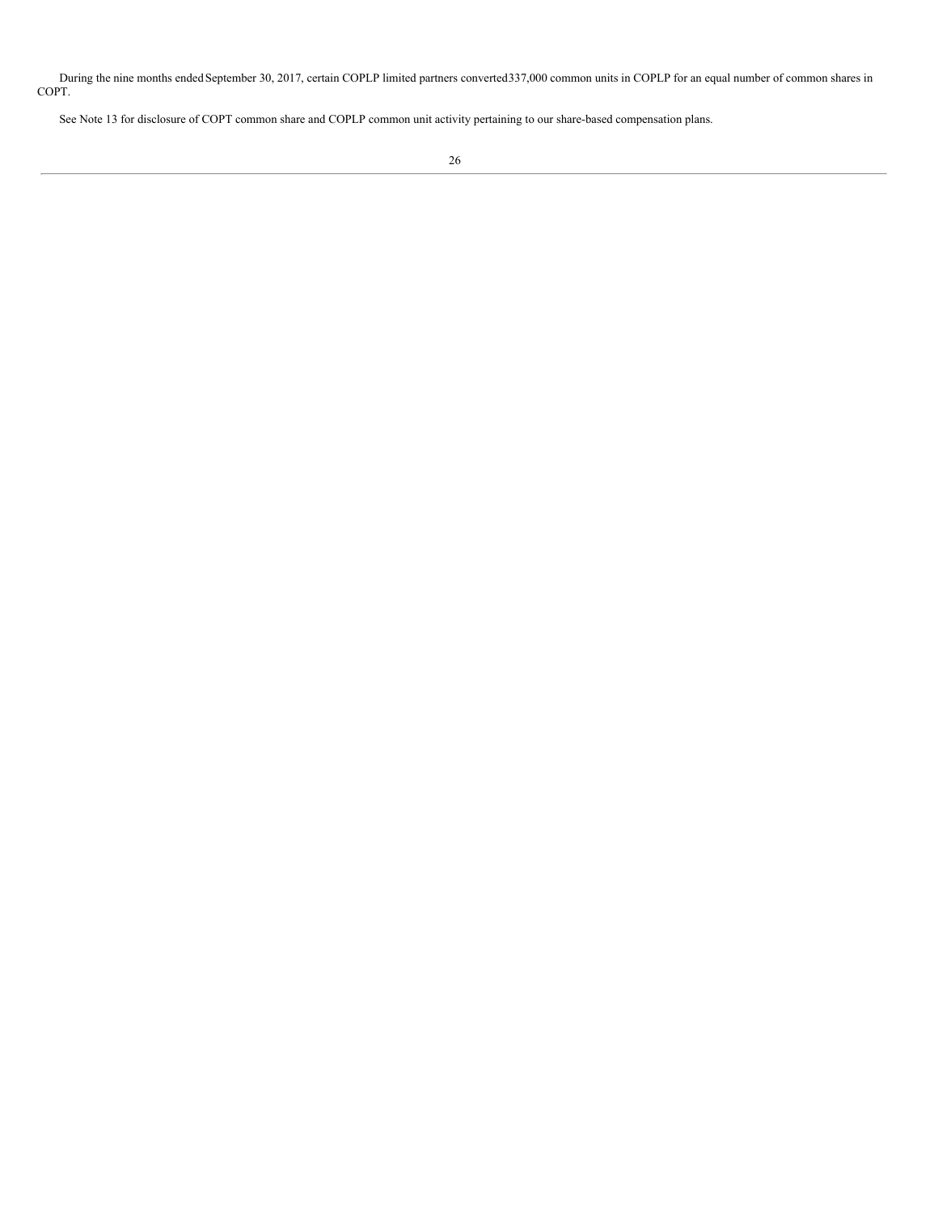During the nine months ended September 30, 2017, certain COPLP limited partners converted 337,000 common units in COPLP for an equal number of common shares in COPT.

See Note 13 for disclosure of COPT common share and COPLP common unit activity pertaining to our share-based compensation plans.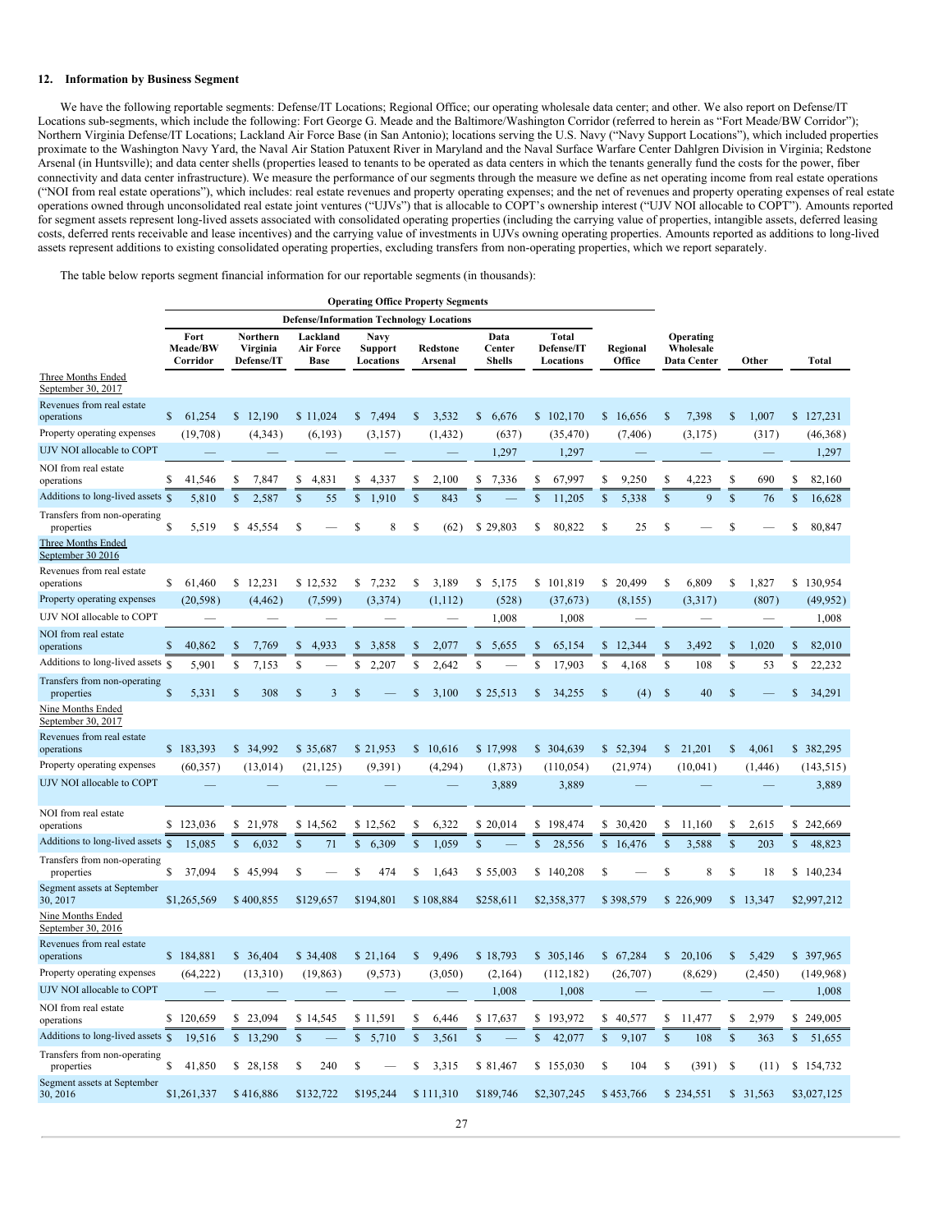## 12. Information by Business Segment

We have the following reportable segments: Defense/IT Locations; Regional Office; our operating wholesale data center; and other. We also report on Defense/IT Locations sub-segments, which include the following: Fort George G. Meade and the Baltimore/Washington Corridor (referred to herein as "Fort Meade/BW Corridor"); Northern Virginia Defense/IT Locations; Lackland Air Force Base (in San Antonio); locations serving the U.S. Navy ("Navy Support Locations"), which included properties proximate to the Washington Navy Yard, the Naval Air Station Patuxent River in Maryland and the Naval Surface Warfare Center Dahlgren Division in Virginia; Redstone Arsenal (in Huntsville); and data center shells (properties leased to tenants to be operated as data centers in which the tenants generally fund the costs for the power, fiber connectivity and data center infrastructure). We measure the performance of our segments through the measure we define as net operating income from real estate operations ("NOI from real estate operations"), which includes: real estate revenues and property operating expenses; and the net of revenues and property operating expenses of real estate operations owned through unconsolidated real estate joint ventures ("UJVs") that is allocable to COPT's ownership interest ("UJV NOI allocable to COPT"). Amounts reported for segment assets represent long-lived assets associated with consolidated operating properties (including the carrying value of properties, intangible assets, deferred leasing costs, deferred rents receivable and lease incentives) and the carrying value of investments in UJVs owning operating properties. Amounts reported as additions to long-lived assets represent additions to existing consolidated operating properties, excluding transfers from non-operating properties, which we report separately.

The table below reports segment financial information for our reportable segments (in thousands):

| | Operating Office Property Segments | | | | | | | | | | |
|---|---|---|---|---|---|---|---|---|---|---|---|
| | Defense/Information Technology Locations | | | | | | | | | | |
| | Fort Meade/BW Corridor | Northern Virginia Defense/IT | Lackland Air Force Base | Navy Support Locations | Redstone Arsenal | Data Center Shells | Total Defense/IT Locations | Regional Office | Operating Wholesale Data Center | Other | Total |
| Three Months Ended September 30, 2017 | | | | | | | | | | | |
| Revenues from real estate operations | $ 61,254 | $ 12,190 | $ 11,024 | $ 7,494 | $ 3,532 | $ 6,676 | $ 102,170 | $ 16,656 | $ 7,398 | $ 1,007 | $ 127,231 |
| Property operating expenses | (19,708) | (4,343) | (6,193) | (3,157) | (1,432) | (637) | (35,470) | (7,406) | (3,175) | (317) | (46,368) |
| UJV NOI allocable to COPT | — | — | — | — | — | 1,297 | 1,297 | — | — | — | 1,297 |
| NOI from real estate operations | $ 41,546 | $ 7,847 | $ 4,831 | $ 4,337 | $ 2,100 | $ 7,336 | $ 67,997 | $ 9,250 | $ 4,223 | $ 690 | $ 82,160 |
| Additions to long-lived assets | $ 5,810 | $ 2,587 | $ 55 | $ 1,910 | $ 843 | $ — | $ 11,205 | $ 5,338 | $ 9 | $ 76 | $ 16,628 |
| Transfers from non-operating properties | $ 5,519 | $ 45,554 | $ — | $ 8 | $ (62) | $ 29,803 | $ 80,822 | $ 25 | $ — | $ — | $ 80,847 |
| Three Months Ended September 30 2016 | | | | | | | | | | | |
| Revenues from real estate operations | $ 61,460 | $ 12,231 | $ 12,532 | $ 7,232 | $ 3,189 | $ 5,175 | $ 101,819 | $ 20,499 | $ 6,809 | $ 1,827 | $ 130,954 |
| Property operating expenses | (20,598) | (4,462) | (7,599) | (3,374) | (1,112) | (528) | (37,673) | (8,155) | (3,317) | (807) | (49,952) |
| UJV NOI allocable to COPT | — | — | — | — | — | 1,008 | 1,008 | — | — | — | 1,008 |
| NOI from real estate operations | $ 40,862 | $ 7,769 | $ 4,933 | $ 3,858 | $ 2,077 | $ 5,655 | $ 65,154 | $ 12,344 | $ 3,492 | $ 1,020 | $ 82,010 |
| Additions to long-lived assets | $ 5,901 | $ 7,153 | $ — | $ 2,207 | $ 2,642 | $ — | $ 17,903 | $ 4,168 | $ 108 | $ 53 | $ 22,232 |
| Transfers from non-operating properties | $ 5,331 | $ 308 | $ 3 | $ — | $ 3,100 | $ 25,513 | $ 34,255 | $ (4) | $ 40 | $ — | $ 34,291 |
| Nine Months Ended September 30, 2017 | | | | | | | | | | | |
| Revenues from real estate operations | $ 183,393 | $ 34,992 | $ 35,687 | $ 21,953 | $ 10,616 | $ 17,998 | $ 304,639 | $ 52,394 | $ 21,201 | $ 4,061 | $ 382,295 |
| Property operating expenses | (60,357) | (13,014) | (21,125) | (9,391) | (4,294) | (1,873) | (110,054) | (21,974) | (10,041) | (1,446) | (143,515) |
| UJV NOI allocable to COPT | — | — | — | — | — | 3,889 | 3,889 | — | — | — | 3,889 |
| NOI from real estate operations | $ 123,036 | $ 21,978 | $ 14,562 | $ 12,562 | $ 6,322 | $ 20,014 | $ 198,474 | $ 30,420 | $ 11,160 | $ 2,615 | $ 242,669 |
| Additions to long-lived assets | $ 15,085 | $ 6,032 | $ 71 | $ 6,309 | $ 1,059 | $ — | $ 28,556 | $ 16,476 | $ 3,588 | $ 203 | $ 48,823 |
| Transfers from non-operating properties | $ 37,094 | $ 45,994 | $ — | $ 474 | $ 1,643 | $ 55,003 | $ 140,208 | $ — | $ 8 | $ 18 | $ 140,234 |
| Segment assets at September 30, 2017 | $1,265,569 | $ 400,855 | $129,657 | $194,801 | $ 108,884 | $258,611 | $2,358,377 | $ 398,579 | $ 226,909 | $ 13,347 | $2,997,212 |
| Nine Months Ended September 30, 2016 | | | | | | | | | | | |
| Revenues from real estate operations | $ 184,881 | $ 36,404 | $ 34,408 | $ 21,164 | $ 9,496 | $ 18,793 | $ 305,146 | $ 67,284 | $ 20,106 | $ 5,429 | $ 397,965 |
| Property operating expenses | (64,222) | (13,310) | (19,863) | (9,573) | (3,050) | (2,164) | (112,182) | (26,707) | (8,629) | (2,450) | (149,968) |
| UJV NOI allocable to COPT | — | — | — | — | — | 1,008 | 1,008 | — | — | — | 1,008 |
| NOI from real estate operations | $ 120,659 | $ 23,094 | $ 14,545 | $ 11,591 | $ 6,446 | $ 17,637 | $ 193,972 | $ 40,577 | $ 11,477 | $ 2,979 | $ 249,005 |
| Additions to long-lived assets | $ 19,516 | $ 13,290 | $ — | $ 5,710 | $ 3,561 | $ — | $ 42,077 | $ 9,107 | $ 108 | $ 363 | $ 51,655 |
| Transfers from non-operating properties | $ 41,850 | $ 28,158 | $ 240 | $ — | $ 3,315 | $ 81,467 | $ 155,030 | $ 104 | $ (391) | $ (11) | $ 154,732 |
| Segment assets at September 30, 2016 | $1,261,337 | $ 416,886 | $132,722 | $195,244 | $ 111,310 | $189,746 | $2,307,245 | $ 453,766 | $ 234,551 | $ 31,563 | $3,027,125 |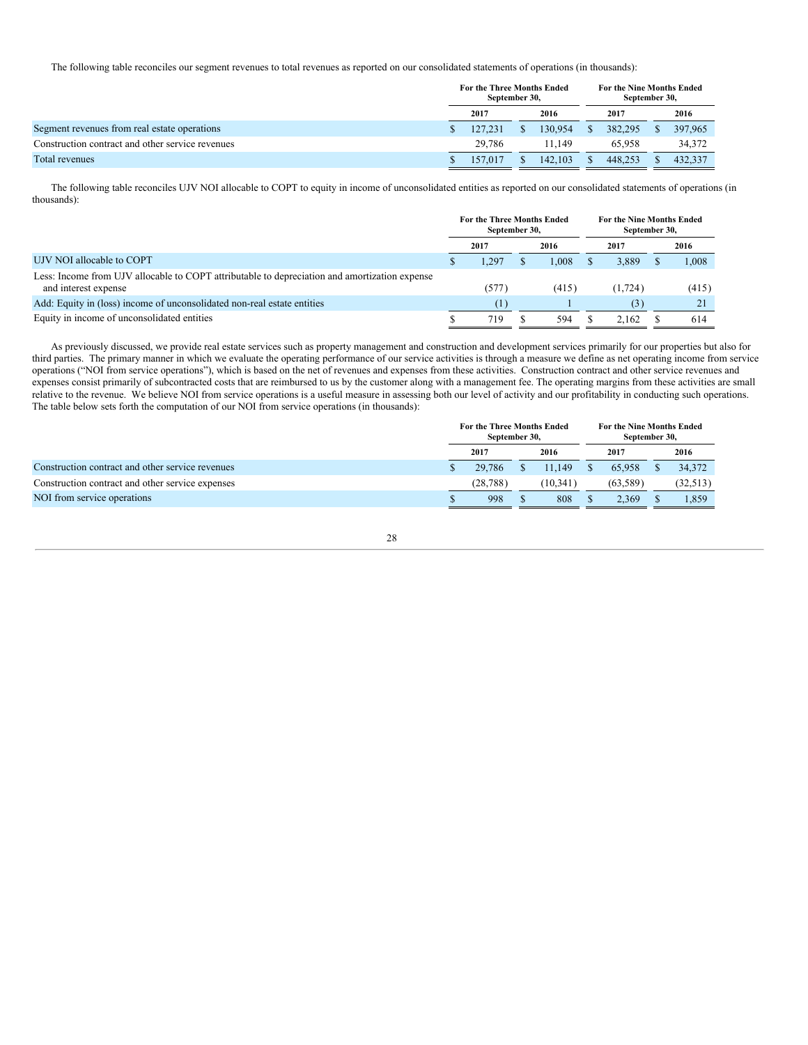The following table reconciles our segment revenues to total revenues as reported on our consolidated statements of operations (in thousands):

| | For the Three Months Ended September 30, | | For the Nine Months Ended September 30, | |
|---|---|---|---|---|
| | 2017 | 2016 | 2017 | 2016 |
| Segment revenues from real estate operations | $ 127,231 | $ 130,954 | $ 382,295 | $ 397,965 |
| Construction contract and other service revenues | 29,786 | 11,149 | 65,958 | 34,372 |
| Total revenues | $ 157,017 | $ 142,103 | $ 448,253 | $ 432,337 |

The following table reconciles UJV NOI allocable to COPT to equity in income of unconsolidated entities as reported on our consolidated statements of operations (in thousands):

| | For the Three Months Ended September 30, | | For the Nine Months Ended September 30, | |
|---|---|---|---|---|
| | 2017 | 2016 | 2017 | 2016 |
| UJV NOI allocable to COPT | $ 1,297 | $ 1,008 | $ 3,889 | $ 1,008 |
| Less: Income from UJV allocable to COPT attributable to depreciation and amortization expense and interest expense | (577) | (415) | (1,724) | (415) |
| Add: Equity in (loss) income of unconsolidated non-real estate entities | (1) | 1 | (3) | 21 |
| Equity in income of unconsolidated entities | $ 719 | $ 594 | $ 2,162 | $ 614 |

As previously discussed, we provide real estate services such as property management and construction and development services primarily for our properties but also for third parties. The primary manner in which we evaluate the operating performance of our service activities is through a measure we define as net operating income from service operations ("NOI from service operations"), which is based on the net of revenues and expenses from these activities. Construction contract and other service revenues and expenses consist primarily of subcontracted costs that are reimbursed to us by the customer along with a management fee. The operating margins from these activities are small relative to the revenue. We believe NOI from service operations is a useful measure in assessing both our level of activity and our profitability in conducting such operations. The table below sets forth the computation of our NOI from service operations (in thousands):

| | For the Three Months Ended September 30, | | For the Nine Months Ended September 30, | |
|---|---|---|---|---|
| | 2017 | 2016 | 2017 | 2016 |
| Construction contract and other service revenues | $ 29,786 | $ 11,149 | $ 65,958 | $ 34,372 |
| Construction contract and other service expenses | (28,788) | (10,341) | (63,589) | (32,513) |
| NOI from service operations | $ 998 | $ 808 | $ 2,369 | $ 1,859 |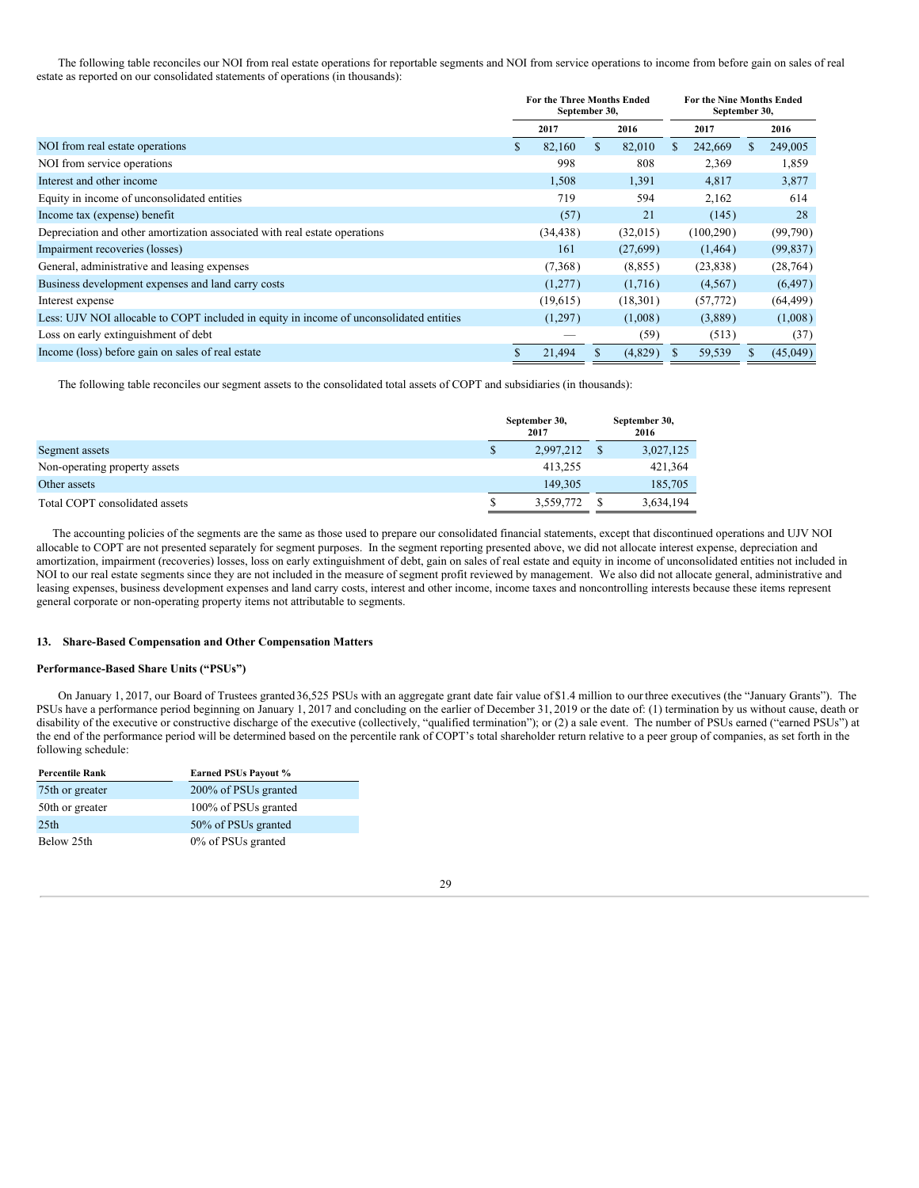The following table reconciles our NOI from real estate operations for reportable segments and NOI from service operations to income from before gain on sales of real estate as reported on our consolidated statements of operations (in thousands):

| | For the Three Months Ended September 30, | | For the Nine Months Ended September 30, | |
|---|---|---|---|---|
| | 2017 | 2016 | 2017 | 2016 |
| NOI from real estate operations | $ 82,160 | $ 82,010 | $ 242,669 | $ 249,005 |
| NOI from service operations | 998 | 808 | 2,369 | 1,859 |
| Interest and other income | 1,508 | 1,391 | 4,817 | 3,877 |
| Equity in income of unconsolidated entities | 719 | 594 | 2,162 | 614 |
| Income tax (expense) benefit | (57) | 21 | (145) | 28 |
| Depreciation and other amortization associated with real estate operations | (34,438) | (32,015) | (100,290) | (99,790) |
| Impairment recoveries (losses) | 161 | (27,699) | (1,464) | (99,837) |
| General, administrative and leasing expenses | (7,368) | (8,855) | (23,838) | (28,764) |
| Business development expenses and land carry costs | (1,277) | (1,716) | (4,567) | (6,497) |
| Interest expense | (19,615) | (18,301) | (57,772) | (64,499) |
| Less: UJV NOI allocable to COPT included in equity in income of unconsolidated entities | (1,297) | (1,008) | (3,889) | (1,008) |
| Loss on early extinguishment of debt | — | (59) | (513) | (37) |
| Income (loss) before gain on sales of real estate | $ 21,494 | $ (4,829) | $ 59,539 | $ (45,049) |

The following table reconciles our segment assets to the consolidated total assets of COPT and subsidiaries (in thousands):

| | September 30, 2017 | September 30, 2016 |
|---|---|---|
| Segment assets | $ 2,997,212 | $ 3,027,125 |
| Non-operating property assets | 413,255 | 421,364 |
| Other assets | 149,305 | 185,705 |
| Total COPT consolidated assets | $ 3,559,772 | $ 3,634,194 |

The accounting policies of the segments are the same as those used to prepare our consolidated financial statements, except that discontinued operations and UJV NOI allocable to COPT are not presented separately for segment purposes. In the segment reporting presented above, we did not allocate interest expense, depreciation and amortization, impairment (recoveries) losses, loss on early extinguishment of debt, gain on sales of real estate and equity in income of unconsolidated entities not included in NOI to our real estate segments since they are not included in the measure of segment profit reviewed by management. We also did not allocate general, administrative and leasing expenses, business development expenses and land carry costs, interest and other income, income taxes and noncontrolling interests because these items represent general corporate or non-operating property items not attributable to segments.

## 13. Share-Based Compensation and Other Compensation Matters

### Performance-Based Share Units ("PSUs")

On January 1, 2017, our Board of Trustees granted 36,525 PSUs with an aggregate grant date fair value of $1.4 million to our three executives (the "January Grants"). The PSUs have a performance period beginning on January 1, 2017 and concluding on the earlier of December 31, 2019 or the date of: (1) termination by us without cause, death or disability of the executive or constructive discharge of the executive (collectively, "qualified termination"); or (2) a sale event. The number of PSUs earned ("earned PSUs") at the end of the performance period will be determined based on the percentile rank of COPT's total shareholder return relative to a peer group of companies, as set forth in the following schedule:

| Percentile Rank | Earned PSUs Payout % |
|---|---|
| 75th or greater | 200% of PSUs granted |
| 50th or greater | 100% of PSUs granted |
| 25th | 50% of PSUs granted |
| Below 25th | 0% of PSUs granted |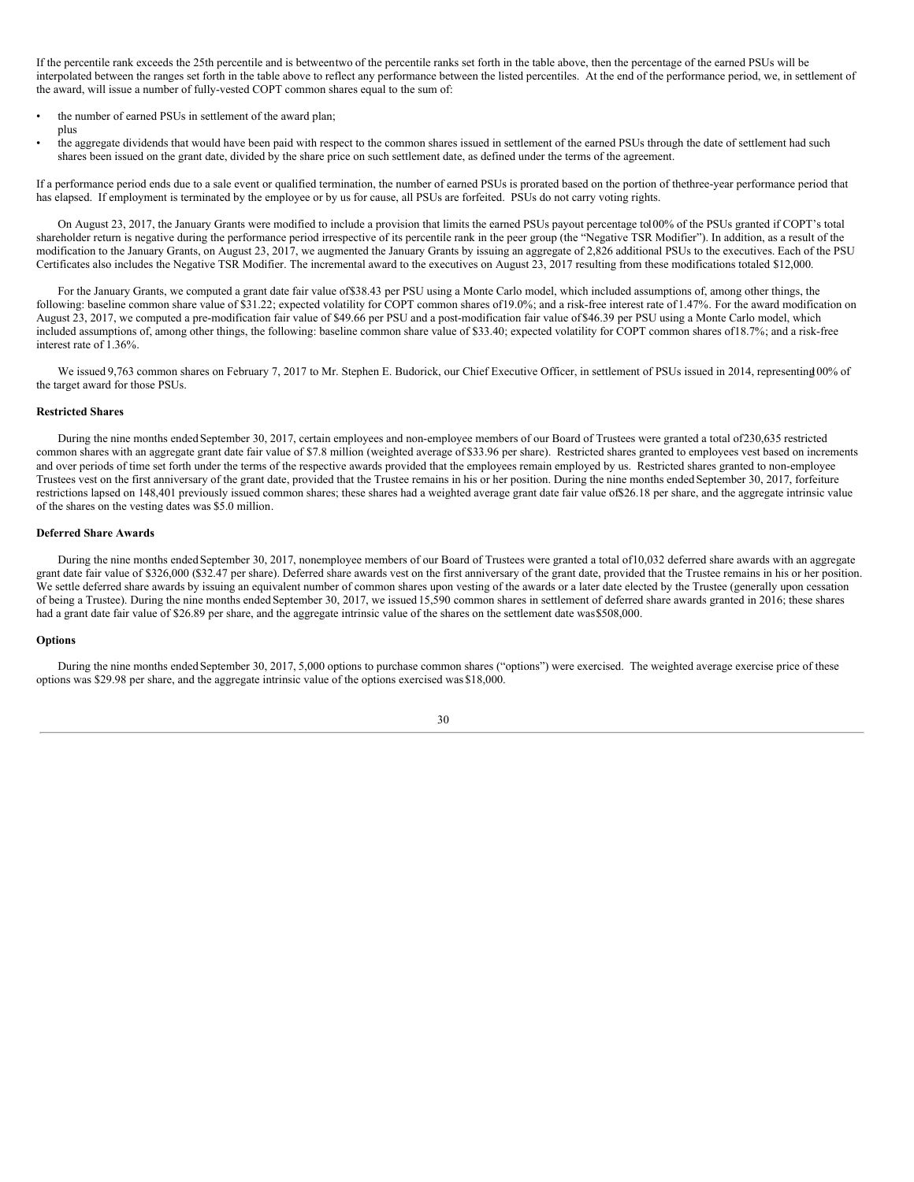If the percentile rank exceeds the 25th percentile and is between two of the percentile ranks set forth in the table above, then the percentage of the earned PSUs will be interpolated between the ranges set forth in the table above to reflect any performance between the listed percentiles. At the end of the performance period, we, in settlement of the award, will issue a number of fully-vested COPT common shares equal to the sum of:

- the number of earned PSUs in settlement of the award plan;

  plus
- the aggregate dividends that would have been paid with respect to the common shares issued in settlement of the earned PSUs through the date of settlement had such shares been issued on the grant date, divided by the share price on such settlement date, as defined under the terms of the agreement.

If a performance period ends due to a sale event or qualified termination, the number of earned PSUs is prorated based on the portion of the three-year performance period that has elapsed. If employment is terminated by the employee or by us for cause, all PSUs are forfeited. PSUs do not carry voting rights.

On August 23, 2017, the January Grants were modified to include a provision that limits the earned PSUs payout percentage to 100% of the PSUs granted if COPT's total shareholder return is negative during the performance period irrespective of its percentile rank in the peer group (the "Negative TSR Modifier"). In addition, as a result of the modification to the January Grants, on August 23, 2017, we augmented the January Grants by issuing an aggregate of 2,826 additional PSUs to the executives. Each of the PSU Certificates also includes the Negative TSR Modifier. The incremental award to the executives on August 23, 2017 resulting from these modifications totaled $12,000.

For the January Grants, we computed a grant date fair value of $38.43 per PSU using a Monte Carlo model, which included assumptions of, among other things, the following: baseline common share value of $31.22; expected volatility for COPT common shares of 19.0%; and a risk-free interest rate of 1.47%. For the award modification on August 23, 2017, we computed a pre-modification fair value of $49.66 per PSU and a post-modification fair value of $46.39 per PSU using a Monte Carlo model, which included assumptions of, among other things, the following: baseline common share value of $33.40; expected volatility for COPT common shares of 18.7%; and a risk-free interest rate of 1.36%.

We issued 9,763 common shares on February 7, 2017 to Mr. Stephen E. Budorick, our Chief Executive Officer, in settlement of PSUs issued in 2014, representing 100% of the target award for those PSUs.

**Restricted Shares**

During the nine months ended September 30, 2017, certain employees and non-employee members of our Board of Trustees were granted a total of 230,635 restricted common shares with an aggregate grant date fair value of $7.8 million (weighted average of $33.96 per share). Restricted shares granted to employees vest based on increments and over periods of time set forth under the terms of the respective awards provided that the employees remain employed by us. Restricted shares granted to non-employee Trustees vest on the first anniversary of the grant date, provided that the Trustee remains in his or her position. During the nine months ended September 30, 2017, forfeiture restrictions lapsed on 148,401 previously issued common shares; these shares had a weighted average grant date fair value of $26.18 per share, and the aggregate intrinsic value of the shares on the vesting dates was $5.0 million.

**Deferred Share Awards**

During the nine months ended September 30, 2017, nonemployee members of our Board of Trustees were granted a total of 10,032 deferred share awards with an aggregate grant date fair value of $326,000 ($32.47 per share). Deferred share awards vest on the first anniversary of the grant date, provided that the Trustee remains in his or her position. We settle deferred share awards by issuing an equivalent number of common shares upon vesting of the awards or a later date elected by the Trustee (generally upon cessation of being a Trustee). During the nine months ended September 30, 2017, we issued 15,590 common shares in settlement of deferred share awards granted in 2016; these shares had a grant date fair value of $26.89 per share, and the aggregate intrinsic value of the shares on the settlement date was $508,000.

**Options**

During the nine months ended September 30, 2017, 5,000 options to purchase common shares ("options") were exercised. The weighted average exercise price of these options was $29.98 per share, and the aggregate intrinsic value of the options exercised was $18,000.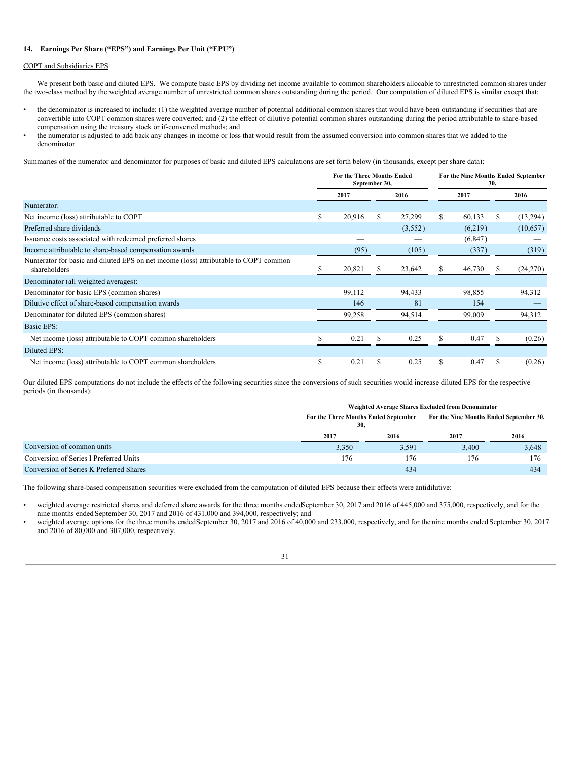### 14. Earnings Per Share ("EPS") and Earnings Per Unit ("EPU")

COPT and Subsidiaries EPS

We present both basic and diluted EPS. We compute basic EPS by dividing net income available to common shareholders allocable to unrestricted common shares under the two-class method by the weighted average number of unrestricted common shares outstanding during the period. Our computation of diluted EPS is similar except that:

- the denominator is increased to include: (1) the weighted average number of potential additional common shares that would have been outstanding if securities that are convertible into COPT common shares were converted; and (2) the effect of dilutive potential common shares outstanding during the period attributable to share-based compensation using the treasury stock or if-converted methods; and
- the numerator is adjusted to add back any changes in income or loss that would result from the assumed conversion into common shares that we added to the denominator.

Summaries of the numerator and denominator for purposes of basic and diluted EPS calculations are set forth below (in thousands, except per share data):

| | For the Three Months Ended September 30, | | For the Nine Months Ended September 30, | |
|---|---|---|---|---|
| | 2017 | 2016 | 2017 | 2016 |
| Numerator: | | | | |
| Net income (loss) attributable to COPT | $ 20,916 | $ 27,299 | $ 60,133 | $ (13,294) |
| Preferred share dividends | — | (3,552) | (6,219) | (10,657) |
| Issuance costs associated with redeemed preferred shares | — | — | (6,847) | — |
| Income attributable to share-based compensation awards | (95) | (105) | (337) | (319) |
| Numerator for basic and diluted EPS on net income (loss) attributable to COPT common shareholders | $ 20,821 | $ 23,642 | $ 46,730 | $ (24,270) |
| Denominator (all weighted averages): | | | | |
| Denominator for basic EPS (common shares) | 99,112 | 94,433 | 98,855 | 94,312 |
| Dilutive effect of share-based compensation awards | 146 | 81 | 154 | — |
| Denominator for diluted EPS (common shares) | 99,258 | 94,514 | 99,009 | 94,312 |
| Basic EPS: | | | | |
| Net income (loss) attributable to COPT common shareholders | $ 0.21 | $ 0.25 | $ 0.47 | $ (0.26) |
| Diluted EPS: | | | | |
| Net income (loss) attributable to COPT common shareholders | $ 0.21 | $ 0.25 | $ 0.47 | $ (0.26) |

Our diluted EPS computations do not include the effects of the following securities since the conversions of such securities would increase diluted EPS for the respective periods (in thousands):

| | Weighted Average Shares Excluded from Denominator | | | |
|---|---|---|---|---|
| | For the Three Months Ended September 30, | | For the Nine Months Ended September 30, | |
| | 2017 | 2016 | 2017 | 2016 |
| Conversion of common units | 3,350 | 3,591 | 3,400 | 3,648 |
| Conversion of Series I Preferred Units | 176 | 176 | 176 | 176 |
| Conversion of Series K Preferred Shares | — | 434 | — | 434 |

The following share-based compensation securities were excluded from the computation of diluted EPS because their effects were antidilutive:

- weighted average restricted shares and deferred share awards for the three months ended September 30, 2017 and 2016 of 445,000 and 375,000, respectively, and for the nine months ended September 30, 2017 and 2016 of 431,000 and 394,000, respectively; and
- weighted average options for the three months ended September 30, 2017 and 2016 of 40,000 and 233,000, respectively, and for the nine months ended September 30, 2017 and 2016 of 80,000 and 307,000, respectively.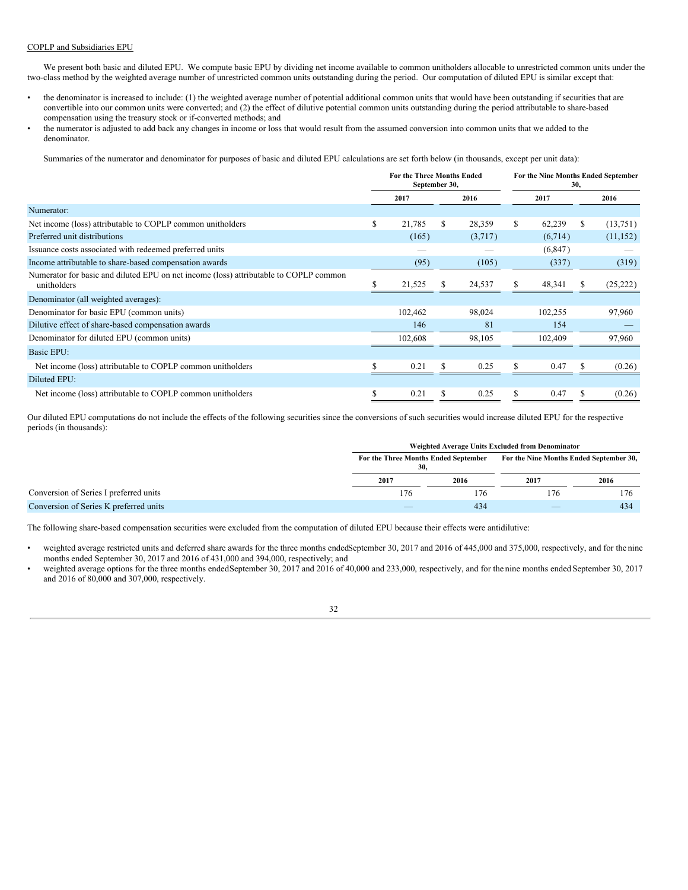COPLP and Subsidiaries EPU

We present both basic and diluted EPU. We compute basic EPU by dividing net income available to common unitholders allocable to unrestricted common units under the two-class method by the weighted average number of unrestricted common units outstanding during the period. Our computation of diluted EPU is similar except that:

- the denominator is increased to include: (1) the weighted average number of potential additional common units that would have been outstanding if securities that are convertible into our common units were converted; and (2) the effect of dilutive potential common units outstanding during the period attributable to share-based compensation using the treasury stock or if-converted methods; and
- the numerator is adjusted to add back any changes in income or loss that would result from the assumed conversion into common units that we added to the denominator.

Summaries of the numerator and denominator for purposes of basic and diluted EPU calculations are set forth below (in thousands, except per unit data):

| | For the Three Months Ended September 30, | | For the Nine Months Ended September 30, | |
|---|---|---|---|---|
| | 2017 | 2016 | 2017 | 2016 |
| Numerator: | | | | |
| Net income (loss) attributable to COPLP common unitholders | $ 21,785 | $ 28,359 | $ 62,239 | $ (13,751) |
| Preferred unit distributions | (165) | (3,717) | (6,714) | (11,152) |
| Issuance costs associated with redeemed preferred units | — | — | (6,847) | — |
| Income attributable to share-based compensation awards | (95) | (105) | (337) | (319) |
| Numerator for basic and diluted EPU on net income (loss) attributable to COPLP common unitholders | $ 21,525 | $ 24,537 | $ 48,341 | $ (25,222) |
| Denominator (all weighted averages): | | | | |
| Denominator for basic EPU (common units) | 102,462 | 98,024 | 102,255 | 97,960 |
| Dilutive effect of share-based compensation awards | 146 | 81 | 154 | — |
| Denominator for diluted EPU (common units) | 102,608 | 98,105 | 102,409 | 97,960 |
| Basic EPU: | | | | |
| Net income (loss) attributable to COPLP common unitholders | $ 0.21 | $ 0.25 | $ 0.47 | $ (0.26) |
| Diluted EPU: | | | | |
| Net income (loss) attributable to COPLP common unitholders | $ 0.21 | $ 0.25 | $ 0.47 | $ (0.26) |

Our diluted EPU computations do not include the effects of the following securities since the conversions of such securities would increase diluted EPU for the respective periods (in thousands):

| | Weighted Average Units Excluded from Denominator | | | |
|---|---|---|---|---|
| | For the Three Months Ended September 30, | | For the Nine Months Ended September 30, | |
| | 2017 | 2016 | 2017 | 2016 |
| Conversion of Series I preferred units | 176 | 176 | 176 | 176 |
| Conversion of Series K preferred units | — | 434 | — | 434 |

The following share-based compensation securities were excluded from the computation of diluted EPU because their effects were antidilutive:

- weighted average restricted units and deferred share awards for the three months ended September 30, 2017 and 2016 of 445,000 and 375,000, respectively, and for the nine months ended September 30, 2017 and 2016 of 431,000 and 394,000, respectively; and
- weighted average options for the three months ended September 30, 2017 and 2016 of 40,000 and 233,000, respectively, and for the nine months ended September 30, 2017 and 2016 of 80,000 and 307,000, respectively.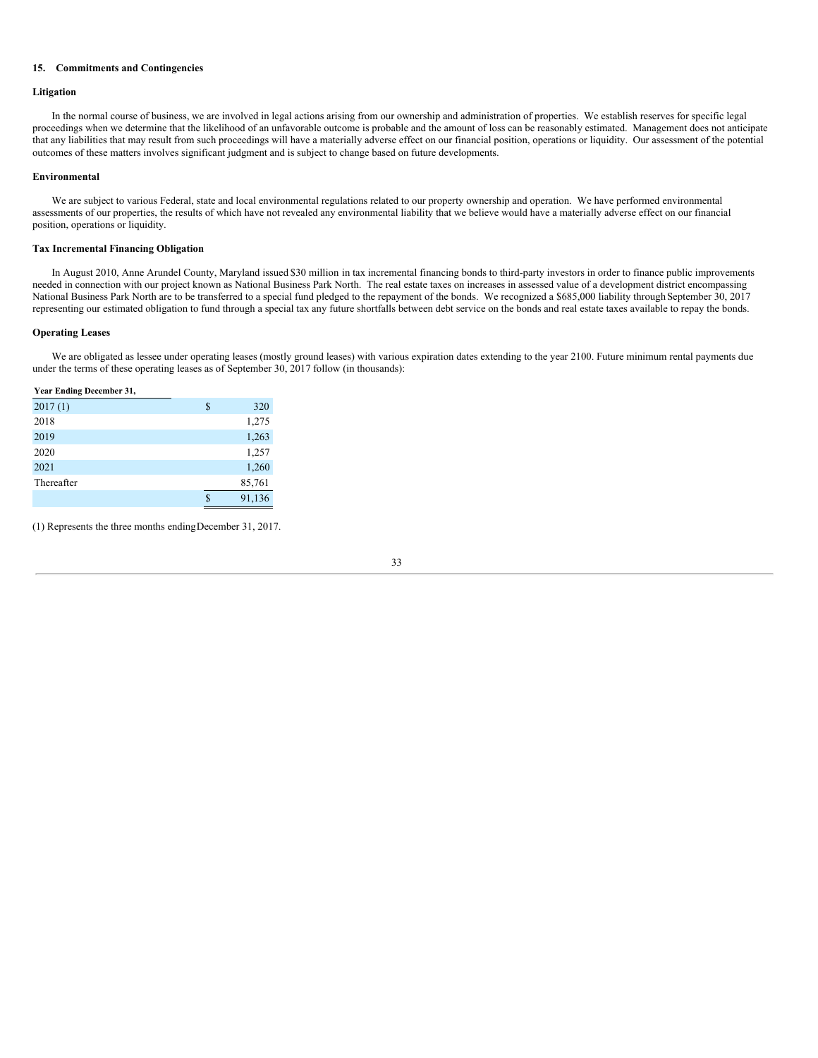## 15. Commitments and Contingencies

### Litigation

In the normal course of business, we are involved in legal actions arising from our ownership and administration of properties. We establish reserves for specific legal proceedings when we determine that the likelihood of an unfavorable outcome is probable and the amount of loss can be reasonably estimated. Management does not anticipate that any liabilities that may result from such proceedings will have a materially adverse effect on our financial position, operations or liquidity. Our assessment of the potential outcomes of these matters involves significant judgment and is subject to change based on future developments.

### Environmental

We are subject to various Federal, state and local environmental regulations related to our property ownership and operation. We have performed environmental assessments of our properties, the results of which have not revealed any environmental liability that we believe would have a materially adverse effect on our financial position, operations or liquidity.

### Tax Incremental Financing Obligation

In August 2010, Anne Arundel County, Maryland issued $30 million in tax incremental financing bonds to third-party investors in order to finance public improvements needed in connection with our project known as National Business Park North. The real estate taxes on increases in assessed value of a development district encompassing National Business Park North are to be transferred to a special fund pledged to the repayment of the bonds. We recognized a $685,000 liability through September 30, 2017 representing our estimated obligation to fund through a special tax any future shortfalls between debt service on the bonds and real estate taxes available to repay the bonds.

### Operating Leases

We are obligated as lessee under operating leases (mostly ground leases) with various expiration dates extending to the year 2100. Future minimum rental payments due under the terms of these operating leases as of September 30, 2017 follow (in thousands):

| Year Ending December 31, | |
|---|---|
| 2017 (1) | $ 320 |
| 2018 | 1,275 |
| 2019 | 1,263 |
| 2020 | 1,257 |
| 2021 | 1,260 |
| Thereafter | 85,761 |
| | $ 91,136 |

(1) Represents the three months ending December 31, 2017.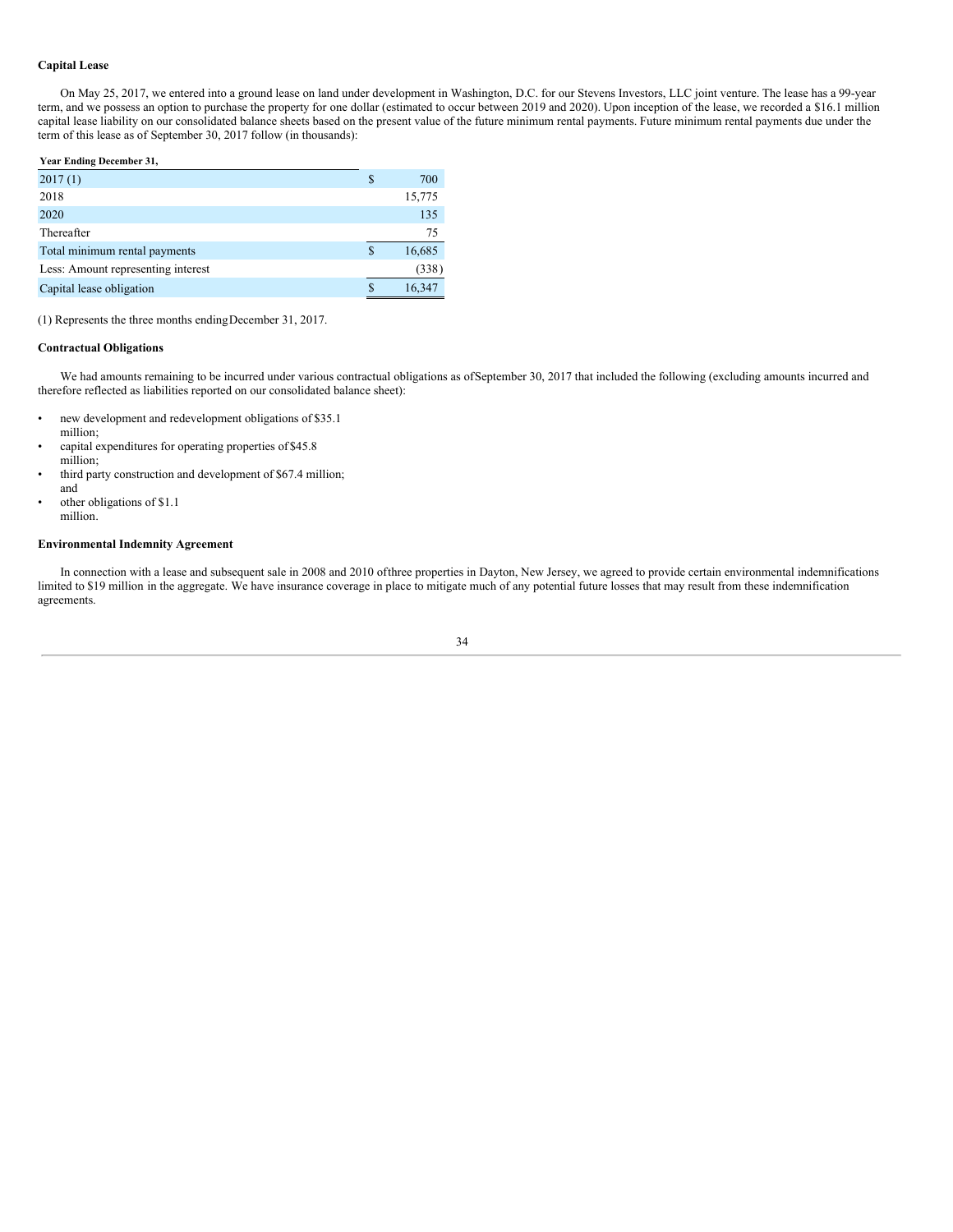**Capital Lease**

On May 25, 2017, we entered into a ground lease on land under development in Washington, D.C. for our Stevens Investors, LLC joint venture. The lease has a 99-year term, and we possess an option to purchase the property for one dollar (estimated to occur between 2019 and 2020). Upon inception of the lease, we recorded a $16.1 million capital lease liability on our consolidated balance sheets based on the present value of the future minimum rental payments. Future minimum rental payments due under the term of this lease as of September 30, 2017 follow (in thousands):

| Year Ending December 31, | | |
|---|---|---|
| 2017 (1) | $ | 700 |
| 2018 | | 15,775 |
| 2020 | | 135 |
| Thereafter | | 75 |
| Total minimum rental payments | $ | 16,685 |
| Less: Amount representing interest | | (338) |
| Capital lease obligation | $ | 16,347 |

(1) Represents the three months ending December 31, 2017.

**Contractual Obligations**

We had amounts remaining to be incurred under various contractual obligations as of September 30, 2017 that included the following (excluding amounts incurred and therefore reflected as liabilities reported on our consolidated balance sheet):

- new development and redevelopment obligations of $35.1 million;
- capital expenditures for operating properties of $45.8 million;
- third party construction and development of $67.4 million; and
- other obligations of $1.1 million.

**Environmental Indemnity Agreement**

In connection with a lease and subsequent sale in 2008 and 2010 of three properties in Dayton, New Jersey, we agreed to provide certain environmental indemnifications limited to $19 million in the aggregate. We have insurance coverage in place to mitigate much of any potential future losses that may result from these indemnification agreements.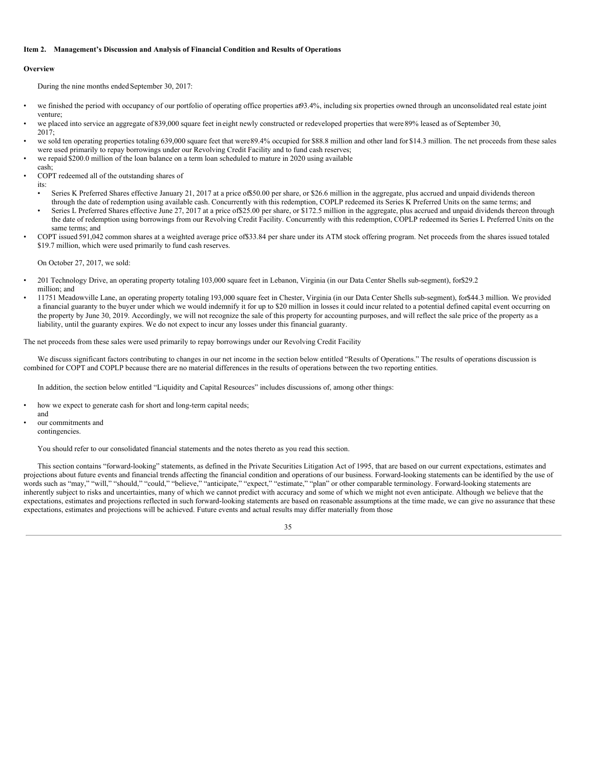**Item 2. Management's Discussion and Analysis of Financial Condition and Results of Operations**

**Overview**

During the nine months ended September 30, 2017:

- we finished the period with occupancy of our portfolio of operating office properties at 93.4%, including six properties owned through an unconsolidated real estate joint venture;
- we placed into service an aggregate of 839,000 square feet in eight newly constructed or redeveloped properties that were 89% leased as of September 30, 2017;
- we sold ten operating properties totaling 639,000 square feet that were 89.4% occupied for $88.8 million and other land for $14.3 million. The net proceeds from these sales were used primarily to repay borrowings under our Revolving Credit Facility and to fund cash reserves;
- we repaid $200.0 million of the loan balance on a term loan scheduled to mature in 2020 using available cash;
- COPT redeemed all of the outstanding shares of its:
  - Series K Preferred Shares effective January 21, 2017 at a price of $50.00 per share, or $26.6 million in the aggregate, plus accrued and unpaid dividends thereon through the date of redemption using available cash. Concurrently with this redemption, COPLP redeemed its Series K Preferred Units on the same terms; and
  - Series L Preferred Shares effective June 27, 2017 at a price of $25.00 per share, or $172.5 million in the aggregate, plus accrued and unpaid dividends thereon through the date of redemption using borrowings from our Revolving Credit Facility. Concurrently with this redemption, COPLP redeemed its Series L Preferred Units on the same terms; and
- COPT issued 591,042 common shares at a weighted average price of $33.84 per share under its ATM stock offering program. Net proceeds from the shares issued totaled $19.7 million, which were used primarily to fund cash reserves.

On October 27, 2017, we sold:

- 201 Technology Drive, an operating property totaling 103,000 square feet in Lebanon, Virginia (in our Data Center Shells sub-segment), for $29.2 million; and
- 11751 Meadowville Lane, an operating property totaling 193,000 square feet in Chester, Virginia (in our Data Center Shells sub-segment), for $44.3 million. We provided a financial guaranty to the buyer under which we would indemnify it for up to $20 million in losses it could incur related to a potential defined capital event occurring on the property by June 30, 2019. Accordingly, we will not recognize the sale of this property for accounting purposes, and will reflect the sale price of the property as a liability, until the guaranty expires. We do not expect to incur any losses under this financial guaranty.

The net proceeds from these sales were used primarily to repay borrowings under our Revolving Credit Facility

We discuss significant factors contributing to changes in our net income in the section below entitled "Results of Operations." The results of operations discussion is combined for COPT and COPLP because there are no material differences in the results of operations between the two reporting entities.

In addition, the section below entitled "Liquidity and Capital Resources" includes discussions of, among other things:

- how we expect to generate cash for short and long-term capital needs; and
- our commitments and contingencies.

You should refer to our consolidated financial statements and the notes thereto as you read this section.

This section contains "forward-looking" statements, as defined in the Private Securities Litigation Act of 1995, that are based on our current expectations, estimates and projections about future events and financial trends affecting the financial condition and operations of our business. Forward-looking statements can be identified by the use of words such as "may," "will," "should," "could," "believe," "anticipate," "expect," "estimate," "plan" or other comparable terminology. Forward-looking statements are inherently subject to risks and uncertainties, many of which we cannot predict with accuracy and some of which we might not even anticipate. Although we believe that the expectations, estimates and projections reflected in such forward-looking statements are based on reasonable assumptions at the time made, we can give no assurance that these expectations, estimates and projections will be achieved. Future events and actual results may differ materially from those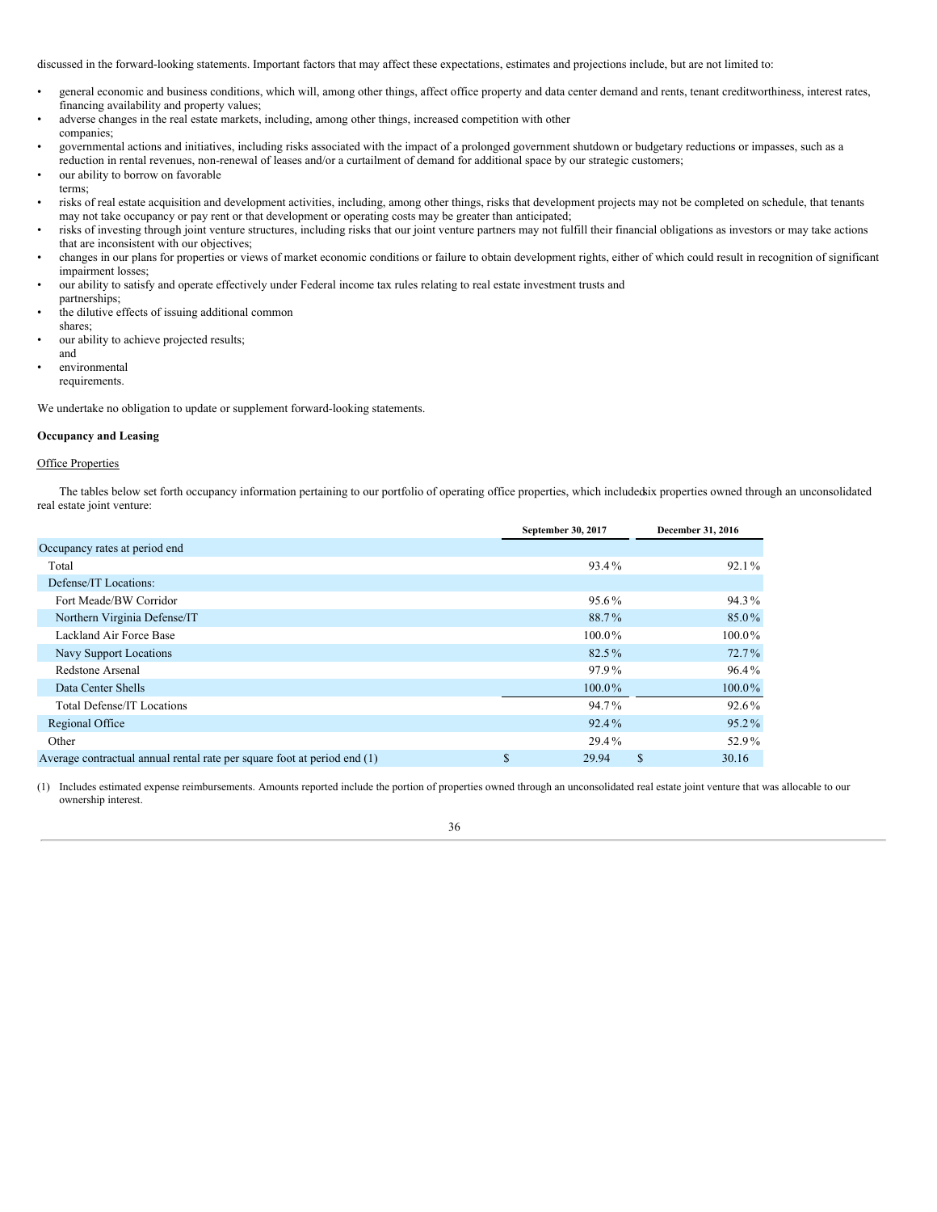discussed in the forward-looking statements. Important factors that may affect these expectations, estimates and projections include, but are not limited to:

- general economic and business conditions, which will, among other things, affect office property and data center demand and rents, tenant creditworthiness, interest rates, financing availability and property values;
- adverse changes in the real estate markets, including, among other things, increased competition with other companies;
- governmental actions and initiatives, including risks associated with the impact of a prolonged government shutdown or budgetary reductions or impasses, such as a reduction in rental revenues, non-renewal of leases and/or a curtailment of demand for additional space by our strategic customers;
- our ability to borrow on favorable terms;
- risks of real estate acquisition and development activities, including, among other things, risks that development projects may not be completed on schedule, that tenants may not take occupancy or pay rent or that development or operating costs may be greater than anticipated;
- risks of investing through joint venture structures, including risks that our joint venture partners may not fulfill their financial obligations as investors or may take actions that are inconsistent with our objectives;
- changes in our plans for properties or views of market economic conditions or failure to obtain development rights, either of which could result in recognition of significant impairment losses;
- our ability to satisfy and operate effectively under Federal income tax rules relating to real estate investment trusts and partnerships;
- the dilutive effects of issuing additional common shares;
- our ability to achieve projected results; and
- environmental requirements.

We undertake no obligation to update or supplement forward-looking statements.

**Occupancy and Leasing**

Office Properties

The tables below set forth occupancy information pertaining to our portfolio of operating office properties, which included six properties owned through an unconsolidated real estate joint venture:

| | September 30, 2017 | December 31, 2016 |
|---|---|---|
| Occupancy rates at period end | | |
| Total | 93.4% | 92.1% |
| Defense/IT Locations: | | |
| Fort Meade/BW Corridor | 95.6% | 94.3% |
| Northern Virginia Defense/IT | 88.7% | 85.0% |
| Lackland Air Force Base | 100.0% | 100.0% |
| Navy Support Locations | 82.5% | 72.7% |
| Redstone Arsenal | 97.9% | 96.4% |
| Data Center Shells | 100.0% | 100.0% |
| Total Defense/IT Locations | 94.7% | 92.6% |
| Regional Office | 92.4% | 95.2% |
| Other | 29.4% | 52.9% |
| Average contractual annual rental rate per square foot at period end (1) | $ 29.94 | $ 30.16 |

(1) Includes estimated expense reimbursements. Amounts reported include the portion of properties owned through an unconsolidated real estate joint venture that was allocable to our ownership interest.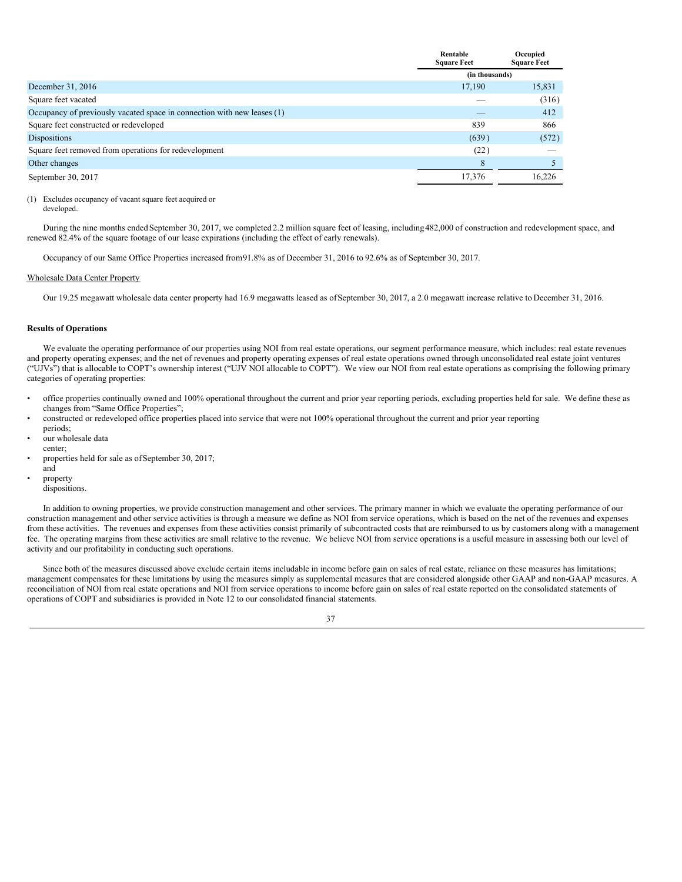| | Rentable Square Feet | Occupied Square Feet |
|---|---|---|
| | (in thousands) | |
| December 31, 2016 | 17,190 | 15,831 |
| Square feet vacated | — | (316) |
| Occupancy of previously vacated space in connection with new leases (1) | — | 412 |
| Square feet constructed or redeveloped | 839 | 866 |
| Dispositions | (639) | (572) |
| Square feet removed from operations for redevelopment | (22) | — |
| Other changes | 8 | 5 |
| September 30, 2017 | 17,376 | 16,226 |

(1) Excludes occupancy of vacant square feet acquired or developed.

During the nine months ended September 30, 2017, we completed 2.2 million square feet of leasing, including 482,000 of construction and redevelopment space, and renewed 82.4% of the square footage of our lease expirations (including the effect of early renewals).

Occupancy of our Same Office Properties increased from 91.8% as of December 31, 2016 to 92.6% as of September 30, 2017.

Wholesale Data Center Property

Our 19.25 megawatt wholesale data center property had 16.9 megawatts leased as of September 30, 2017, a 2.0 megawatt increase relative to December 31, 2016.

**Results of Operations**

We evaluate the operating performance of our properties using NOI from real estate operations, our segment performance measure, which includes: real estate revenues and property operating expenses; and the net of revenues and property operating expenses of real estate operations owned through unconsolidated real estate joint ventures ("UJVs") that is allocable to COPT's ownership interest ("UJV NOI allocable to COPT"). We view our NOI from real estate operations as comprising the following primary categories of operating properties:

- office properties continually owned and 100% operational throughout the current and prior year reporting periods, excluding properties held for sale. We define these as changes from "Same Office Properties";
- constructed or redeveloped office properties placed into service that were not 100% operational throughout the current and prior year reporting periods;
- our wholesale data center;
- properties held for sale as of September 30, 2017; and
- property dispositions.

In addition to owning properties, we provide construction management and other services. The primary manner in which we evaluate the operating performance of our construction management and other service activities is through a measure we define as NOI from service operations, which is based on the net of the revenues and expenses from these activities. The revenues and expenses from these activities consist primarily of subcontracted costs that are reimbursed to us by customers along with a management fee. The operating margins from these activities are small relative to the revenue. We believe NOI from service operations is a useful measure in assessing both our level of activity and our profitability in conducting such operations.

Since both of the measures discussed above exclude certain items includable in income before gain on sales of real estate, reliance on these measures has limitations; management compensates for these limitations by using the measures simply as supplemental measures that are considered alongside other GAAP and non-GAAP measures. A reconciliation of NOI from real estate operations and NOI from service operations to income before gain on sales of real estate reported on the consolidated statements of operations of COPT and subsidiaries is provided in Note 12 to our consolidated financial statements.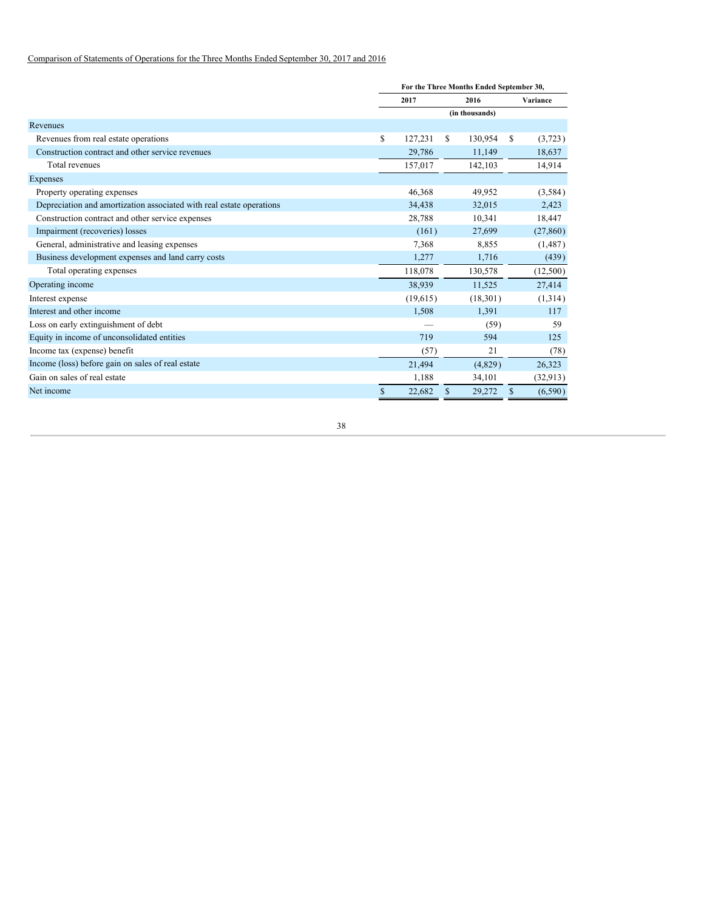Comparison of Statements of Operations for the Three Months Ended September 30, 2017 and 2016

| | For the Three Months Ended September 30, | | |
|---|---|---|---|
| | 2017 | 2016 | Variance |
| | (in thousands) | | |
| Revenues | | | |
| Revenues from real estate operations | $ 127,231 | $ 130,954 | $ (3,723) |
| Construction contract and other service revenues | 29,786 | 11,149 | 18,637 |
| Total revenues | 157,017 | 142,103 | 14,914 |
| Expenses | | | |
| Property operating expenses | 46,368 | 49,952 | (3,584) |
| Depreciation and amortization associated with real estate operations | 34,438 | 32,015 | 2,423 |
| Construction contract and other service expenses | 28,788 | 10,341 | 18,447 |
| Impairment (recoveries) losses | (161) | 27,699 | (27,860) |
| General, administrative and leasing expenses | 7,368 | 8,855 | (1,487) |
| Business development expenses and land carry costs | 1,277 | 1,716 | (439) |
| Total operating expenses | 118,078 | 130,578 | (12,500) |
| Operating income | 38,939 | 11,525 | 27,414 |
| Interest expense | (19,615) | (18,301) | (1,314) |
| Interest and other income | 1,508 | 1,391 | 117 |
| Loss on early extinguishment of debt | — | (59) | 59 |
| Equity in income of unconsolidated entities | 719 | 594 | 125 |
| Income tax (expense) benefit | (57) | 21 | (78) |
| Income (loss) before gain on sales of real estate | 21,494 | (4,829) | 26,323 |
| Gain on sales of real estate | 1,188 | 34,101 | (32,913) |
| Net income | $ 22,682 | $ 29,272 | $ (6,590) |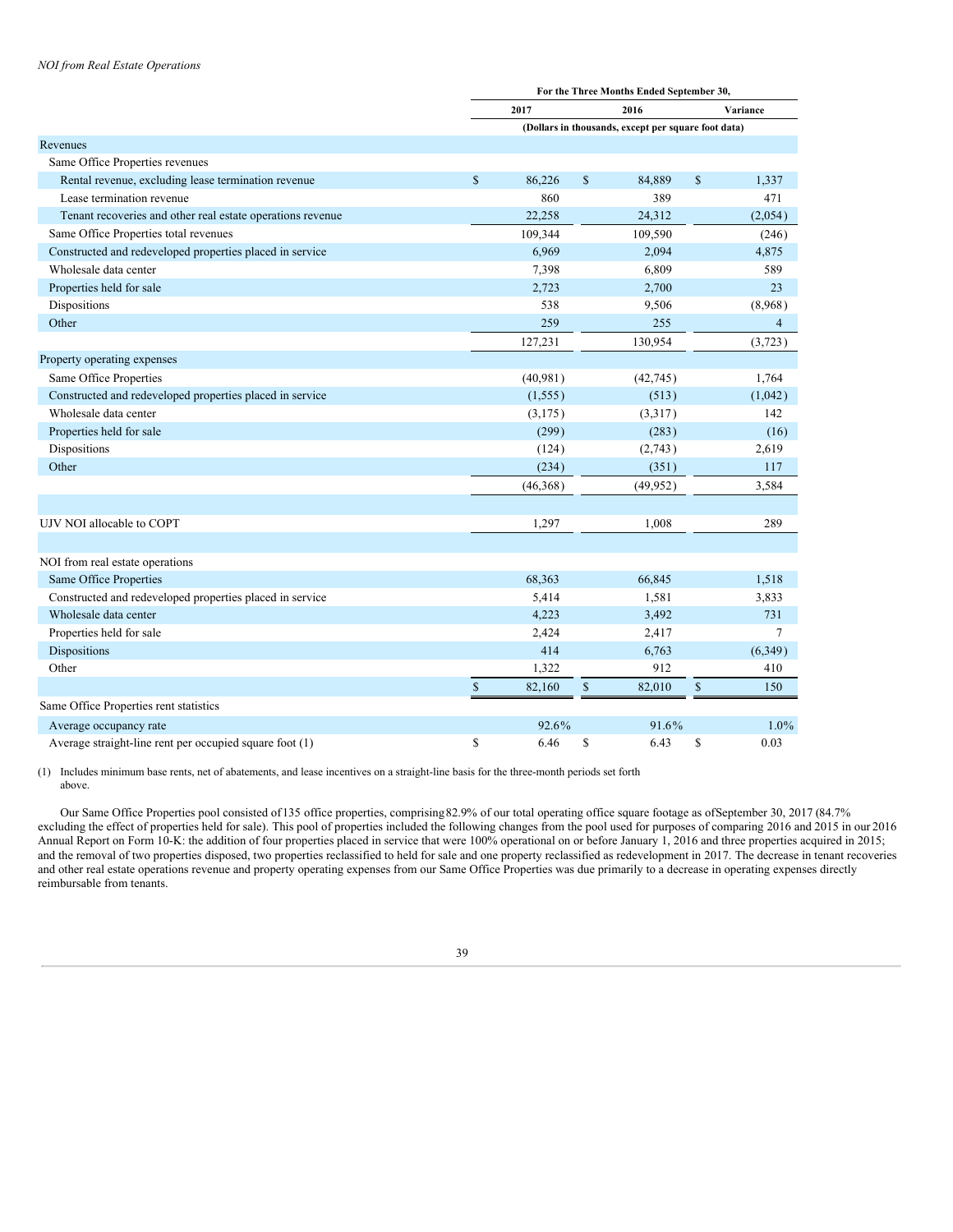*NOI from Real Estate Operations*

| | For the Three Months Ended September 30, | | |
|---|---|---|---|
| | 2017 | 2016 | Variance |
| | (Dollars in thousands, except per square foot data) | | |
| Revenues | | | |
| Same Office Properties revenues | | | |
| Rental revenue, excluding lease termination revenue | $ 86,226 | $ 84,889 | $ 1,337 |
| Lease termination revenue | 860 | 389 | 471 |
| Tenant recoveries and other real estate operations revenue | 22,258 | 24,312 | (2,054) |
| Same Office Properties total revenues | 109,344 | 109,590 | (246) |
| Constructed and redeveloped properties placed in service | 6,969 | 2,094 | 4,875 |
| Wholesale data center | 7,398 | 6,809 | 589 |
| Properties held for sale | 2,723 | 2,700 | 23 |
| Dispositions | 538 | 9,506 | (8,968) |
| Other | 259 | 255 | 4 |
| | 127,231 | 130,954 | (3,723) |
| Property operating expenses | | | |
| Same Office Properties | (40,981) | (42,745) | 1,764 |
| Constructed and redeveloped properties placed in service | (1,555) | (513) | (1,042) |
| Wholesale data center | (3,175) | (3,317) | 142 |
| Properties held for sale | (299) | (283) | (16) |
| Dispositions | (124) | (2,743) | 2,619 |
| Other | (234) | (351) | 117 |
| | (46,368) | (49,952) | 3,584 |
| | | | |
| UJV NOI allocable to COPT | 1,297 | 1,008 | 289 |
| | | | |
| NOI from real estate operations | | | |
| Same Office Properties | 68,363 | 66,845 | 1,518 |
| Constructed and redeveloped properties placed in service | 5,414 | 1,581 | 3,833 |
| Wholesale data center | 4,223 | 3,492 | 731 |
| Properties held for sale | 2,424 | 2,417 | 7 |
| Dispositions | 414 | 6,763 | (6,349) |
| Other | 1,322 | 912 | 410 |
| | $ 82,160 | $ 82,010 | $ 150 |
| Same Office Properties rent statistics | | | |
| Average occupancy rate | 92.6% | 91.6% | 1.0% |
| Average straight-line rent per occupied square foot (1) | $ 6.46 | $ 6.43 | $ 0.03 |

(1) Includes minimum base rents, net of abatements, and lease incentives on a straight-line basis for the three-month periods set forth above.

Our Same Office Properties pool consisted of 135 office properties, comprising 82.9% of our total operating office square footage as of September 30, 2017 (84.7% excluding the effect of properties held for sale). This pool of properties included the following changes from the pool used for purposes of comparing 2016 and 2015 in our 2016 Annual Report on Form 10-K: the addition of four properties placed in service that were 100% operational on or before January 1, 2016 and three properties acquired in 2015; and the removal of two properties disposed, two properties reclassified to held for sale and one property reclassified as redevelopment in 2017. The decrease in tenant recoveries and other real estate operations revenue and property operating expenses from our Same Office Properties was due primarily to a decrease in operating expenses directly reimbursable from tenants.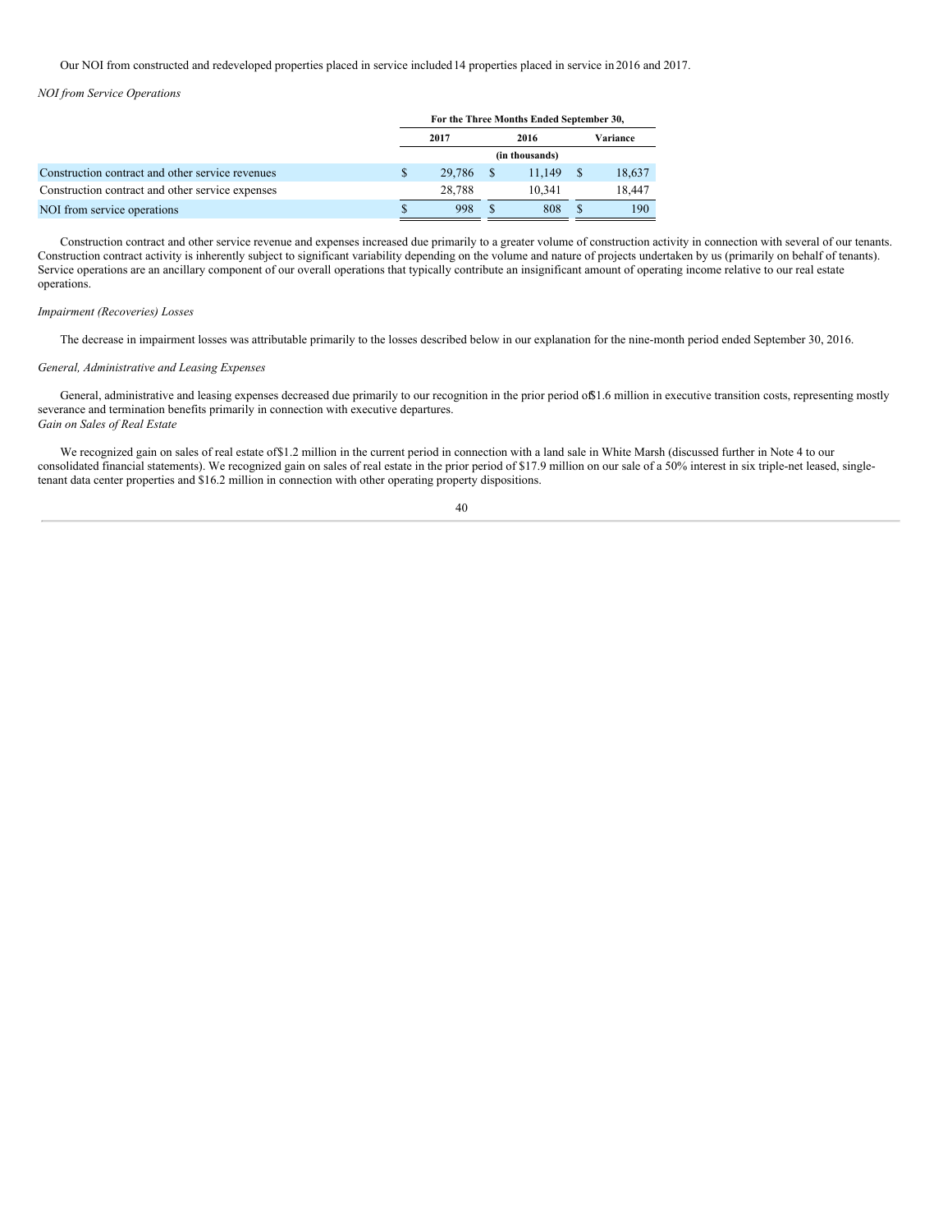Our NOI from constructed and redeveloped properties placed in service included 14 properties placed in service in 2016 and 2017.

*NOI from Service Operations*

| | For the Three Months Ended September 30, | | |
|---|---|---|---|
| | 2017 | 2016 | Variance |
| | (in thousands) | | |
| Construction contract and other service revenues | $ 29,786 | $ 11,149 | $ 18,637 |
| Construction contract and other service expenses | 28,788 | 10,341 | 18,447 |
| NOI from service operations | $ 998 | $ 808 | $ 190 |

Construction contract and other service revenue and expenses increased due primarily to a greater volume of construction activity in connection with several of our tenants. Construction contract activity is inherently subject to significant variability depending on the volume and nature of projects undertaken by us (primarily on behalf of tenants). Service operations are an ancillary component of our overall operations that typically contribute an insignificant amount of operating income relative to our real estate operations.

*Impairment (Recoveries) Losses*

The decrease in impairment losses was attributable primarily to the losses described below in our explanation for the nine-month period ended September 30, 2016.

*General, Administrative and Leasing Expenses*

General, administrative and leasing expenses decreased due primarily to our recognition in the prior period of $1.6 million in executive transition costs, representing mostly severance and termination benefits primarily in connection with executive departures.

*Gain on Sales of Real Estate*

We recognized gain on sales of real estate of $1.2 million in the current period in connection with a land sale in White Marsh (discussed further in Note 4 to our consolidated financial statements). We recognized gain on sales of real estate in the prior period of $17.9 million on our sale of a 50% interest in six triple-net leased, single-tenant data center properties and $16.2 million in connection with other operating property dispositions.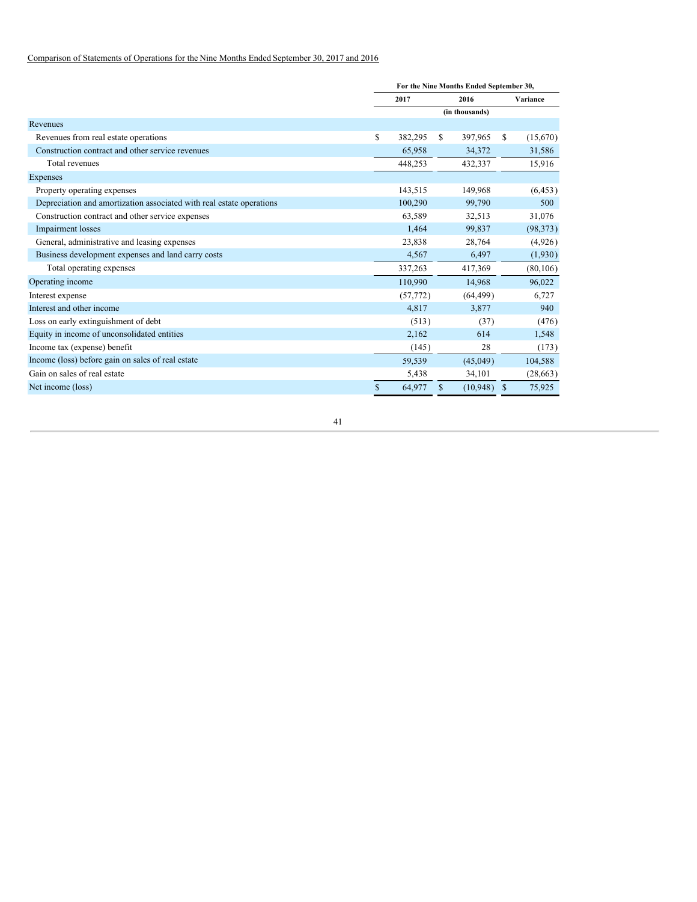Comparison of Statements of Operations for the Nine Months Ended September 30, 2017 and 2016

| | For the Nine Months Ended September 30, | | |
|---|---|---|---|
| | 2017 | 2016 | Variance |
| | | (in thousands) | |
| Revenues | | | |
| Revenues from real estate operations | $ 382,295 | $ 397,965 | $ (15,670) |
| Construction contract and other service revenues | 65,958 | 34,372 | 31,586 |
| Total revenues | 448,253 | 432,337 | 15,916 |
| Expenses | | | |
| Property operating expenses | 143,515 | 149,968 | (6,453) |
| Depreciation and amortization associated with real estate operations | 100,290 | 99,790 | 500 |
| Construction contract and other service expenses | 63,589 | 32,513 | 31,076 |
| Impairment losses | 1,464 | 99,837 | (98,373) |
| General, administrative and leasing expenses | 23,838 | 28,764 | (4,926) |
| Business development expenses and land carry costs | 4,567 | 6,497 | (1,930) |
| Total operating expenses | 337,263 | 417,369 | (80,106) |
| Operating income | 110,990 | 14,968 | 96,022 |
| Interest expense | (57,772) | (64,499) | 6,727 |
| Interest and other income | 4,817 | 3,877 | 940 |
| Loss on early extinguishment of debt | (513) | (37) | (476) |
| Equity in income of unconsolidated entities | 2,162 | 614 | 1,548 |
| Income tax (expense) benefit | (145) | 28 | (173) |
| Income (loss) before gain on sales of real estate | 59,539 | (45,049) | 104,588 |
| Gain on sales of real estate | 5,438 | 34,101 | (28,663) |
| Net income (loss) | $ 64,977 | $ (10,948) | $ 75,925 |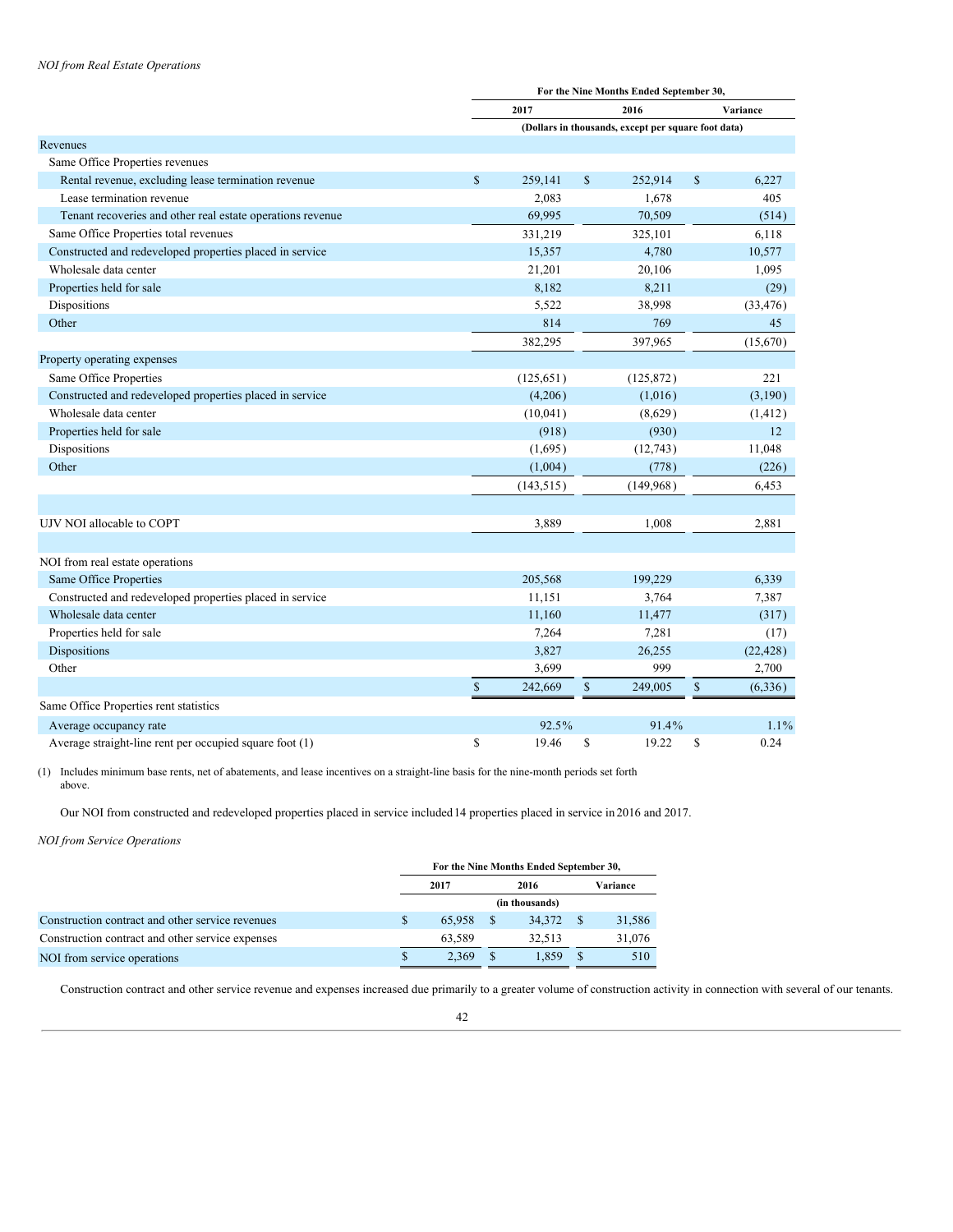*NOI from Real Estate Operations*

| | For the Nine Months Ended September 30, | | |
|---|---|---|---|
| | 2017 | 2016 | Variance |
| | (Dollars in thousands, except per square foot data) | | |
| Revenues | | | |
| Same Office Properties revenues | | | |
| Rental revenue, excluding lease termination revenue | $ 259,141 | $ 252,914 | $ 6,227 |
| Lease termination revenue | 2,083 | 1,678 | 405 |
| Tenant recoveries and other real estate operations revenue | 69,995 | 70,509 | (514) |
| Same Office Properties total revenues | 331,219 | 325,101 | 6,118 |
| Constructed and redeveloped properties placed in service | 15,357 | 4,780 | 10,577 |
| Wholesale data center | 21,201 | 20,106 | 1,095 |
| Properties held for sale | 8,182 | 8,211 | (29) |
| Dispositions | 5,522 | 38,998 | (33,476) |
| Other | 814 | 769 | 45 |
| | 382,295 | 397,965 | (15,670) |
| Property operating expenses | | | |
| Same Office Properties | (125,651) | (125,872) | 221 |
| Constructed and redeveloped properties placed in service | (4,206) | (1,016) | (3,190) |
| Wholesale data center | (10,041) | (8,629) | (1,412) |
| Properties held for sale | (918) | (930) | 12 |
| Dispositions | (1,695) | (12,743) | 11,048 |
| Other | (1,004) | (778) | (226) |
| | (143,515) | (149,968) | 6,453 |
| | | | |
| UJV NOI allocable to COPT | 3,889 | 1,008 | 2,881 |
| | | | |
| NOI from real estate operations | | | |
| Same Office Properties | 205,568 | 199,229 | 6,339 |
| Constructed and redeveloped properties placed in service | 11,151 | 3,764 | 7,387 |
| Wholesale data center | 11,160 | 11,477 | (317) |
| Properties held for sale | 7,264 | 7,281 | (17) |
| Dispositions | 3,827 | 26,255 | (22,428) |
| Other | 3,699 | 999 | 2,700 |
| | $ 242,669 | $ 249,005 | $ (6,336) |
| Same Office Properties rent statistics | | | |
| Average occupancy rate | 92.5% | 91.4% | 1.1% |
| Average straight-line rent per occupied square foot (1) | $ 19.46 | $ 19.22 | $ 0.24 |

(1) Includes minimum base rents, net of abatements, and lease incentives on a straight-line basis for the nine-month periods set forth above.

Our NOI from constructed and redeveloped properties placed in service included 14 properties placed in service in 2016 and 2017.

*NOI from Service Operations*

| | For the Nine Months Ended September 30, | | |
|---|---|---|---|
| | 2017 | 2016 | Variance |
| | (in thousands) | | |
| Construction contract and other service revenues | $ 65,958 | $ 34,372 | $ 31,586 |
| Construction contract and other service expenses | 63,589 | 32,513 | 31,076 |
| NOI from service operations | $ 2,369 | $ 1,859 | $ 510 |

Construction contract and other service revenue and expenses increased due primarily to a greater volume of construction activity in connection with several of our tenants.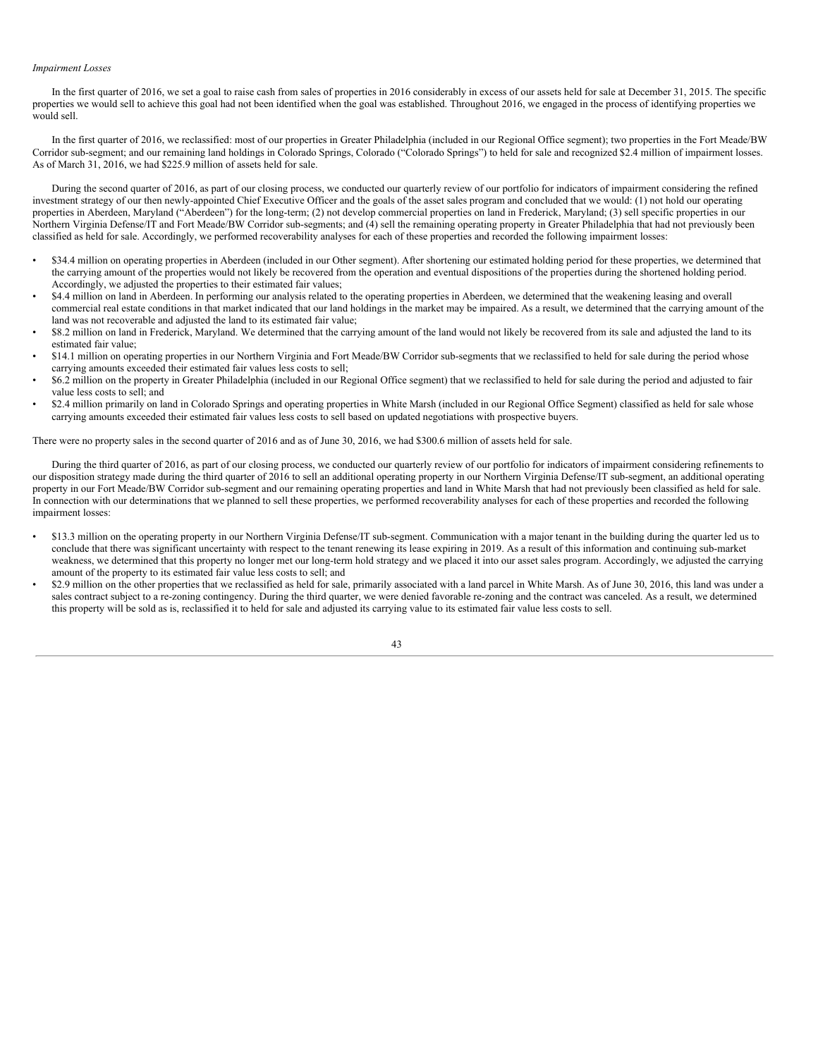*Impairment Losses*

In the first quarter of 2016, we set a goal to raise cash from sales of properties in 2016 considerably in excess of our assets held for sale at December 31, 2015. The specific properties we would sell to achieve this goal had not been identified when the goal was established. Throughout 2016, we engaged in the process of identifying properties we would sell.

In the first quarter of 2016, we reclassified: most of our properties in Greater Philadelphia (included in our Regional Office segment); two properties in the Fort Meade/BW Corridor sub-segment; and our remaining land holdings in Colorado Springs, Colorado ("Colorado Springs") to held for sale and recognized $2.4 million of impairment losses. As of March 31, 2016, we had $225.9 million of assets held for sale.

During the second quarter of 2016, as part of our closing process, we conducted our quarterly review of our portfolio for indicators of impairment considering the refined investment strategy of our then newly-appointed Chief Executive Officer and the goals of the asset sales program and concluded that we would: (1) not hold our operating properties in Aberdeen, Maryland ("Aberdeen") for the long-term; (2) not develop commercial properties on land in Frederick, Maryland; (3) sell specific properties in our Northern Virginia Defense/IT and Fort Meade/BW Corridor sub-segments; and (4) sell the remaining operating property in Greater Philadelphia that had not previously been classified as held for sale. Accordingly, we performed recoverability analyses for each of these properties and recorded the following impairment losses:

- $34.4 million on operating properties in Aberdeen (included in our Other segment). After shortening our estimated holding period for these properties, we determined that the carrying amount of the properties would not likely be recovered from the operation and eventual dispositions of the properties during the shortened holding period. Accordingly, we adjusted the properties to their estimated fair values;
- $4.4 million on land in Aberdeen. In performing our analysis related to the operating properties in Aberdeen, we determined that the weakening leasing and overall commercial real estate conditions in that market indicated that our land holdings in the market may be impaired. As a result, we determined that the carrying amount of the land was not recoverable and adjusted the land to its estimated fair value;
- $8.2 million on land in Frederick, Maryland. We determined that the carrying amount of the land would not likely be recovered from its sale and adjusted the land to its estimated fair value;
- $14.1 million on operating properties in our Northern Virginia and Fort Meade/BW Corridor sub-segments that we reclassified to held for sale during the period whose carrying amounts exceeded their estimated fair values less costs to sell;
- $6.2 million on the property in Greater Philadelphia (included in our Regional Office segment) that we reclassified to held for sale during the period and adjusted to fair value less costs to sell; and
- $2.4 million primarily on land in Colorado Springs and operating properties in White Marsh (included in our Regional Office Segment) classified as held for sale whose carrying amounts exceeded their estimated fair values less costs to sell based on updated negotiations with prospective buyers.

There were no property sales in the second quarter of 2016 and as of June 30, 2016, we had $300.6 million of assets held for sale.

During the third quarter of 2016, as part of our closing process, we conducted our quarterly review of our portfolio for indicators of impairment considering refinements to our disposition strategy made during the third quarter of 2016 to sell an additional operating property in our Northern Virginia Defense/IT sub-segment, an additional operating property in our Fort Meade/BW Corridor sub-segment and our remaining operating properties and land in White Marsh that had not previously been classified as held for sale. In connection with our determinations that we planned to sell these properties, we performed recoverability analyses for each of these properties and recorded the following impairment losses:

- $13.3 million on the operating property in our Northern Virginia Defense/IT sub-segment. Communication with a major tenant in the building during the quarter led us to conclude that there was significant uncertainty with respect to the tenant renewing its lease expiring in 2019. As a result of this information and continuing sub-market weakness, we determined that this property no longer met our long-term hold strategy and we placed it into our asset sales program. Accordingly, we adjusted the carrying amount of the property to its estimated fair value less costs to sell; and
- $2.9 million on the other properties that we reclassified as held for sale, primarily associated with a land parcel in White Marsh. As of June 30, 2016, this land was under a sales contract subject to a re-zoning contingency. During the third quarter, we were denied favorable re-zoning and the contract was canceled. As a result, we determined this property will be sold as is, reclassified it to held for sale and adjusted its carrying value to its estimated fair value less costs to sell.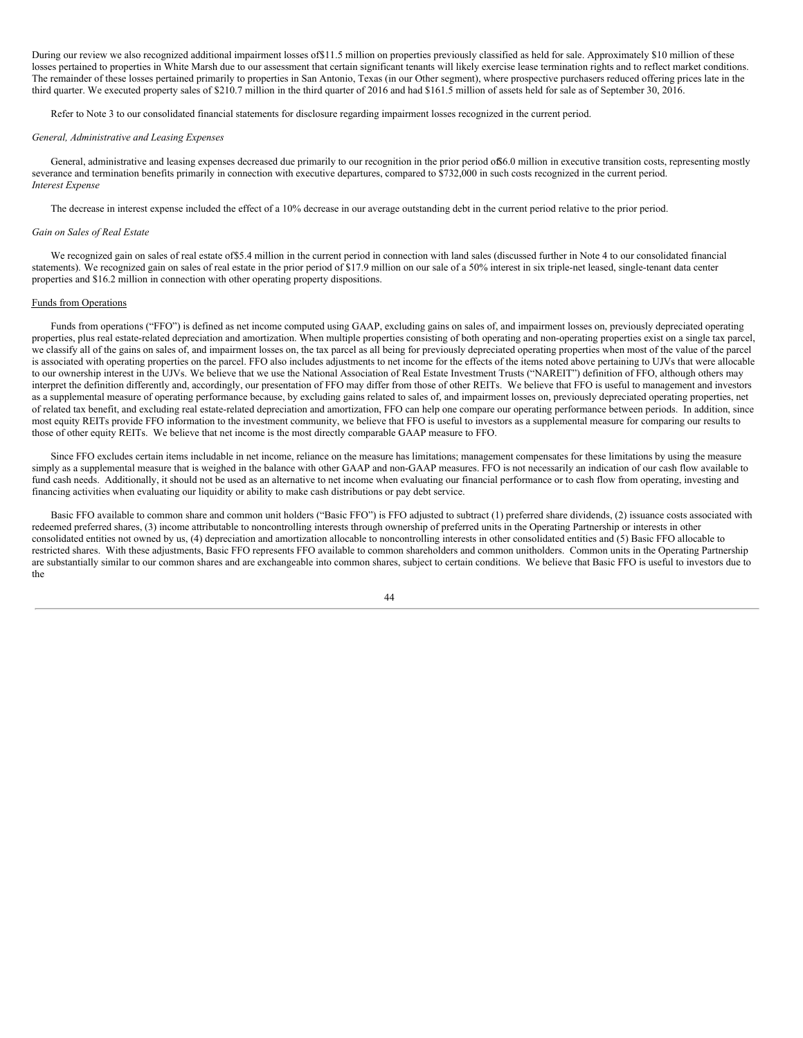During our review we also recognized additional impairment losses of $11.5 million on properties previously classified as held for sale. Approximately $10 million of these losses pertained to properties in White Marsh due to our assessment that certain significant tenants will likely exercise lease termination rights and to reflect market conditions. The remainder of these losses pertained primarily to properties in San Antonio, Texas (in our Other segment), where prospective purchasers reduced offering prices late in the third quarter. We executed property sales of $210.7 million in the third quarter of 2016 and had $161.5 million of assets held for sale as of September 30, 2016.

Refer to Note 3 to our consolidated financial statements for disclosure regarding impairment losses recognized in the current period.

*General, Administrative and Leasing Expenses*

General, administrative and leasing expenses decreased due primarily to our recognition in the prior period of $6.0 million in executive transition costs, representing mostly severance and termination benefits primarily in connection with executive departures, compared to $732,000 in such costs recognized in the current period.

*Interest Expense*

The decrease in interest expense included the effect of a 10% decrease in our average outstanding debt in the current period relative to the prior period.

*Gain on Sales of Real Estate*

We recognized gain on sales of real estate of $5.4 million in the current period in connection with land sales (discussed further in Note 4 to our consolidated financial statements). We recognized gain on sales of real estate in the prior period of $17.9 million on our sale of a 50% interest in six triple-net leased, single-tenant data center properties and $16.2 million in connection with other operating property dispositions.

Funds from Operations

Funds from operations ("FFO") is defined as net income computed using GAAP, excluding gains on sales of, and impairment losses on, previously depreciated operating properties, plus real estate-related depreciation and amortization. When multiple properties consisting of both operating and non-operating properties exist on a single tax parcel, we classify all of the gains on sales of, and impairment losses on, the tax parcel as all being for previously depreciated operating properties when most of the value of the parcel is associated with operating properties on the parcel. FFO also includes adjustments to net income for the effects of the items noted above pertaining to UJVs that were allocable to our ownership interest in the UJVs. We believe that we use the National Association of Real Estate Investment Trusts ("NAREIT") definition of FFO, although others may interpret the definition differently and, accordingly, our presentation of FFO may differ from those of other REITs. We believe that FFO is useful to management and investors as a supplemental measure of operating performance because, by excluding gains related to sales of, and impairment losses on, previously depreciated operating properties, net of related tax benefit, and excluding real estate-related depreciation and amortization, FFO can help one compare our operating performance between periods. In addition, since most equity REITs provide FFO information to the investment community, we believe that FFO is useful to investors as a supplemental measure for comparing our results to those of other equity REITs. We believe that net income is the most directly comparable GAAP measure to FFO.

Since FFO excludes certain items includable in net income, reliance on the measure has limitations; management compensates for these limitations by using the measure simply as a supplemental measure that is weighed in the balance with other GAAP and non-GAAP measures. FFO is not necessarily an indication of our cash flow available to fund cash needs. Additionally, it should not be used as an alternative to net income when evaluating our financial performance or to cash flow from operating, investing and financing activities when evaluating our liquidity or ability to make cash distributions or pay debt service.

Basic FFO available to common share and common unit holders ("Basic FFO") is FFO adjusted to subtract (1) preferred share dividends, (2) issuance costs associated with redeemed preferred shares, (3) income attributable to noncontrolling interests through ownership of preferred units in the Operating Partnership or interests in other consolidated entities not owned by us, (4) depreciation and amortization allocable to noncontrolling interests in other consolidated entities and (5) Basic FFO allocable to restricted shares. With these adjustments, Basic FFO represents FFO available to common shareholders and common unitholders. Common units in the Operating Partnership are substantially similar to our common shares and are exchangeable into common shares, subject to certain conditions. We believe that Basic FFO is useful to investors due to the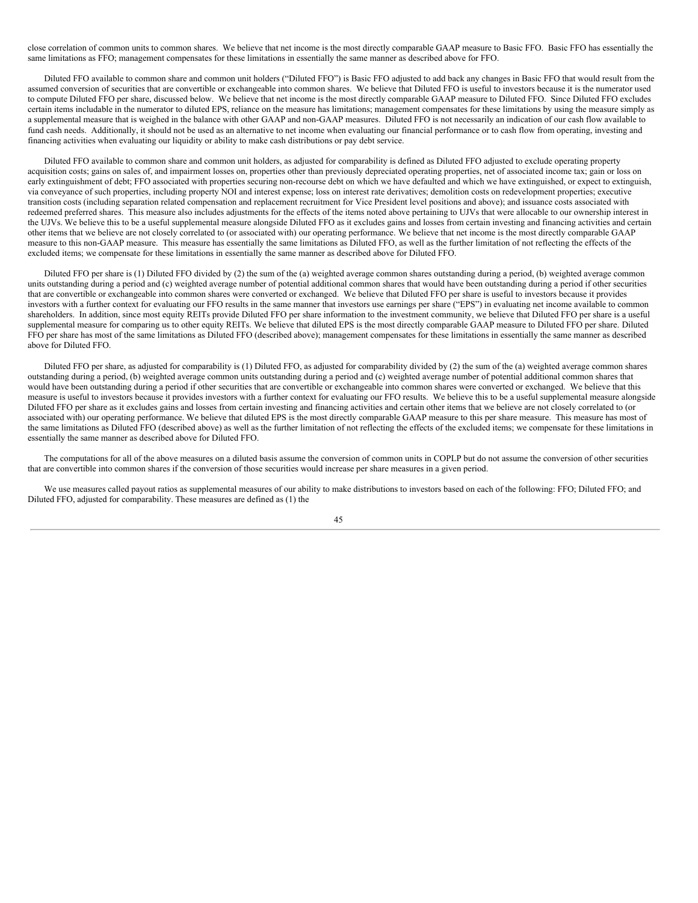close correlation of common units to common shares. We believe that net income is the most directly comparable GAAP measure to Basic FFO. Basic FFO has essentially the same limitations as FFO; management compensates for these limitations in essentially the same manner as described above for FFO.

Diluted FFO available to common share and common unit holders ("Diluted FFO") is Basic FFO adjusted to add back any changes in Basic FFO that would result from the assumed conversion of securities that are convertible or exchangeable into common shares. We believe that Diluted FFO is useful to investors because it is the numerator used to compute Diluted FFO per share, discussed below. We believe that net income is the most directly comparable GAAP measure to Diluted FFO. Since Diluted FFO excludes certain items includable in the numerator to diluted EPS, reliance on the measure has limitations; management compensates for these limitations by using the measure simply as a supplemental measure that is weighed in the balance with other GAAP and non-GAAP measures. Diluted FFO is not necessarily an indication of our cash flow available to fund cash needs. Additionally, it should not be used as an alternative to net income when evaluating our financial performance or to cash flow from operating, investing and financing activities when evaluating our liquidity or ability to make cash distributions or pay debt service.

Diluted FFO available to common share and common unit holders, as adjusted for comparability is defined as Diluted FFO adjusted to exclude operating property acquisition costs; gains on sales of, and impairment losses on, properties other than previously depreciated operating properties, net of associated income tax; gain or loss on early extinguishment of debt; FFO associated with properties securing non-recourse debt on which we have defaulted and which we have extinguished, or expect to extinguish, via conveyance of such properties, including property NOI and interest expense; loss on interest rate derivatives; demolition costs on redevelopment properties; executive transition costs (including separation related compensation and replacement recruitment for Vice President level positions and above); and issuance costs associated with redeemed preferred shares. This measure also includes adjustments for the effects of the items noted above pertaining to UJVs that were allocable to our ownership interest in the UJVs. We believe this to be a useful supplemental measure alongside Diluted FFO as it excludes gains and losses from certain investing and financing activities and certain other items that we believe are not closely correlated to (or associated with) our operating performance. We believe that net income is the most directly comparable GAAP measure to this non-GAAP measure. This measure has essentially the same limitations as Diluted FFO, as well as the further limitation of not reflecting the effects of the excluded items; we compensate for these limitations in essentially the same manner as described above for Diluted FFO.

Diluted FFO per share is (1) Diluted FFO divided by (2) the sum of the (a) weighted average common shares outstanding during a period, (b) weighted average common units outstanding during a period and (c) weighted average number of potential additional common shares that would have been outstanding during a period if other securities that are convertible or exchangeable into common shares were converted or exchanged. We believe that Diluted FFO per share is useful to investors because it provides investors with a further context for evaluating our FFO results in the same manner that investors use earnings per share ("EPS") in evaluating net income available to common shareholders. In addition, since most equity REITs provide Diluted FFO per share information to the investment community, we believe that Diluted FFO per share is a useful supplemental measure for comparing us to other equity REITs. We believe that diluted EPS is the most directly comparable GAAP measure to Diluted FFO per share. Diluted FFO per share has most of the same limitations as Diluted FFO (described above); management compensates for these limitations in essentially the same manner as described above for Diluted FFO.

Diluted FFO per share, as adjusted for comparability is (1) Diluted FFO, as adjusted for comparability divided by (2) the sum of the (a) weighted average common shares outstanding during a period, (b) weighted average common units outstanding during a period and (c) weighted average number of potential additional common shares that would have been outstanding during a period if other securities that are convertible or exchangeable into common shares were converted or exchanged. We believe that this measure is useful to investors because it provides investors with a further context for evaluating our FFO results. We believe this to be a useful supplemental measure alongside Diluted FFO per share as it excludes gains and losses from certain investing and financing activities and certain other items that we believe are not closely correlated to (or associated with) our operating performance. We believe that diluted EPS is the most directly comparable GAAP measure to this per share measure. This measure has most of the same limitations as Diluted FFO (described above) as well as the further limitation of not reflecting the effects of the excluded items; we compensate for these limitations in essentially the same manner as described above for Diluted FFO.

The computations for all of the above measures on a diluted basis assume the conversion of common units in COPLP but do not assume the conversion of other securities that are convertible into common shares if the conversion of those securities would increase per share measures in a given period.

We use measures called payout ratios as supplemental measures of our ability to make distributions to investors based on each of the following: FFO; Diluted FFO; and Diluted FFO, adjusted for comparability. These measures are defined as (1) the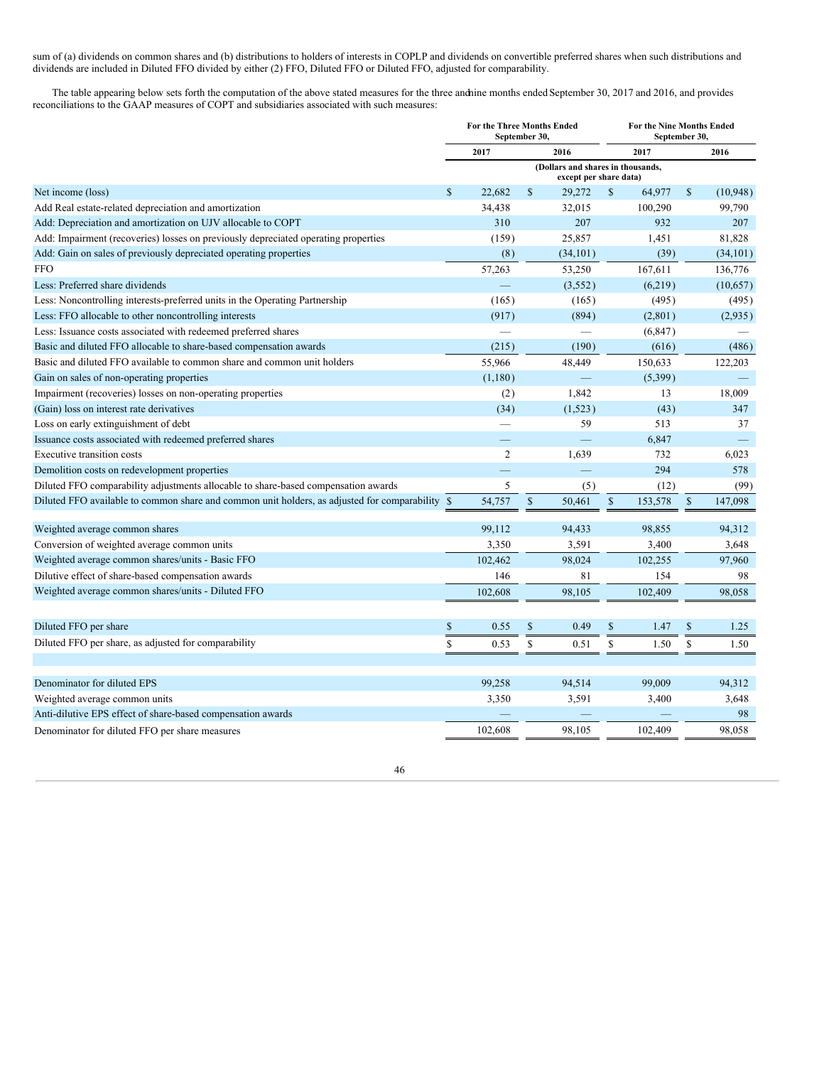sum of (a) dividends on common shares and (b) distributions to holders of interests in COPLP and dividends on convertible preferred shares when such distributions and dividends are included in Diluted FFO divided by either (2) FFO, Diluted FFO or Diluted FFO, adjusted for comparability.

The table appearing below sets forth the computation of the above stated measures for the three and nine months ended September 30, 2017 and 2016, and provides reconciliations to the GAAP measures of COPT and subsidiaries associated with such measures:

| | For the Three Months Ended September 30, | | For the Nine Months Ended September 30, | |
|---|---|---|---|---|
| | 2017 | 2016 | 2017 | 2016 |
| | (Dollars and shares in thousands, except per share data) | | | |
| Net income (loss) | $ 22,682 | $ 29,272 | $ 64,977 | $ (10,948) |
| Add Real estate-related depreciation and amortization | 34,438 | 32,015 | 100,290 | 99,790 |
| Add: Depreciation and amortization on UJV allocable to COPT | 310 | 207 | 932 | 207 |
| Add: Impairment (recoveries) losses on previously depreciated operating properties | (159) | 25,857 | 1,451 | 81,828 |
| Add: Gain on sales of previously depreciated operating properties | (8) | (34,101) | (39) | (34,101) |
| FFO | 57,263 | 53,250 | 167,611 | 136,776 |
| Less: Preferred share dividends | — | (3,552) | (6,219) | (10,657) |
| Less: Noncontrolling interests-preferred units in the Operating Partnership | (165) | (165) | (495) | (495) |
| Less: FFO allocable to other noncontrolling interests | (917) | (894) | (2,801) | (2,935) |
| Less: Issuance costs associated with redeemed preferred shares | — | — | (6,847) | — |
| Basic and diluted FFO allocable to share-based compensation awards | (215) | (190) | (616) | (486) |
| Basic and diluted FFO available to common share and common unit holders | 55,966 | 48,449 | 150,633 | 122,203 |
| Gain on sales of non-operating properties | (1,180) | — | (5,399) | — |
| Impairment (recoveries) losses on non-operating properties | (2) | 1,842 | 13 | 18,009 |
| (Gain) loss on interest rate derivatives | (34) | (1,523) | (43) | 347 |
| Loss on early extinguishment of debt | — | 59 | 513 | 37 |
| Issuance costs associated with redeemed preferred shares | — | — | 6,847 | — |
| Executive transition costs | 2 | 1,639 | 732 | 6,023 |
| Demolition costs on redevelopment properties | — | — | 294 | 578 |
| Diluted FFO comparability adjustments allocable to share-based compensation awards | 5 | (5) | (12) | (99) |
| Diluted FFO available to common share and common unit holders, as adjusted for comparability | $ 54,757 | $ 50,461 | $ 153,578 | $ 147,098 |
| | | | | |
| Weighted average common shares | 99,112 | 94,433 | 98,855 | 94,312 |
| Conversion of weighted average common units | 3,350 | 3,591 | 3,400 | 3,648 |
| Weighted average common shares/units - Basic FFO | 102,462 | 98,024 | 102,255 | 97,960 |
| Dilutive effect of share-based compensation awards | 146 | 81 | 154 | 98 |
| Weighted average common shares/units - Diluted FFO | 102,608 | 98,105 | 102,409 | 98,058 |
| | | | | |
| Diluted FFO per share | $ 0.55 | $ 0.49 | $ 1.47 | $ 1.25 |
| Diluted FFO per share, as adjusted for comparability | $ 0.53 | $ 0.51 | $ 1.50 | $ 1.50 |
| | | | | |
| Denominator for diluted EPS | 99,258 | 94,514 | 99,009 | 94,312 |
| Weighted average common units | 3,350 | 3,591 | 3,400 | 3,648 |
| Anti-dilutive EPS effect of share-based compensation awards | — | — | — | 98 |
| Denominator for diluted FFO per share measures | 102,608 | 98,105 | 102,409 | 98,058 |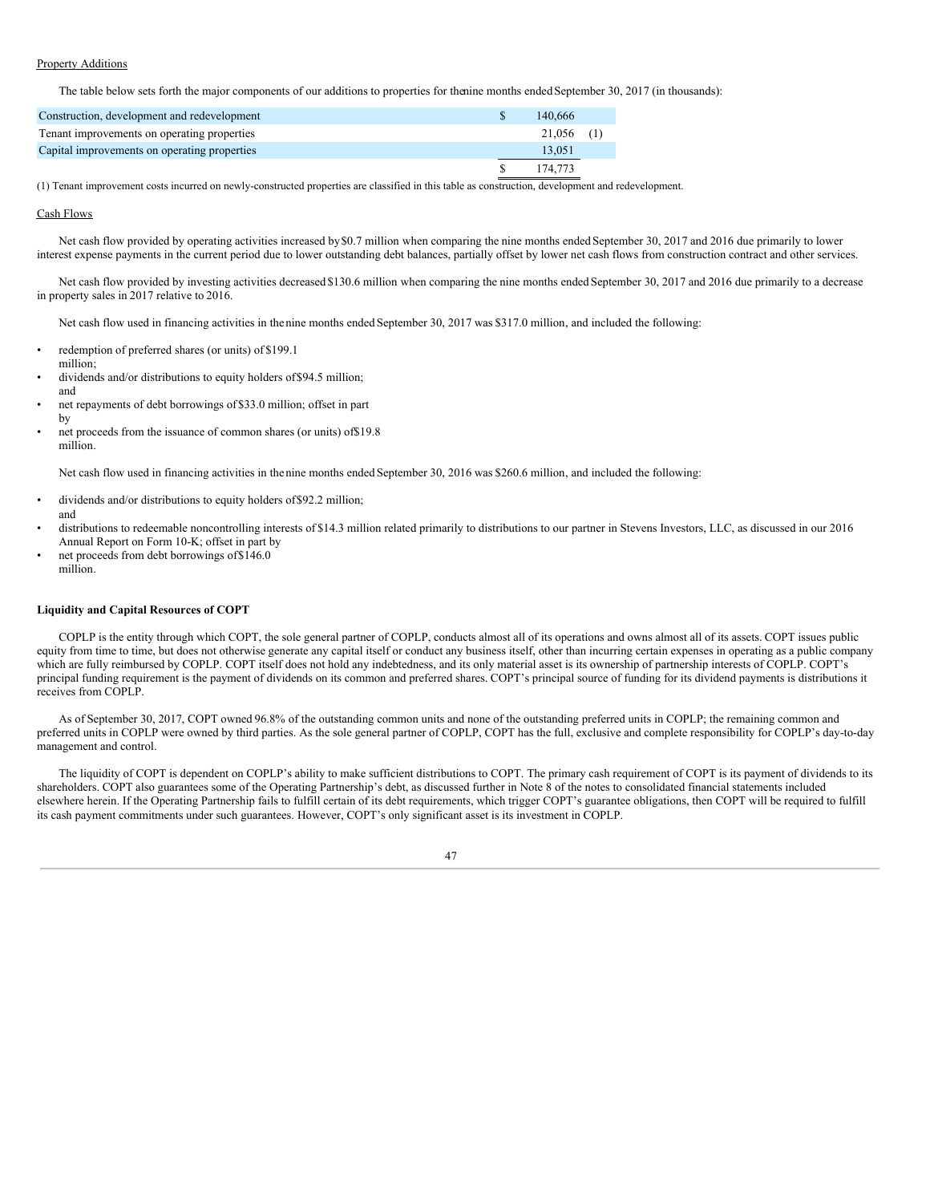Property Additions

The table below sets forth the major components of our additions to properties for the nine months ended September 30, 2017 (in thousands):

| | | |
|---|---|---|
| Construction, development and redevelopment | $ 140,666 | |
| Tenant improvements on operating properties | 21,056 | (1) |
| Capital improvements on operating properties | 13,051 | |
| | $ 174,773 | |

(1) Tenant improvement costs incurred on newly-constructed properties are classified in this table as construction, development and redevelopment.

Cash Flows

Net cash flow provided by operating activities increased by $0.7 million when comparing the nine months ended September 30, 2017 and 2016 due primarily to lower interest expense payments in the current period due to lower outstanding debt balances, partially offset by lower net cash flows from construction contract and other services.

Net cash flow provided by investing activities decreased $130.6 million when comparing the nine months ended September 30, 2017 and 2016 due primarily to a decrease in property sales in 2017 relative to 2016.

Net cash flow used in financing activities in the nine months ended September 30, 2017 was $317.0 million, and included the following:

- redemption of preferred shares (or units) of $199.1 million;
- dividends and/or distributions to equity holders of $94.5 million; and
- net repayments of debt borrowings of $33.0 million; offset in part by
- net proceeds from the issuance of common shares (or units) of $19.8 million.

Net cash flow used in financing activities in the nine months ended September 30, 2016 was $260.6 million, and included the following:

- dividends and/or distributions to equity holders of $92.2 million; and
- distributions to redeemable noncontrolling interests of $14.3 million related primarily to distributions to our partner in Stevens Investors, LLC, as discussed in our 2016 Annual Report on Form 10-K; offset in part by
- net proceeds from debt borrowings of $146.0 million.

**Liquidity and Capital Resources of COPT**

COPLP is the entity through which COPT, the sole general partner of COPLP, conducts almost all of its operations and owns almost all of its assets. COPT issues public equity from time to time, but does not otherwise generate any capital itself or conduct any business itself, other than incurring certain expenses in operating as a public company which are fully reimbursed by COPLP. COPT itself does not hold any indebtedness, and its only material asset is its ownership of partnership interests of COPLP. COPT's principal funding requirement is the payment of dividends on its common and preferred shares. COPT's principal source of funding for its dividend payments is distributions it receives from COPLP.

As of September 30, 2017, COPT owned 96.8% of the outstanding common units and none of the outstanding preferred units in COPLP; the remaining common and preferred units in COPLP were owned by third parties. As the sole general partner of COPLP, COPT has the full, exclusive and complete responsibility for COPLP's day-to-day management and control.

The liquidity of COPT is dependent on COPLP's ability to make sufficient distributions to COPT. The primary cash requirement of COPT is its payment of dividends to its shareholders. COPT also guarantees some of the Operating Partnership's debt, as discussed further in Note 8 of the notes to consolidated financial statements included elsewhere herein. If the Operating Partnership fails to fulfill certain of its debt requirements, which trigger COPT's guarantee obligations, then COPT will be required to fulfill its cash payment commitments under such guarantees. However, COPT's only significant asset is its investment in COPLP.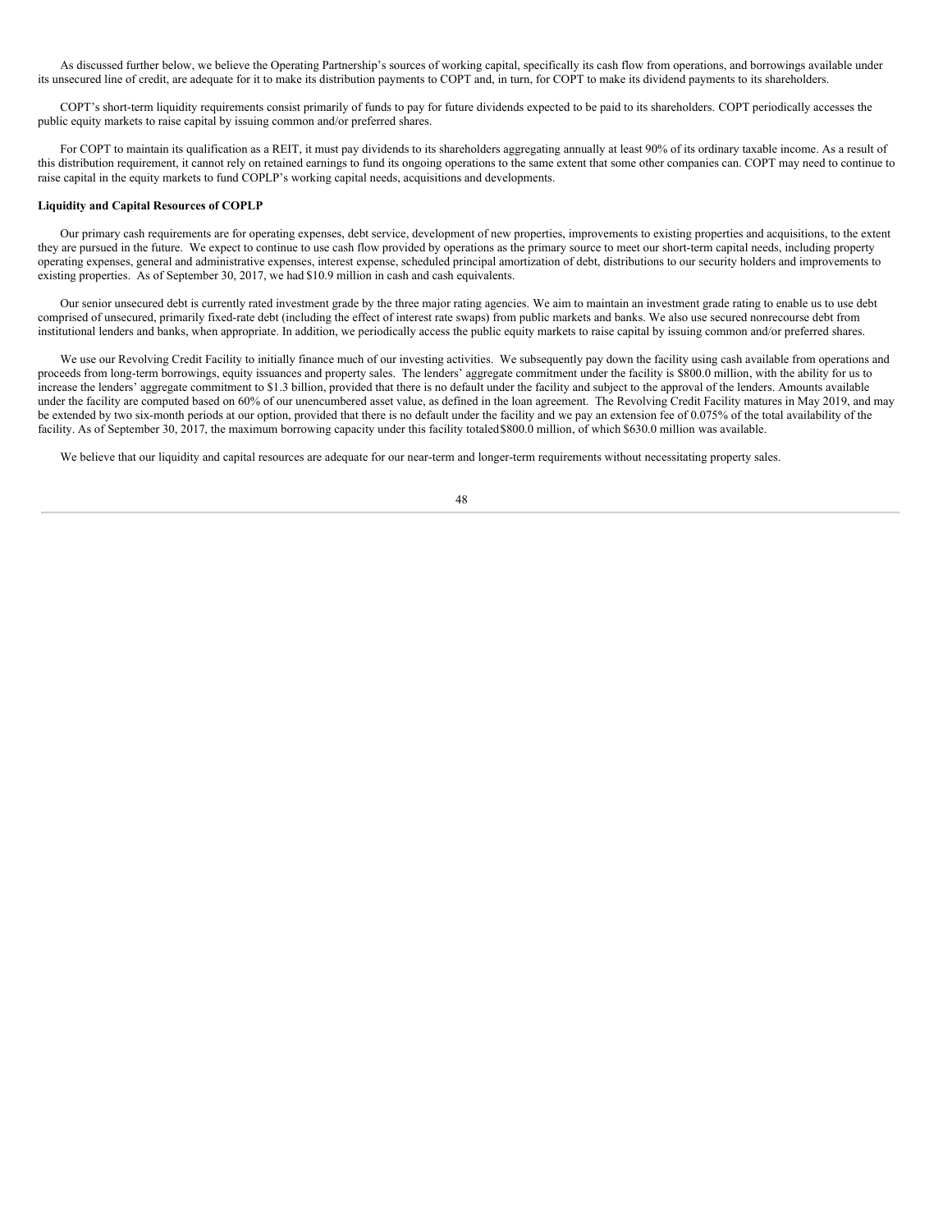As discussed further below, we believe the Operating Partnership's sources of working capital, specifically its cash flow from operations, and borrowings available under its unsecured line of credit, are adequate for it to make its distribution payments to COPT and, in turn, for COPT to make its dividend payments to its shareholders.

COPT's short-term liquidity requirements consist primarily of funds to pay for future dividends expected to be paid to its shareholders. COPT periodically accesses the public equity markets to raise capital by issuing common and/or preferred shares.

For COPT to maintain its qualification as a REIT, it must pay dividends to its shareholders aggregating annually at least 90% of its ordinary taxable income. As a result of this distribution requirement, it cannot rely on retained earnings to fund its ongoing operations to the same extent that some other companies can. COPT may need to continue to raise capital in the equity markets to fund COPLP's working capital needs, acquisitions and developments.

**Liquidity and Capital Resources of COPLP**

Our primary cash requirements are for operating expenses, debt service, development of new properties, improvements to existing properties and acquisitions, to the extent they are pursued in the future. We expect to continue to use cash flow provided by operations as the primary source to meet our short-term capital needs, including property operating expenses, general and administrative expenses, interest expense, scheduled principal amortization of debt, distributions to our security holders and improvements to existing properties. As of September 30, 2017, we had $10.9 million in cash and cash equivalents.

Our senior unsecured debt is currently rated investment grade by the three major rating agencies. We aim to maintain an investment grade rating to enable us to use debt comprised of unsecured, primarily fixed-rate debt (including the effect of interest rate swaps) from public markets and banks. We also use secured nonrecourse debt from institutional lenders and banks, when appropriate. In addition, we periodically access the public equity markets to raise capital by issuing common and/or preferred shares.

We use our Revolving Credit Facility to initially finance much of our investing activities. We subsequently pay down the facility using cash available from operations and proceeds from long-term borrowings, equity issuances and property sales. The lenders' aggregate commitment under the facility is $800.0 million, with the ability for us to increase the lenders' aggregate commitment to $1.3 billion, provided that there is no default under the facility and subject to the approval of the lenders. Amounts available under the facility are computed based on 60% of our unencumbered asset value, as defined in the loan agreement. The Revolving Credit Facility matures in May 2019, and may be extended by two six-month periods at our option, provided that there is no default under the facility and we pay an extension fee of 0.075% of the total availability of the facility. As of September 30, 2017, the maximum borrowing capacity under this facility totaled $800.0 million, of which $630.0 million was available.

We believe that our liquidity and capital resources are adequate for our near-term and longer-term requirements without necessitating property sales.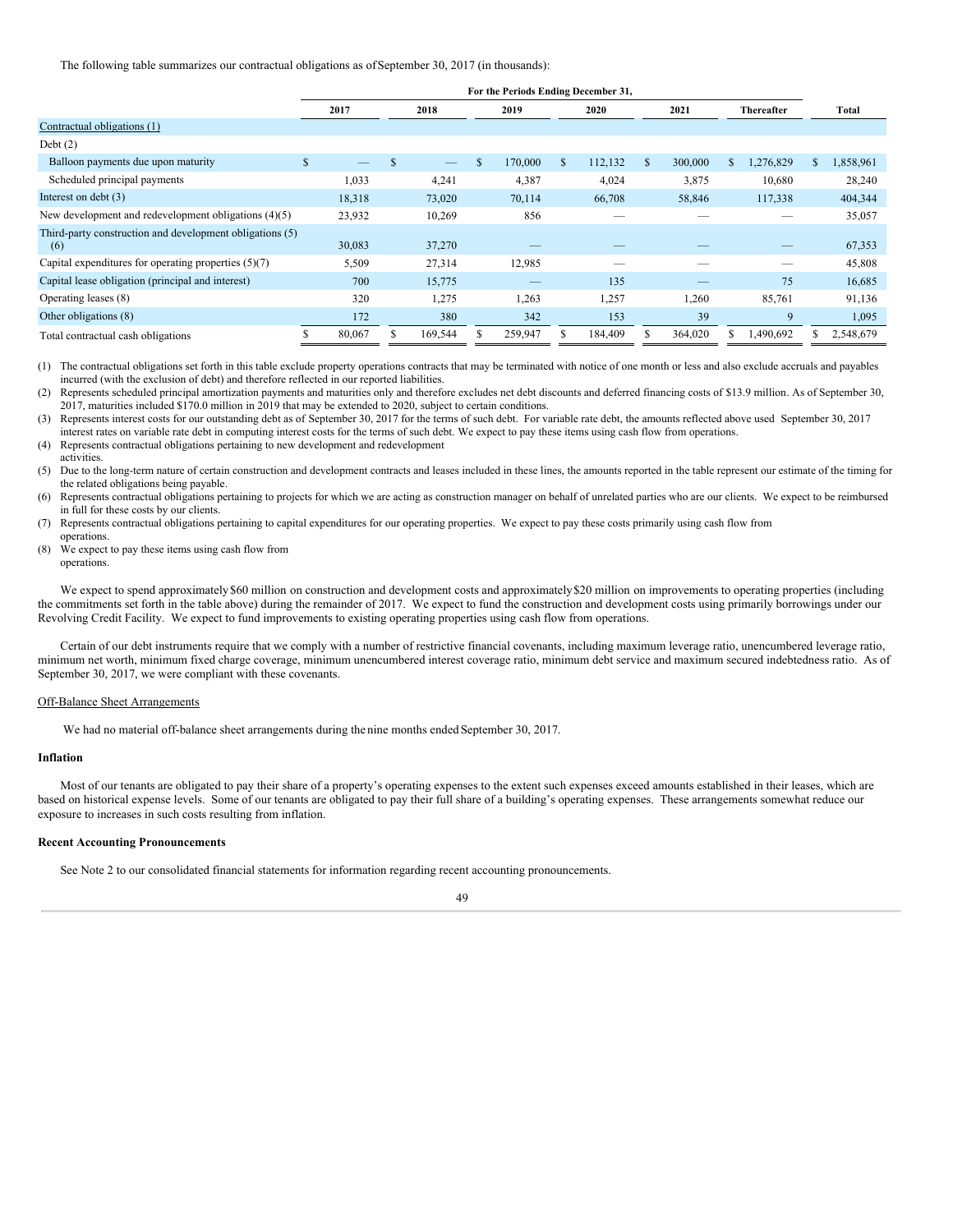The following table summarizes our contractual obligations as of September 30, 2017 (in thousands):

| | For the Periods Ending December 31, | | | | | | |
|---|---|---|---|---|---|---|---|
| | 2017 | 2018 | 2019 | 2020 | 2021 | Thereafter | Total |
| Contractual obligations (1) | | | | | | | |
| Debt (2) | | | | | | | |
| Balloon payments due upon maturity | $ — | $ — | $ 170,000 | $ 112,132 | $ 300,000 | $ 1,276,829 | $ 1,858,961 |
| Scheduled principal payments | 1,033 | 4,241 | 4,387 | 4,024 | 3,875 | 10,680 | 28,240 |
| Interest on debt (3) | 18,318 | 73,020 | 70,114 | 66,708 | 58,846 | 117,338 | 404,344 |
| New development and redevelopment obligations (4)(5) | 23,932 | 10,269 | 856 | — | — | — | 35,057 |
| Third-party construction and development obligations (5) (6) | 30,083 | 37,270 | — | — | — | — | 67,353 |
| Capital expenditures for operating properties (5)(7) | 5,509 | 27,314 | 12,985 | — | — | — | 45,808 |
| Capital lease obligation (principal and interest) | 700 | 15,775 | — | 135 | — | 75 | 16,685 |
| Operating leases (8) | 320 | 1,275 | 1,263 | 1,257 | 1,260 | 85,761 | 91,136 |
| Other obligations (8) | 172 | 380 | 342 | 153 | 39 | 9 | 1,095 |
| Total contractual cash obligations | $ 80,067 | $ 169,544 | $ 259,947 | $ 184,409 | $ 364,020 | $ 1,490,692 | $ 2,548,679 |

(1) The contractual obligations set forth in this table exclude property operations contracts that may be terminated with notice of one month or less and also exclude accruals and payables incurred (with the exclusion of debt) and therefore reflected in our reported liabilities.

(2) Represents scheduled principal amortization payments and maturities only and therefore excludes net debt discounts and deferred financing costs of $13.9 million. As of September 30, 2017, maturities included $170.0 million in 2019 that may be extended to 2020, subject to certain conditions.

(3) Represents interest costs for our outstanding debt as of September 30, 2017 for the terms of such debt. For variable rate debt, the amounts reflected above used September 30, 2017 interest rates on variable rate debt in computing interest costs for the terms of such debt. We expect to pay these items using cash flow from operations.

(4) Represents contractual obligations pertaining to new development and redevelopment activities.

(5) Due to the long-term nature of certain construction and development contracts and leases included in these lines, the amounts reported in the table represent our estimate of the timing for the related obligations being payable.

(6) Represents contractual obligations pertaining to projects for which we are acting as construction manager on behalf of unrelated parties who are our clients. We expect to be reimbursed in full for these costs by our clients.

(7) Represents contractual obligations pertaining to capital expenditures for our operating properties. We expect to pay these costs primarily using cash flow from operations.

(8) We expect to pay these items using cash flow from operations.

We expect to spend approximately $60 million on construction and development costs and approximately $20 million on improvements to operating properties (including the commitments set forth in the table above) during the remainder of 2017. We expect to fund the construction and development costs using primarily borrowings under our Revolving Credit Facility. We expect to fund improvements to existing operating properties using cash flow from operations.

Certain of our debt instruments require that we comply with a number of restrictive financial covenants, including maximum leverage ratio, unencumbered leverage ratio, minimum net worth, minimum fixed charge coverage, minimum unencumbered interest coverage ratio, minimum debt service and maximum secured indebtedness ratio. As of September 30, 2017, we were compliant with these covenants.

Off-Balance Sheet Arrangements

We had no material off-balance sheet arrangements during the nine months ended September 30, 2017.

**Inflation**

Most of our tenants are obligated to pay their share of a property's operating expenses to the extent such expenses exceed amounts established in their leases, which are based on historical expense levels. Some of our tenants are obligated to pay their full share of a building's operating expenses. These arrangements somewhat reduce our exposure to increases in such costs resulting from inflation.

**Recent Accounting Pronouncements**

See Note 2 to our consolidated financial statements for information regarding recent accounting pronouncements.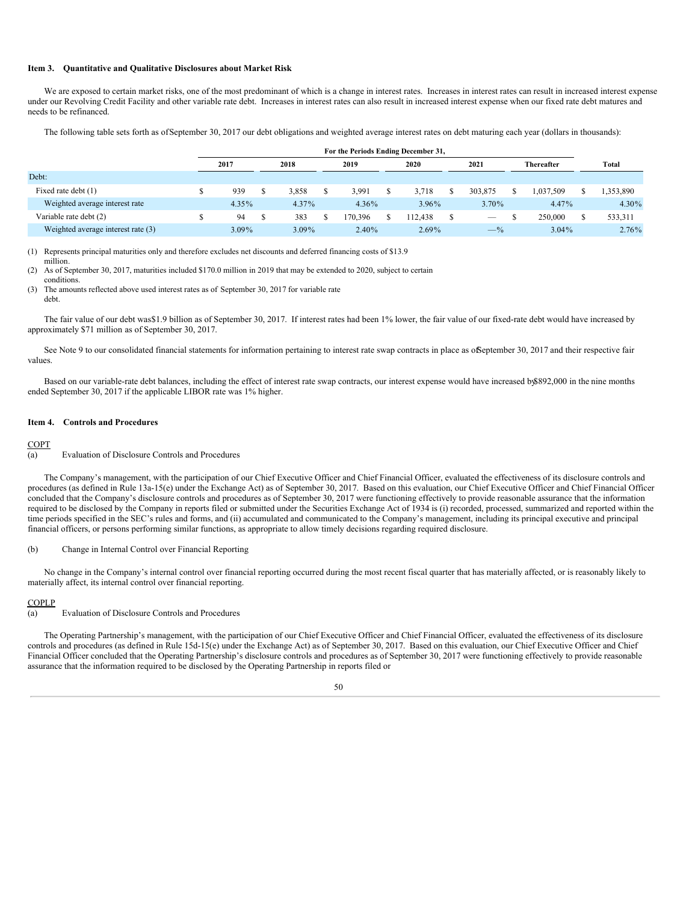### Item 3. Quantitative and Qualitative Disclosures about Market Risk

We are exposed to certain market risks, one of the most predominant of which is a change in interest rates. Increases in interest rates can result in increased interest expense under our Revolving Credit Facility and other variable rate debt. Increases in interest rates can also result in increased interest expense when our fixed rate debt matures and needs to be refinanced.

The following table sets forth as of September 30, 2017 our debt obligations and weighted average interest rates on debt maturing each year (dollars in thousands):

| | For the Periods Ending December 31, | | | | | | |
|---|---|---|---|---|---|---|---|
| | 2017 | 2018 | 2019 | 2020 | 2021 | Thereafter | Total |
| Debt: | | | | | | | |
| Fixed rate debt (1) | $ 939 | $ 3,858 | $ 3,991 | $ 3,718 | $ 303,875 | $ 1,037,509 | $ 1,353,890 |
| Weighted average interest rate | 4.35% | 4.37% | 4.36% | 3.96% | 3.70% | 4.47% | 4.30% |
| Variable rate debt (2) | $ 94 | $ 383 | $ 170,396 | $ 112,438 | $ — | $ 250,000 | $ 533,311 |
| Weighted average interest rate (3) | 3.09% | 3.09% | 2.40% | 2.69% | —% | 3.04% | 2.76% |

(1) Represents principal maturities only and therefore excludes net discounts and deferred financing costs of $13.9 million.
(2) As of September 30, 2017, maturities included $170.0 million in 2019 that may be extended to 2020, subject to certain conditions.
(3) The amounts reflected above used interest rates as of September 30, 2017 for variable rate debt.

The fair value of our debt was $1.9 billion as of September 30, 2017. If interest rates had been 1% lower, the fair value of our fixed-rate debt would have increased by approximately $71 million as of September 30, 2017.

See Note 9 to our consolidated financial statements for information pertaining to interest rate swap contracts in place as of September 30, 2017 and their respective fair values.

Based on our variable-rate debt balances, including the effect of interest rate swap contracts, our interest expense would have increased by $892,000 in the nine months ended September 30, 2017 if the applicable LIBOR rate was 1% higher.

### Item 4. Controls and Procedures

COPT

(a) Evaluation of Disclosure Controls and Procedures

The Company's management, with the participation of our Chief Executive Officer and Chief Financial Officer, evaluated the effectiveness of its disclosure controls and procedures (as defined in Rule 13a-15(e) under the Exchange Act) as of September 30, 2017. Based on this evaluation, our Chief Executive Officer and Chief Financial Officer concluded that the Company's disclosure controls and procedures as of September 30, 2017 were functioning effectively to provide reasonable assurance that the information required to be disclosed by the Company in reports filed or submitted under the Securities Exchange Act of 1934 is (i) recorded, processed, summarized and reported within the time periods specified in the SEC's rules and forms, and (ii) accumulated and communicated to the Company's management, including its principal executive and principal financial officers, or persons performing similar functions, as appropriate to allow timely decisions regarding required disclosure.

(b) Change in Internal Control over Financial Reporting

No change in the Company's internal control over financial reporting occurred during the most recent fiscal quarter that has materially affected, or is reasonably likely to materially affect, its internal control over financial reporting.

COPLP

(a) Evaluation of Disclosure Controls and Procedures

The Operating Partnership's management, with the participation of our Chief Executive Officer and Chief Financial Officer, evaluated the effectiveness of its disclosure controls and procedures (as defined in Rule 15d-15(e) under the Exchange Act) as of September 30, 2017. Based on this evaluation, our Chief Executive Officer and Chief Financial Officer concluded that the Operating Partnership's disclosure controls and procedures as of September 30, 2017 were functioning effectively to provide reasonable assurance that the information required to be disclosed by the Operating Partnership in reports filed or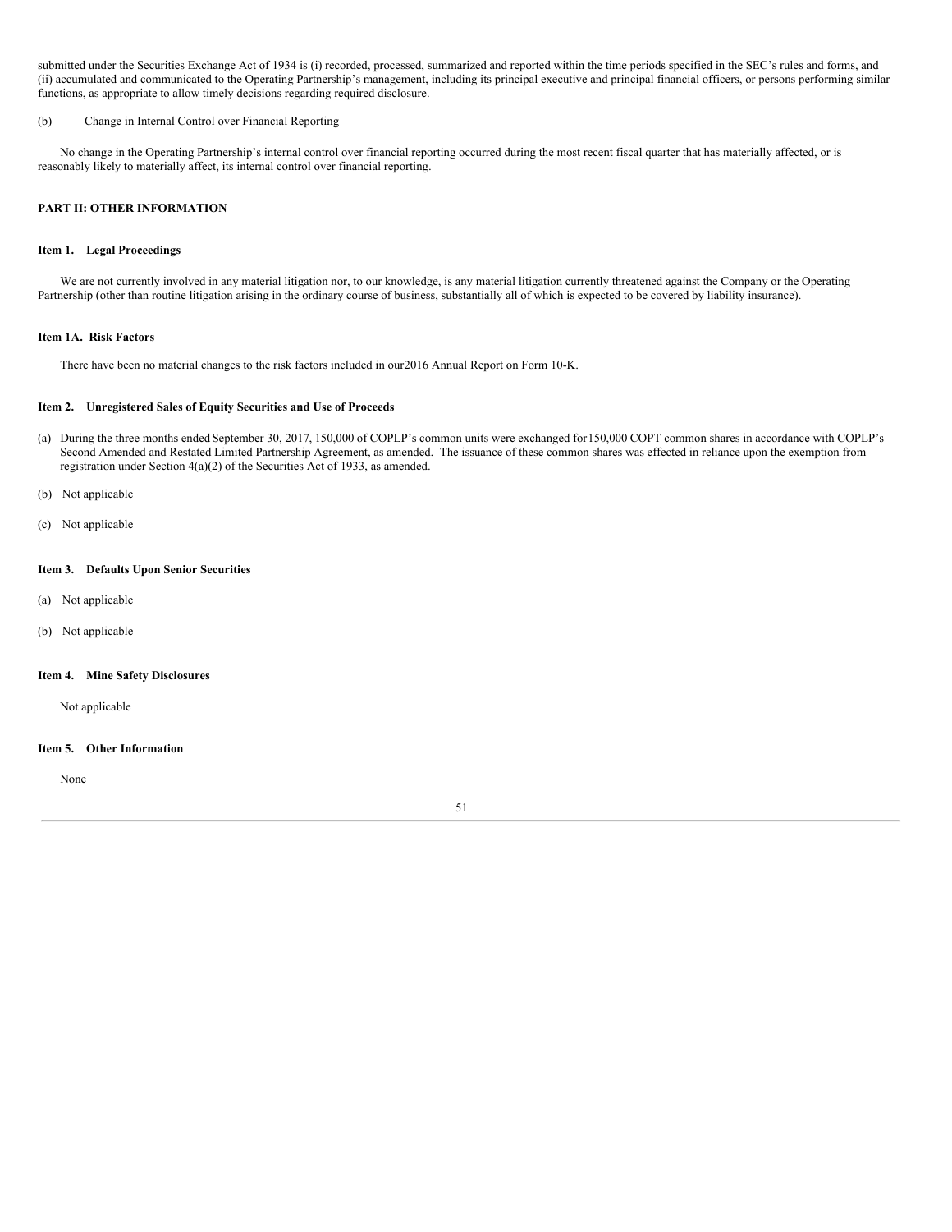submitted under the Securities Exchange Act of 1934 is (i) recorded, processed, summarized and reported within the time periods specified in the SEC's rules and forms, and (ii) accumulated and communicated to the Operating Partnership's management, including its principal executive and principal financial officers, or persons performing similar functions, as appropriate to allow timely decisions regarding required disclosure.

(b) Change in Internal Control over Financial Reporting

No change in the Operating Partnership's internal control over financial reporting occurred during the most recent fiscal quarter that has materially affected, or is reasonably likely to materially affect, its internal control over financial reporting.

## PART II: OTHER INFORMATION

### Item 1. Legal Proceedings

We are not currently involved in any material litigation nor, to our knowledge, is any material litigation currently threatened against the Company or the Operating Partnership (other than routine litigation arising in the ordinary course of business, substantially all of which is expected to be covered by liability insurance).

### Item 1A. Risk Factors

There have been no material changes to the risk factors included in our2016 Annual Report on Form 10-K.

### Item 2. Unregistered Sales of Equity Securities and Use of Proceeds

(a) During the three months ended September 30, 2017, 150,000 of COPLP's common units were exchanged for150,000 COPT common shares in accordance with COPLP's Second Amended and Restated Limited Partnership Agreement, as amended. The issuance of these common shares was effected in reliance upon the exemption from registration under Section 4(a)(2) of the Securities Act of 1933, as amended.

(b) Not applicable

(c) Not applicable

### Item 3. Defaults Upon Senior Securities

(a) Not applicable

(b) Not applicable

### Item 4. Mine Safety Disclosures

Not applicable

### Item 5. Other Information

None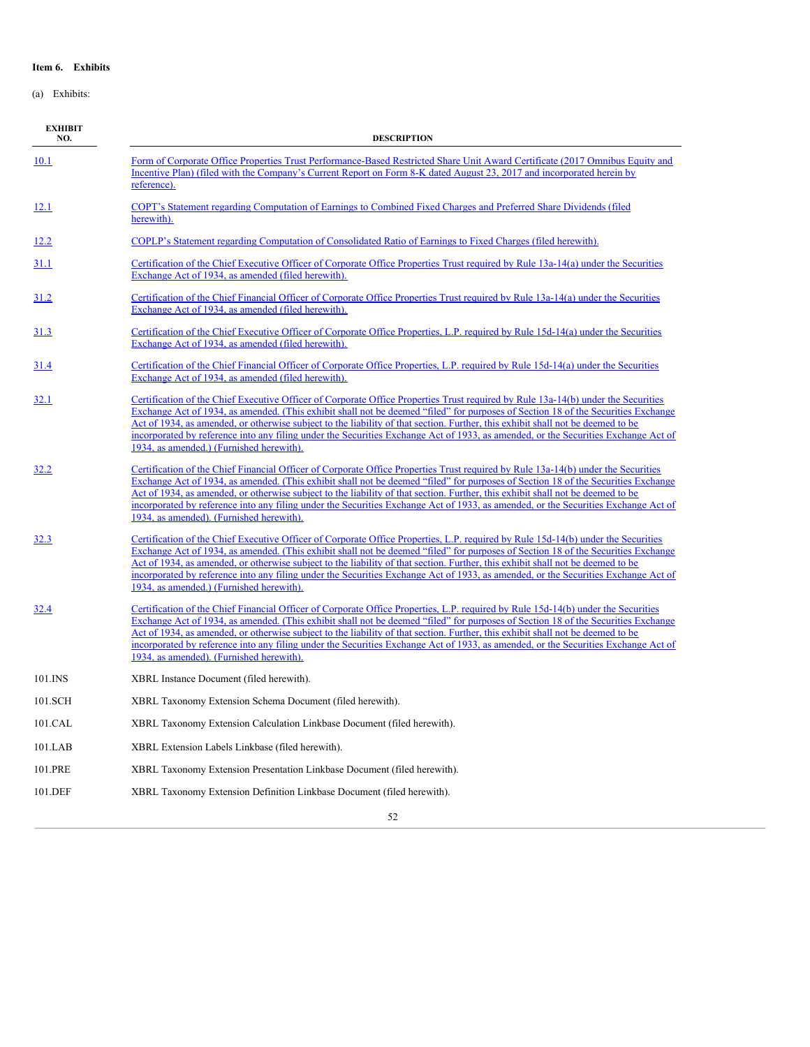**Item 6. Exhibits**

(a) Exhibits:

| EXHIBIT NO. | DESCRIPTION |
|---|---|
| 10.1 | Form of Corporate Office Properties Trust Performance-Based Restricted Share Unit Award Certificate (2017 Omnibus Equity and Incentive Plan) (filed with the Company's Current Report on Form 8-K dated August 23, 2017 and incorporated herein by reference). |
| 12.1 | COPT's Statement regarding Computation of Earnings to Combined Fixed Charges and Preferred Share Dividends (filed herewith). |
| 12.2 | COPLP's Statement regarding Computation of Consolidated Ratio of Earnings to Fixed Charges (filed herewith). |
| 31.1 | Certification of the Chief Executive Officer of Corporate Office Properties Trust required by Rule 13a-14(a) under the Securities Exchange Act of 1934, as amended (filed herewith). |
| 31.2 | Certification of the Chief Financial Officer of Corporate Office Properties Trust required by Rule 13a-14(a) under the Securities Exchange Act of 1934, as amended (filed herewith). |
| 31.3 | Certification of the Chief Executive Officer of Corporate Office Properties, L.P. required by Rule 15d-14(a) under the Securities Exchange Act of 1934, as amended (filed herewith). |
| 31.4 | Certification of the Chief Financial Officer of Corporate Office Properties, L.P. required by Rule 15d-14(a) under the Securities Exchange Act of 1934, as amended (filed herewith). |
| 32.1 | Certification of the Chief Executive Officer of Corporate Office Properties Trust required by Rule 13a-14(b) under the Securities Exchange Act of 1934, as amended. (This exhibit shall not be deemed "filed" for purposes of Section 18 of the Securities Exchange Act of 1934, as amended, or otherwise subject to the liability of that section. Further, this exhibit shall not be deemed to be incorporated by reference into any filing under the Securities Exchange Act of 1933, as amended, or the Securities Exchange Act of 1934, as amended.) (Furnished herewith). |
| 32.2 | Certification of the Chief Financial Officer of Corporate Office Properties Trust required by Rule 13a-14(b) under the Securities Exchange Act of 1934, as amended. (This exhibit shall not be deemed "filed" for purposes of Section 18 of the Securities Exchange Act of 1934, as amended, or otherwise subject to the liability of that section. Further, this exhibit shall not be deemed to be incorporated by reference into any filing under the Securities Exchange Act of 1933, as amended, or the Securities Exchange Act of 1934, as amended). (Furnished herewith). |
| 32.3 | Certification of the Chief Executive Officer of Corporate Office Properties, L.P. required by Rule 15d-14(b) under the Securities Exchange Act of 1934, as amended. (This exhibit shall not be deemed "filed" for purposes of Section 18 of the Securities Exchange Act of 1934, as amended, or otherwise subject to the liability of that section. Further, this exhibit shall not be deemed to be incorporated by reference into any filing under the Securities Exchange Act of 1933, as amended, or the Securities Exchange Act of 1934, as amended.) (Furnished herewith). |
| 32.4 | Certification of the Chief Financial Officer of Corporate Office Properties, L.P. required by Rule 15d-14(b) under the Securities Exchange Act of 1934, as amended. (This exhibit shall not be deemed "filed" for purposes of Section 18 of the Securities Exchange Act of 1934, as amended, or otherwise subject to the liability of that section. Further, this exhibit shall not be deemed to be incorporated by reference into any filing under the Securities Exchange Act of 1933, as amended, or the Securities Exchange Act of 1934, as amended). (Furnished herewith). |
| 101.INS | XBRL Instance Document (filed herewith). |
| 101.SCH | XBRL Taxonomy Extension Schema Document (filed herewith). |
| 101.CAL | XBRL Taxonomy Extension Calculation Linkbase Document (filed herewith). |
| 101.LAB | XBRL Extension Labels Linkbase (filed herewith). |
| 101.PRE | XBRL Taxonomy Extension Presentation Linkbase Document (filed herewith). |
| 101.DEF | XBRL Taxonomy Extension Definition Linkbase Document (filed herewith). |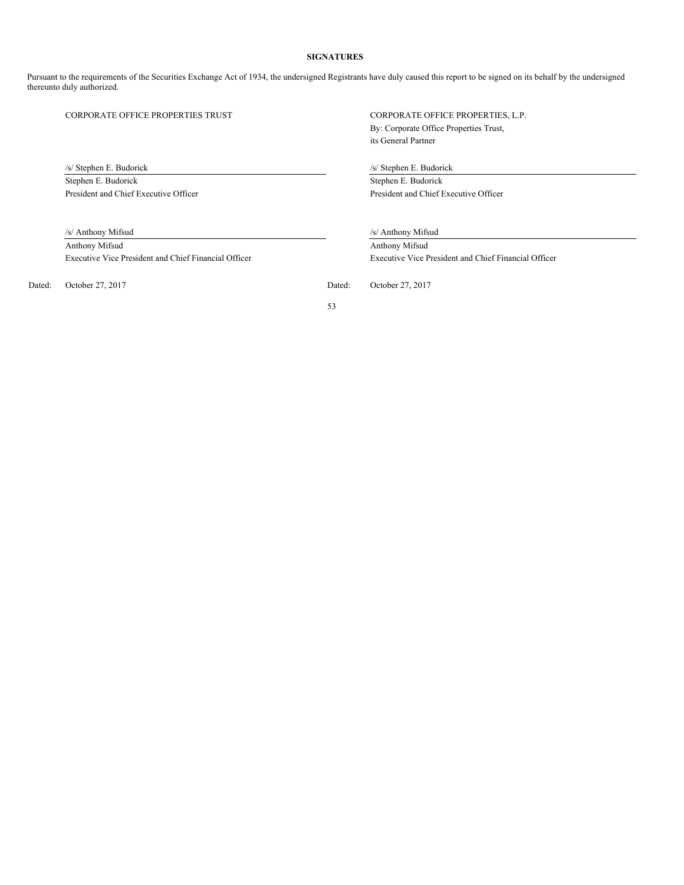**SIGNATURES**

Pursuant to the requirements of the Securities Exchange Act of 1934, the undersigned Registrants have duly caused this report to be signed on its behalf by the undersigned thereunto duly authorized.

CORPORATE OFFICE PROPERTIES TRUST

/s/ Stephen E. Budorick
Stephen E. Budorick
President and Chief Executive Officer

/s/ Anthony Mifsud
Anthony Mifsud
Executive Vice President and Chief Financial Officer

Dated: October 27, 2017

CORPORATE OFFICE PROPERTIES, L.P.
By: Corporate Office Properties Trust,
its General Partner

/s/ Stephen E. Budorick
Stephen E. Budorick
President and Chief Executive Officer

/s/ Anthony Mifsud
Anthony Mifsud
Executive Vice President and Chief Financial Officer

Dated: October 27, 2017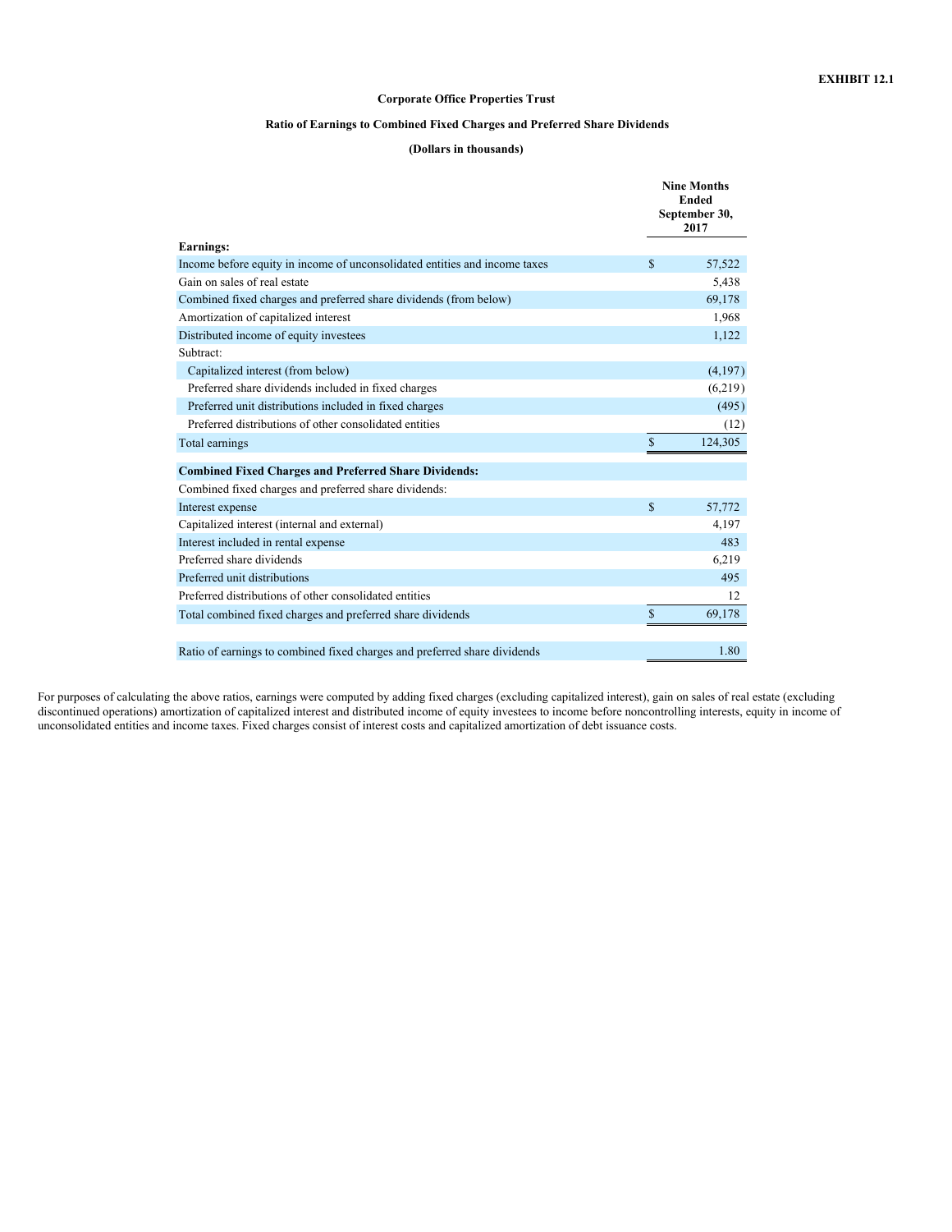**EXHIBIT 12.1**

**Corporate Office Properties Trust**

**Ratio of Earnings to Combined Fixed Charges and Preferred Share Dividends**

**(Dollars in thousands)**

| | Nine Months Ended September 30, 2017 |
|---|---|
| **Earnings:** | |
| Income before equity in income of unconsolidated entities and income taxes | $ 57,522 |
| Gain on sales of real estate | 5,438 |
| Combined fixed charges and preferred share dividends (from below) | 69,178 |
| Amortization of capitalized interest | 1,968 |
| Distributed income of equity investees | 1,122 |
| Subtract: | |
| Capitalized interest (from below) | (4,197) |
| Preferred share dividends included in fixed charges | (6,219) |
| Preferred unit distributions included in fixed charges | (495) |
| Preferred distributions of other consolidated entities | (12) |
| Total earnings | $ 124,305 |
| **Combined Fixed Charges and Preferred Share Dividends:** | |
| Combined fixed charges and preferred share dividends: | |
| Interest expense | $ 57,772 |
| Capitalized interest (internal and external) | 4,197 |
| Interest included in rental expense | 483 |
| Preferred share dividends | 6,219 |
| Preferred unit distributions | 495 |
| Preferred distributions of other consolidated entities | 12 |
| Total combined fixed charges and preferred share dividends | $ 69,178 |
| Ratio of earnings to combined fixed charges and preferred share dividends | 1.80 |

For purposes of calculating the above ratios, earnings were computed by adding fixed charges (excluding capitalized interest), gain on sales of real estate (excluding discontinued operations) amortization of capitalized interest and distributed income of equity investees to income before noncontrolling interests, equity in income of unconsolidated entities and income taxes. Fixed charges consist of interest costs and capitalized amortization of debt issuance costs.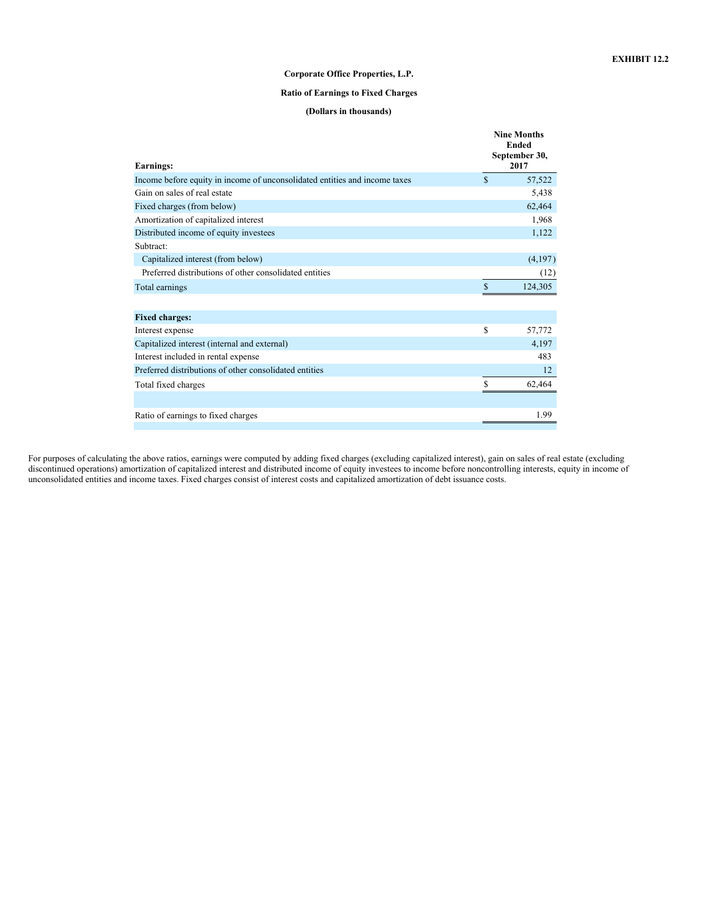**EXHIBIT 12.2**

**Corporate Office Properties, L.P.**

**Ratio of Earnings to Fixed Charges**

**(Dollars in thousands)**

| **Earnings:** | **Nine Months Ended September 30, 2017** |
|---|---|
| Income before equity in income of unconsolidated entities and income taxes | $ 57,522 |
| Gain on sales of real estate | 5,438 |
| Fixed charges (from below) | 62,464 |
| Amortization of capitalized interest | 1,968 |
| Distributed income of equity investees | 1,122 |
| Subtract: | |
| Capitalized interest (from below) | (4,197) |
| Preferred distributions of other consolidated entities | (12) |
| Total earnings | $ 124,305 |
| | |
| **Fixed charges:** | |
| Interest expense | $ 57,772 |
| Capitalized interest (internal and external) | 4,197 |
| Interest included in rental expense | 483 |
| Preferred distributions of other consolidated entities | 12 |
| Total fixed charges | $ 62,464 |
| | |
| Ratio of earnings to fixed charges | 1.99 |

For purposes of calculating the above ratios, earnings were computed by adding fixed charges (excluding capitalized interest), gain on sales of real estate (excluding discontinued operations) amortization of capitalized interest and distributed income of equity investees to income before noncontrolling interests, equity in income of unconsolidated entities and income taxes. Fixed charges consist of interest costs and capitalized amortization of debt issuance costs.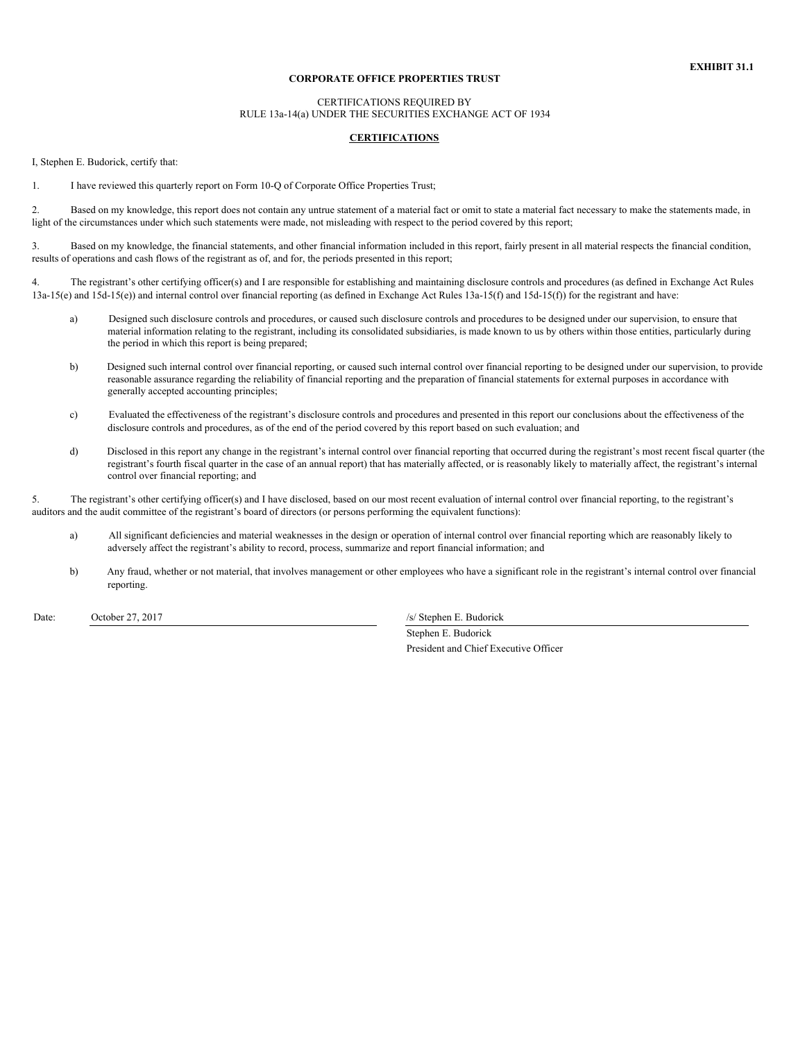**EXHIBIT 31.1**

**CORPORATE OFFICE PROPERTIES TRUST**

CERTIFICATIONS REQUIRED BY
RULE 13a-14(a) UNDER THE SECURITIES EXCHANGE ACT OF 1934

**CERTIFICATIONS**

I, Stephen E. Budorick, certify that:

1. I have reviewed this quarterly report on Form 10-Q of Corporate Office Properties Trust;

2. Based on my knowledge, this report does not contain any untrue statement of a material fact or omit to state a material fact necessary to make the statements made, in light of the circumstances under which such statements were made, not misleading with respect to the period covered by this report;

3. Based on my knowledge, the financial statements, and other financial information included in this report, fairly present in all material respects the financial condition, results of operations and cash flows of the registrant as of, and for, the periods presented in this report;

4. The registrant's other certifying officer(s) and I are responsible for establishing and maintaining disclosure controls and procedures (as defined in Exchange Act Rules 13a-15(e) and 15d-15(e)) and internal control over financial reporting (as defined in Exchange Act Rules 13a-15(f) and 15d-15(f)) for the registrant and have:

   a) Designed such disclosure controls and procedures, or caused such disclosure controls and procedures to be designed under our supervision, to ensure that material information relating to the registrant, including its consolidated subsidiaries, is made known to us by others within those entities, particularly during the period in which this report is being prepared;

   b) Designed such internal control over financial reporting, or caused such internal control over financial reporting to be designed under our supervision, to provide reasonable assurance regarding the reliability of financial reporting and the preparation of financial statements for external purposes in accordance with generally accepted accounting principles;

   c) Evaluated the effectiveness of the registrant's disclosure controls and procedures and presented in this report our conclusions about the effectiveness of the disclosure controls and procedures, as of the end of the period covered by this report based on such evaluation; and

   d) Disclosed in this report any change in the registrant's internal control over financial reporting that occurred during the registrant's most recent fiscal quarter (the registrant's fourth fiscal quarter in the case of an annual report) that has materially affected, or is reasonably likely to materially affect, the registrant's internal control over financial reporting; and

5. The registrant's other certifying officer(s) and I have disclosed, based on our most recent evaluation of internal control over financial reporting, to the registrant's auditors and the audit committee of the registrant's board of directors (or persons performing the equivalent functions):

   a) All significant deficiencies and material weaknesses in the design or operation of internal control over financial reporting which are reasonably likely to adversely affect the registrant's ability to record, process, summarize and report financial information; and

   b) Any fraud, whether or not material, that involves management or other employees who have a significant role in the registrant's internal control over financial reporting.

Date: October 27, 2017

/s/ Stephen E. Budorick
Stephen E. Budorick
President and Chief Executive Officer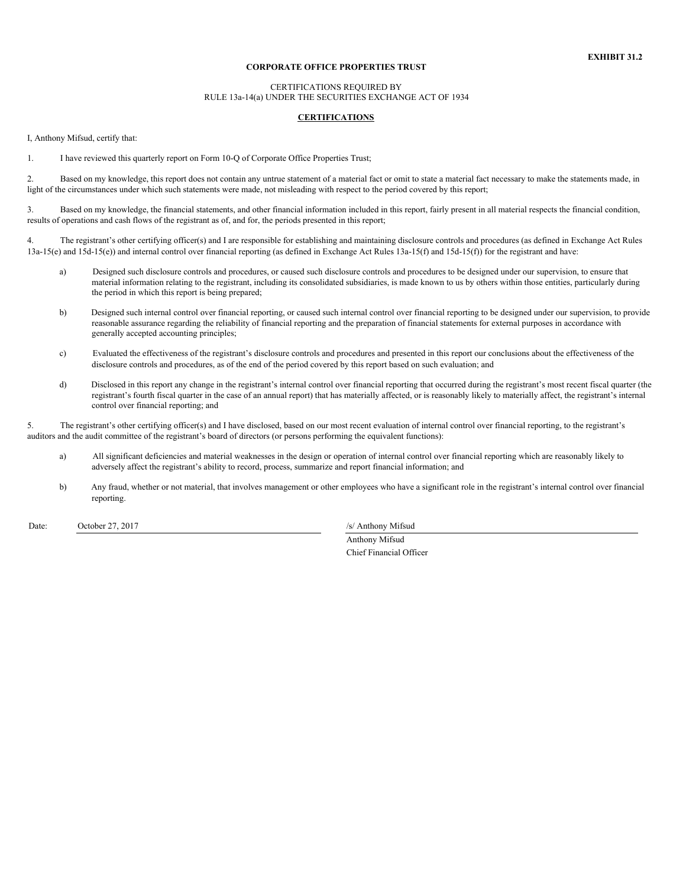**EXHIBIT 31.2**

**CORPORATE OFFICE PROPERTIES TRUST**

CERTIFICATIONS REQUIRED BY
RULE 13a-14(a) UNDER THE SECURITIES EXCHANGE ACT OF 1934

**CERTIFICATIONS**

I, Anthony Mifsud, certify that:

1. I have reviewed this quarterly report on Form 10-Q of Corporate Office Properties Trust;

2. Based on my knowledge, this report does not contain any untrue statement of a material fact or omit to state a material fact necessary to make the statements made, in light of the circumstances under which such statements were made, not misleading with respect to the period covered by this report;

3. Based on my knowledge, the financial statements, and other financial information included in this report, fairly present in all material respects the financial condition, results of operations and cash flows of the registrant as of, and for, the periods presented in this report;

4. The registrant's other certifying officer(s) and I are responsible for establishing and maintaining disclosure controls and procedures (as defined in Exchange Act Rules 13a-15(e) and 15d-15(e)) and internal control over financial reporting (as defined in Exchange Act Rules 13a-15(f) and 15d-15(f)) for the registrant and have:

   a) Designed such disclosure controls and procedures, or caused such disclosure controls and procedures to be designed under our supervision, to ensure that material information relating to the registrant, including its consolidated subsidiaries, is made known to us by others within those entities, particularly during the period in which this report is being prepared;

   b) Designed such internal control over financial reporting, or caused such internal control over financial reporting to be designed under our supervision, to provide reasonable assurance regarding the reliability of financial reporting and the preparation of financial statements for external purposes in accordance with generally accepted accounting principles;

   c) Evaluated the effectiveness of the registrant's disclosure controls and procedures and presented in this report our conclusions about the effectiveness of the disclosure controls and procedures, as of the end of the period covered by this report based on such evaluation; and

   d) Disclosed in this report any change in the registrant's internal control over financial reporting that occurred during the registrant's most recent fiscal quarter (the registrant's fourth fiscal quarter in the case of an annual report) that has materially affected, or is reasonably likely to materially affect, the registrant's internal control over financial reporting; and

5. The registrant's other certifying officer(s) and I have disclosed, based on our most recent evaluation of internal control over financial reporting, to the registrant's auditors and the audit committee of the registrant's board of directors (or persons performing the equivalent functions):

   a) All significant deficiencies and material weaknesses in the design or operation of internal control over financial reporting which are reasonably likely to adversely affect the registrant's ability to record, process, summarize and report financial information; and

   b) Any fraud, whether or not material, that involves management or other employees who have a significant role in the registrant's internal control over financial reporting.

Date: October 27, 2017

/s/ Anthony Mifsud
Anthony Mifsud
Chief Financial Officer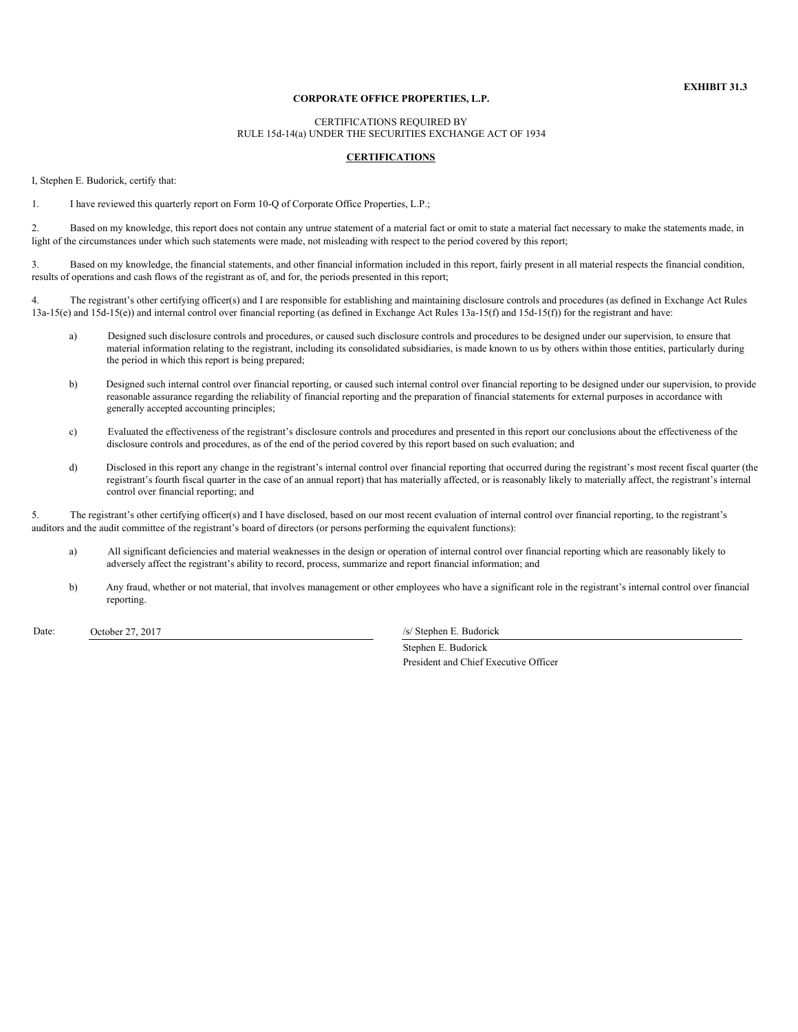**EXHIBIT 31.3**

**CORPORATE OFFICE PROPERTIES, L.P.**

CERTIFICATIONS REQUIRED BY
RULE 15d-14(a) UNDER THE SECURITIES EXCHANGE ACT OF 1934

**CERTIFICATIONS**

I, Stephen E. Budorick, certify that:

1. I have reviewed this quarterly report on Form 10-Q of Corporate Office Properties, L.P.;

2. Based on my knowledge, this report does not contain any untrue statement of a material fact or omit to state a material fact necessary to make the statements made, in light of the circumstances under which such statements were made, not misleading with respect to the period covered by this report;

3. Based on my knowledge, the financial statements, and other financial information included in this report, fairly present in all material respects the financial condition, results of operations and cash flows of the registrant as of, and for, the periods presented in this report;

4. The registrant's other certifying officer(s) and I are responsible for establishing and maintaining disclosure controls and procedures (as defined in Exchange Act Rules 13a-15(e) and 15d-15(e)) and internal control over financial reporting (as defined in Exchange Act Rules 13a-15(f) and 15d-15(f)) for the registrant and have:

   a) Designed such disclosure controls and procedures, or caused such disclosure controls and procedures to be designed under our supervision, to ensure that material information relating to the registrant, including its consolidated subsidiaries, is made known to us by others within those entities, particularly during the period in which this report is being prepared;

   b) Designed such internal control over financial reporting, or caused such internal control over financial reporting to be designed under our supervision, to provide reasonable assurance regarding the reliability of financial reporting and the preparation of financial statements for external purposes in accordance with generally accepted accounting principles;

   c) Evaluated the effectiveness of the registrant's disclosure controls and procedures and presented in this report our conclusions about the effectiveness of the disclosure controls and procedures, as of the end of the period covered by this report based on such evaluation; and

   d) Disclosed in this report any change in the registrant's internal control over financial reporting that occurred during the registrant's most recent fiscal quarter (the registrant's fourth fiscal quarter in the case of an annual report) that has materially affected, or is reasonably likely to materially affect, the registrant's internal control over financial reporting; and

5. The registrant's other certifying officer(s) and I have disclosed, based on our most recent evaluation of internal control over financial reporting, to the registrant's auditors and the audit committee of the registrant's board of directors (or persons performing the equivalent functions):

   a) All significant deficiencies and material weaknesses in the design or operation of internal control over financial reporting which are reasonably likely to adversely affect the registrant's ability to record, process, summarize and report financial information; and

   b) Any fraud, whether or not material, that involves management or other employees who have a significant role in the registrant's internal control over financial reporting.

Date: October 27, 2017

/s/ Stephen E. Budorick

Stephen E. Budorick
President and Chief Executive Officer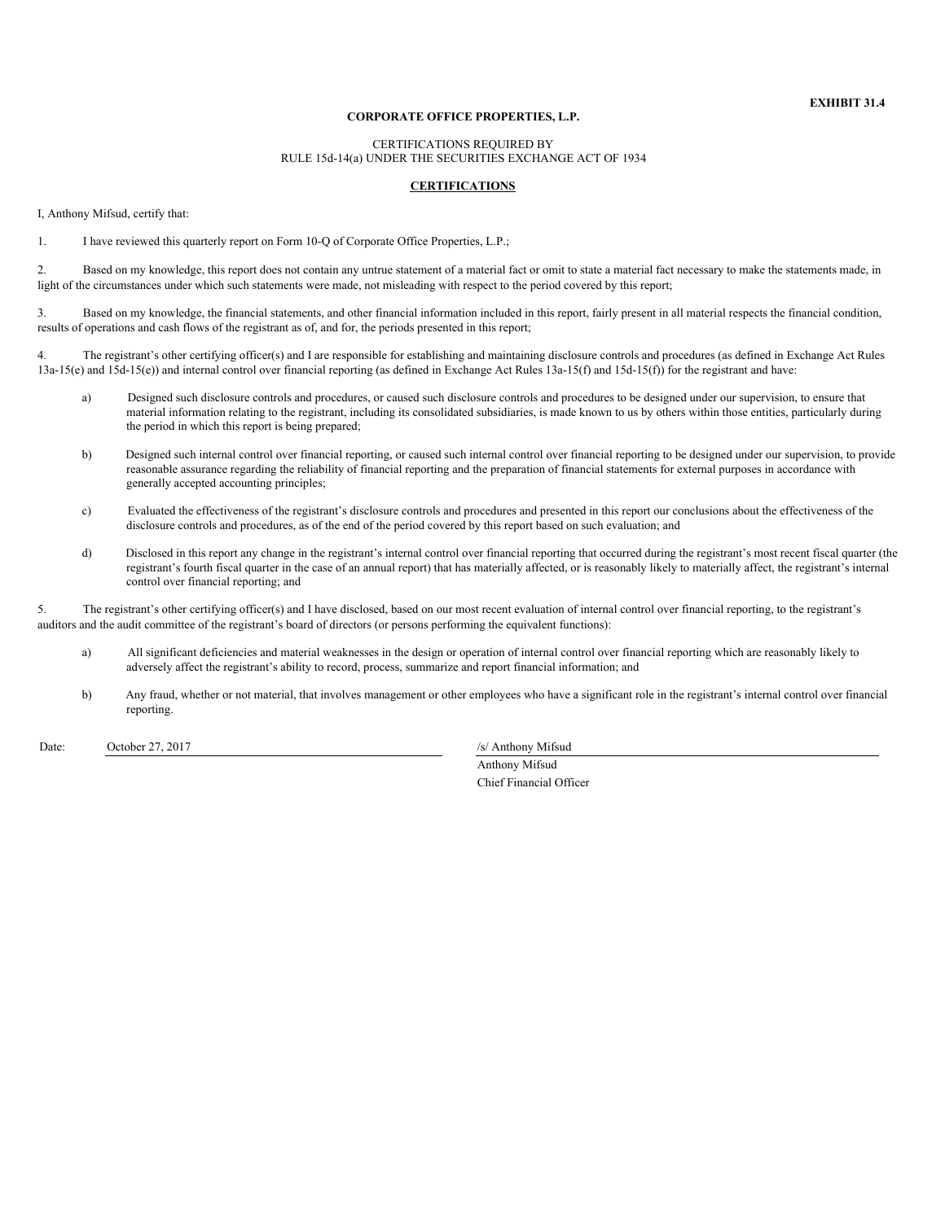**EXHIBIT 31.4**

**CORPORATE OFFICE PROPERTIES, L.P.**

CERTIFICATIONS REQUIRED BY
RULE 15d-14(a) UNDER THE SECURITIES EXCHANGE ACT OF 1934

**CERTIFICATIONS**

I, Anthony Mifsud, certify that:

1. I have reviewed this quarterly report on Form 10-Q of Corporate Office Properties, L.P.;

2. Based on my knowledge, this report does not contain any untrue statement of a material fact or omit to state a material fact necessary to make the statements made, in light of the circumstances under which such statements were made, not misleading with respect to the period covered by this report;

3. Based on my knowledge, the financial statements, and other financial information included in this report, fairly present in all material respects the financial condition, results of operations and cash flows of the registrant as of, and for, the periods presented in this report;

4. The registrant's other certifying officer(s) and I are responsible for establishing and maintaining disclosure controls and procedures (as defined in Exchange Act Rules 13a-15(e) and 15d-15(e)) and internal control over financial reporting (as defined in Exchange Act Rules 13a-15(f) and 15d-15(f)) for the registrant and have:

   a) Designed such disclosure controls and procedures, or caused such disclosure controls and procedures to be designed under our supervision, to ensure that material information relating to the registrant, including its consolidated subsidiaries, is made known to us by others within those entities, particularly during the period in which this report is being prepared;

   b) Designed such internal control over financial reporting, or caused such internal control over financial reporting to be designed under our supervision, to provide reasonable assurance regarding the reliability of financial reporting and the preparation of financial statements for external purposes in accordance with generally accepted accounting principles;

   c) Evaluated the effectiveness of the registrant's disclosure controls and procedures and presented in this report our conclusions about the effectiveness of the disclosure controls and procedures, as of the end of the period covered by this report based on such evaluation; and

   d) Disclosed in this report any change in the registrant's internal control over financial reporting that occurred during the registrant's most recent fiscal quarter (the registrant's fourth fiscal quarter in the case of an annual report) that has materially affected, or is reasonably likely to materially affect, the registrant's internal control over financial reporting; and

5. The registrant's other certifying officer(s) and I have disclosed, based on our most recent evaluation of internal control over financial reporting, to the registrant's auditors and the audit committee of the registrant's board of directors (or persons performing the equivalent functions):

   a) All significant deficiencies and material weaknesses in the design or operation of internal control over financial reporting which are reasonably likely to adversely affect the registrant's ability to record, process, summarize and report financial information; and

   b) Any fraud, whether or not material, that involves management or other employees who have a significant role in the registrant's internal control over financial reporting.

Date: October 27, 2017

/s/ Anthony Mifsud
Anthony Mifsud
Chief Financial Officer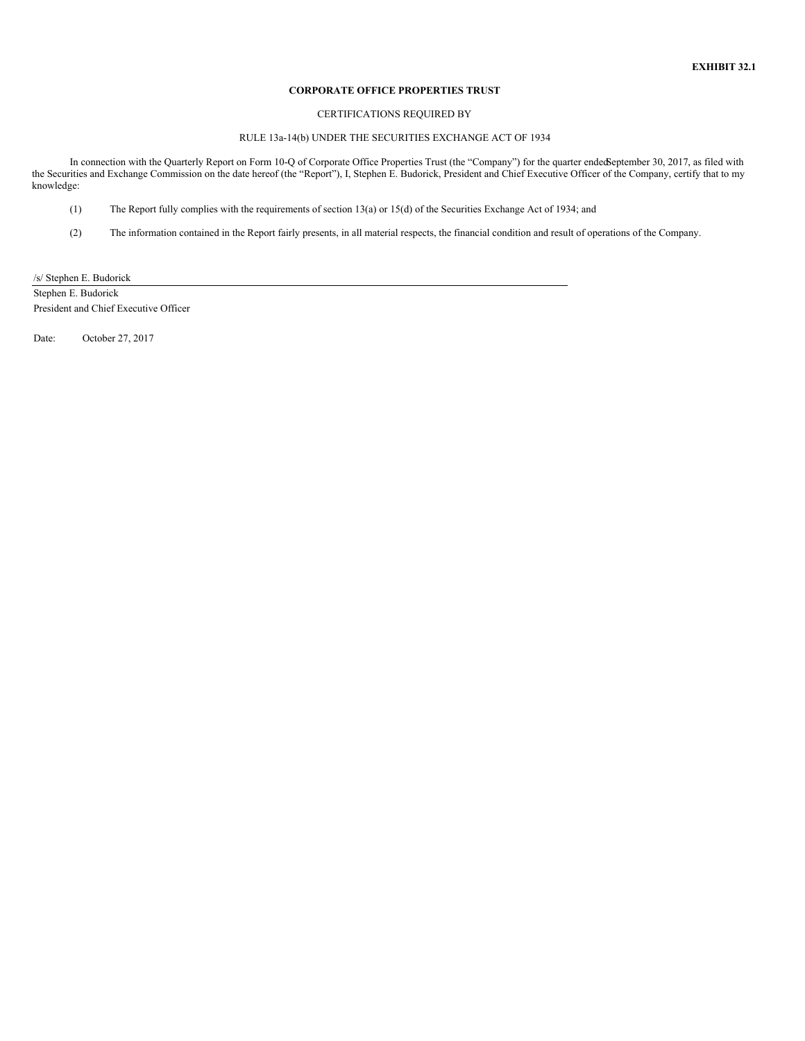**EXHIBIT 32.1**

**CORPORATE OFFICE PROPERTIES TRUST**

CERTIFICATIONS REQUIRED BY

RULE 13a-14(b) UNDER THE SECURITIES EXCHANGE ACT OF 1934

In connection with the Quarterly Report on Form 10-Q of Corporate Office Properties Trust (the "Company") for the quarter ended September 30, 2017, as filed with the Securities and Exchange Commission on the date hereof (the "Report"), I, Stephen E. Budorick, President and Chief Executive Officer of the Company, certify that to my knowledge:

(1) The Report fully complies with the requirements of section 13(a) or 15(d) of the Securities Exchange Act of 1934; and

(2) The information contained in the Report fairly presents, in all material respects, the financial condition and result of operations of the Company.

/s/ Stephen E. Budorick

Stephen E. Budorick
President and Chief Executive Officer

Date: October 27, 2017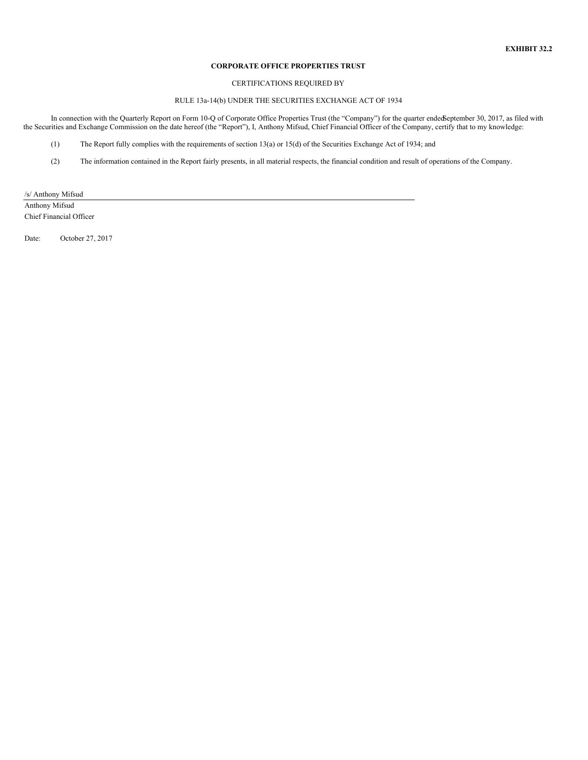**EXHIBIT 32.2**

**CORPORATE OFFICE PROPERTIES TRUST**

CERTIFICATIONS REQUIRED BY

RULE 13a-14(b) UNDER THE SECURITIES EXCHANGE ACT OF 1934

In connection with the Quarterly Report on Form 10-Q of Corporate Office Properties Trust (the "Company") for the quarter ended September 30, 2017, as filed with the Securities and Exchange Commission on the date hereof (the "Report"), I, Anthony Mifsud, Chief Financial Officer of the Company, certify that to my knowledge:

(1) The Report fully complies with the requirements of section 13(a) or 15(d) of the Securities Exchange Act of 1934; and

(2) The information contained in the Report fairly presents, in all material respects, the financial condition and result of operations of the Company.

/s/ Anthony Mifsud

Anthony Mifsud
Chief Financial Officer

Date: October 27, 2017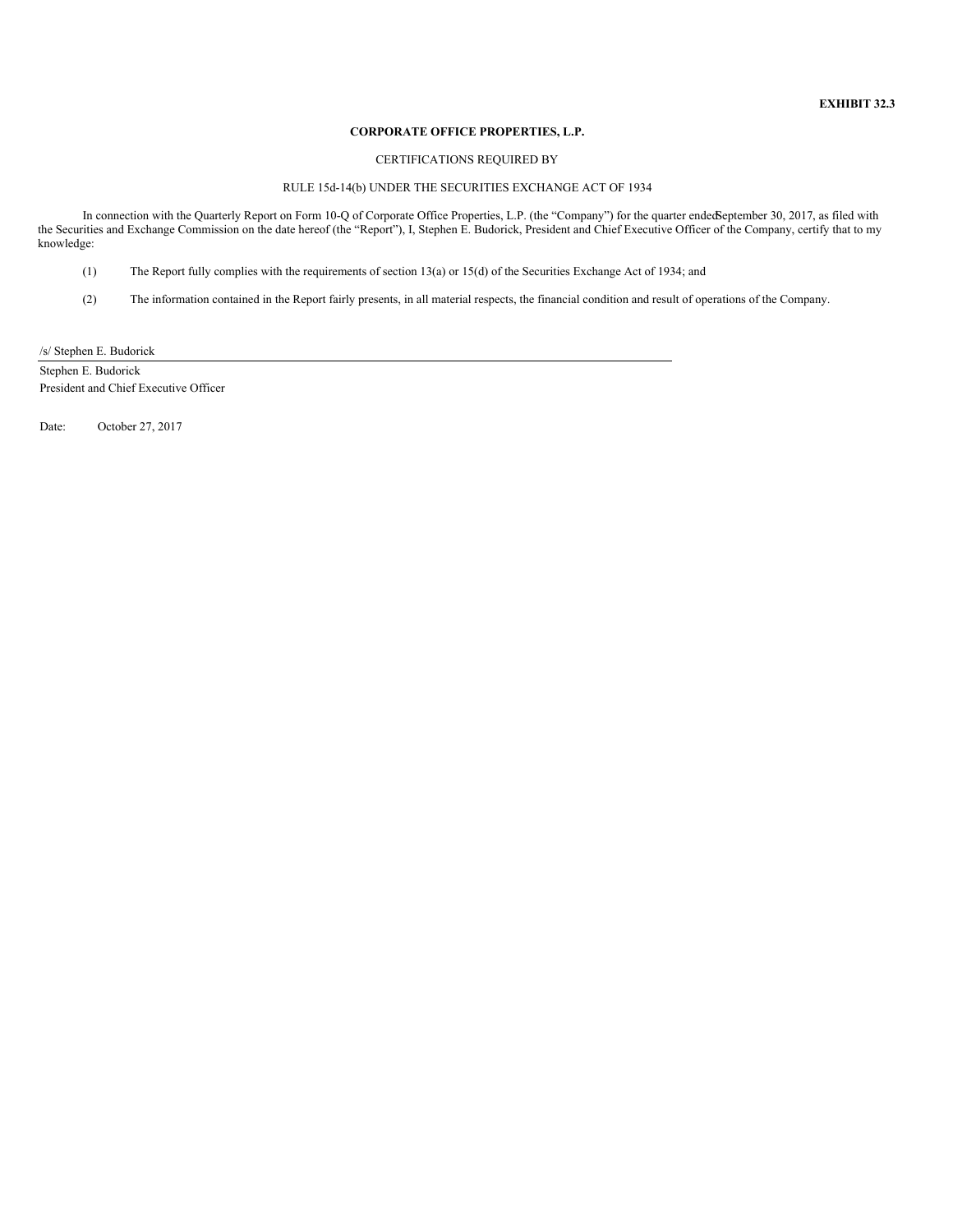**EXHIBIT 32.3**

**CORPORATE OFFICE PROPERTIES, L.P.**

CERTIFICATIONS REQUIRED BY

RULE 15d-14(b) UNDER THE SECURITIES EXCHANGE ACT OF 1934

In connection with the Quarterly Report on Form 10-Q of Corporate Office Properties, L.P. (the "Company") for the quarter ended September 30, 2017, as filed with the Securities and Exchange Commission on the date hereof (the "Report"), I, Stephen E. Budorick, President and Chief Executive Officer of the Company, certify that to my knowledge:

(1) The Report fully complies with the requirements of section 13(a) or 15(d) of the Securities Exchange Act of 1934; and

(2) The information contained in the Report fairly presents, in all material respects, the financial condition and result of operations of the Company.

/s/ Stephen E. Budorick

Stephen E. Budorick
President and Chief Executive Officer

Date: October 27, 2017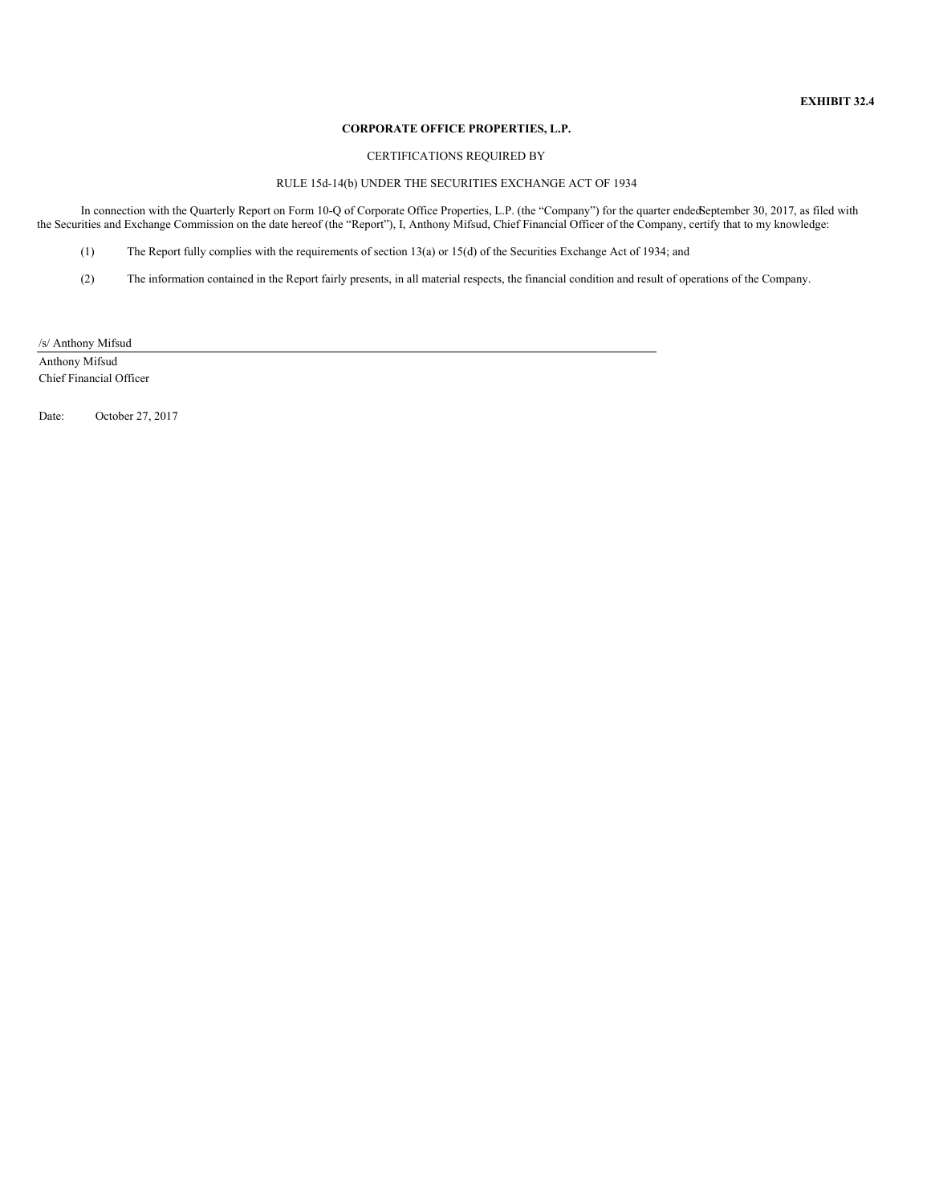**EXHIBIT 32.4**

**CORPORATE OFFICE PROPERTIES, L.P.**

CERTIFICATIONS REQUIRED BY

RULE 15d-14(b) UNDER THE SECURITIES EXCHANGE ACT OF 1934

In connection with the Quarterly Report on Form 10-Q of Corporate Office Properties, L.P. (the "Company") for the quarter ended September 30, 2017, as filed with the Securities and Exchange Commission on the date hereof (the "Report"), I, Anthony Mifsud, Chief Financial Officer of the Company, certify that to my knowledge:

(1) The Report fully complies with the requirements of section 13(a) or 15(d) of the Securities Exchange Act of 1934; and

(2) The information contained in the Report fairly presents, in all material respects, the financial condition and result of operations of the Company.

/s/ Anthony Mifsud

Anthony Mifsud
Chief Financial Officer

Date: October 27, 2017